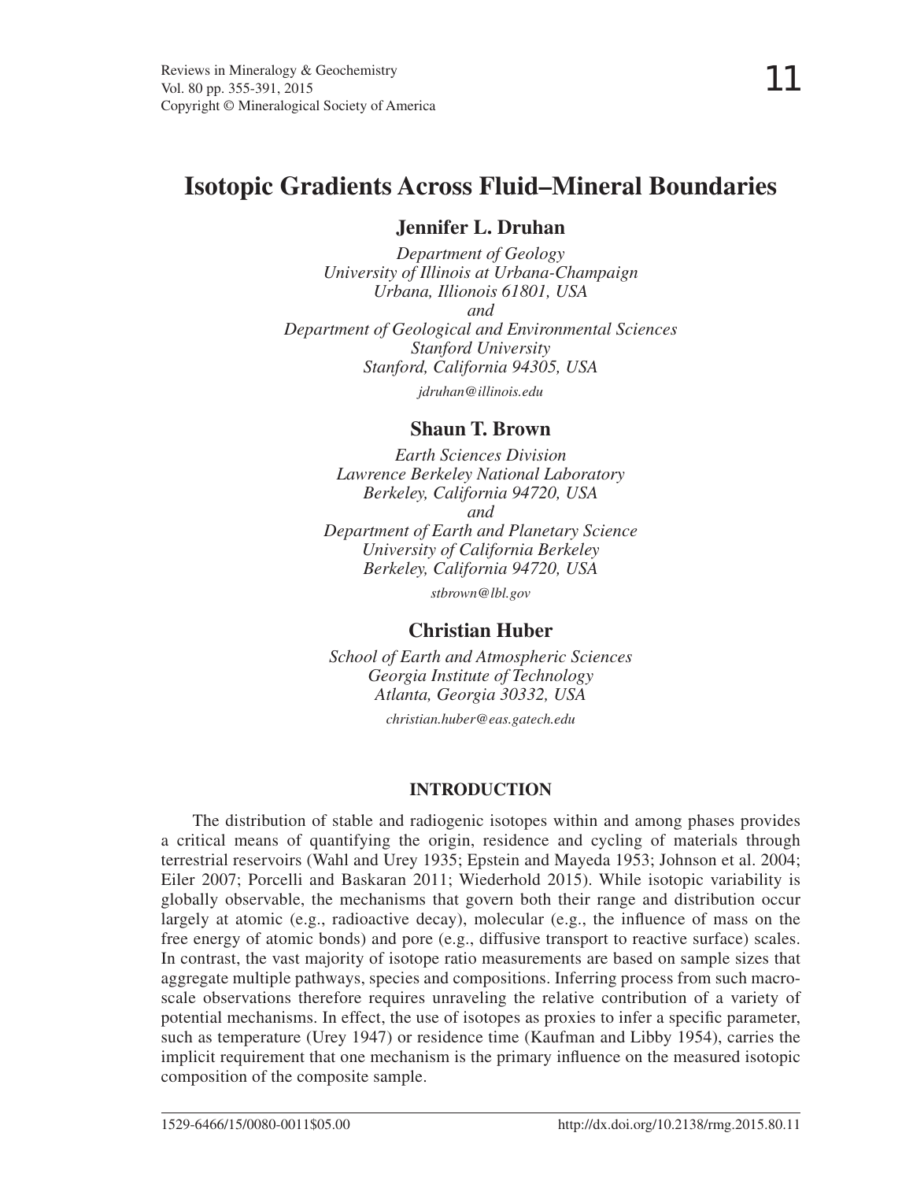# Isotopic Gradients Across Fluid–Mineral Boundaries

**Jennifer L. Druhan**

*Department of Geology*
*University of Illinois at Urbana-Champaign*
*Urbana, Illionois 61801, USA*
*and*
*Department of Geological and Environmental Sciences*
*Stanford University*
*Stanford, California 94305, USA*

*jdruhan@illinois.edu*

**Shaun T. Brown**

*Earth Sciences Division*
*Lawrence Berkeley National Laboratory*
*Berkeley, California 94720, USA*
*and*
*Department of Earth and Planetary Science*
*University of California Berkeley*
*Berkeley, California 94720, USA*

*stbrown@lbl.gov*

**Christian Huber**

*School of Earth and Atmospheric Sciences*
*Georgia Institute of Technology*
*Atlanta, Georgia 30332, USA*

*christian.huber@eas.gatech.edu*

## INTRODUCTION

The distribution of stable and radiogenic isotopes within and among phases provides a critical means of quantifying the origin, residence and cycling of materials through terrestrial reservoirs (Wahl and Urey 1935; Epstein and Mayeda 1953; Johnson et al. 2004; Eiler 2007; Porcelli and Baskaran 2011; Wiederhold 2015). While isotopic variability is globally observable, the mechanisms that govern both their range and distribution occur largely at atomic (e.g., radioactive decay), molecular (e.g., the influence of mass on the free energy of atomic bonds) and pore (e.g., diffusive transport to reactive surface) scales. In contrast, the vast majority of isotope ratio measurements are based on sample sizes that aggregate multiple pathways, species and compositions. Inferring process from such macro-scale observations therefore requires unraveling the relative contribution of a variety of potential mechanisms. In effect, the use of isotopes as proxies to infer a specific parameter, such as temperature (Urey 1947) or residence time (Kaufman and Libby 1954), carries the implicit requirement that one mechanism is the primary influence on the measured isotopic composition of the composite sample.

1529-6466/15/0080-0011$05.00 http://dx.doi.org/10.2138/rmg.2015.80.11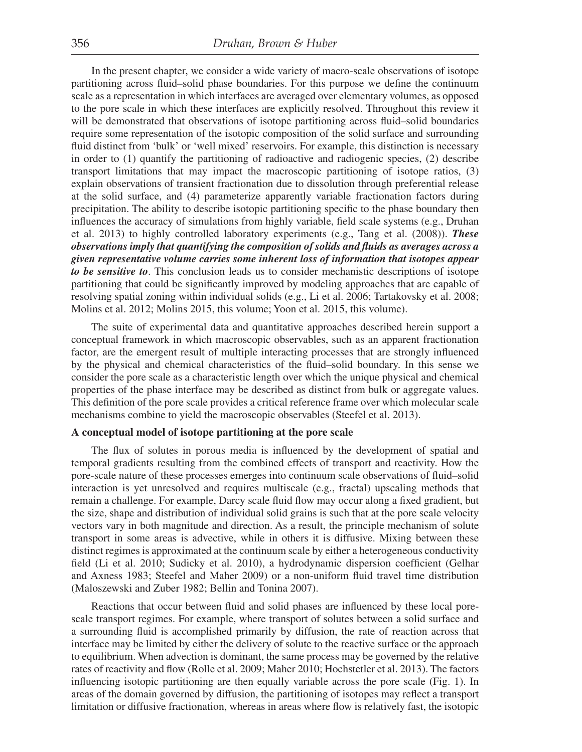In the present chapter, we consider a wide variety of macro-scale observations of isotope partitioning across fluid–solid phase boundaries. For this purpose we define the continuum scale as a representation in which interfaces are averaged over elementary volumes, as opposed to the pore scale in which these interfaces are explicitly resolved. Throughout this review it will be demonstrated that observations of isotope partitioning across fluid–solid boundaries require some representation of the isotopic composition of the solid surface and surrounding fluid distinct from 'bulk' or 'well mixed' reservoirs. For example, this distinction is necessary in order to (1) quantify the partitioning of radioactive and radiogenic species, (2) describe transport limitations that may impact the macroscopic partitioning of isotope ratios, (3) explain observations of transient fractionation due to dissolution through preferential release at the solid surface, and (4) parameterize apparently variable fractionation factors during precipitation. The ability to describe isotopic partitioning specific to the phase boundary then influences the accuracy of simulations from highly variable, field scale systems (e.g., Druhan et al. 2013) to highly controlled laboratory experiments (e.g., Tang et al. (2008)). ***These observations imply that quantifying the composition of solids and fluids as averages across a given representative volume carries some inherent loss of information that isotopes appear to be sensitive to***. This conclusion leads us to consider mechanistic descriptions of isotope partitioning that could be significantly improved by modeling approaches that are capable of resolving spatial zoning within individual solids (e.g., Li et al. 2006; Tartakovsky et al. 2008; Molins et al. 2012; Molins 2015, this volume; Yoon et al. 2015, this volume).

The suite of experimental data and quantitative approaches described herein support a conceptual framework in which macroscopic observables, such as an apparent fractionation factor, are the emergent result of multiple interacting processes that are strongly influenced by the physical and chemical characteristics of the fluid–solid boundary. In this sense we consider the pore scale as a characteristic length over which the unique physical and chemical properties of the phase interface may be described as distinct from bulk or aggregate values. This definition of the pore scale provides a critical reference frame over which molecular scale mechanisms combine to yield the macroscopic observables (Steefel et al. 2013).

## A conceptual model of isotope partitioning at the pore scale

The flux of solutes in porous media is influenced by the development of spatial and temporal gradients resulting from the combined effects of transport and reactivity. How the pore-scale nature of these processes emerges into continuum scale observations of fluid–solid interaction is yet unresolved and requires multiscale (e.g., fractal) upscaling methods that remain a challenge. For example, Darcy scale fluid flow may occur along a fixed gradient, but the size, shape and distribution of individual solid grains is such that at the pore scale velocity vectors vary in both magnitude and direction. As a result, the principle mechanism of solute transport in some areas is advective, while in others it is diffusive. Mixing between these distinct regimes is approximated at the continuum scale by either a heterogeneous conductivity field (Li et al. 2010; Sudicky et al. 2010), a hydrodynamic dispersion coefficient (Gelhar and Axness 1983; Steefel and Maher 2009) or a non-uniform fluid travel time distribution (Maloszewski and Zuber 1982; Bellin and Tonina 2007).

Reactions that occur between fluid and solid phases are influenced by these local pore-scale transport regimes. For example, where transport of solutes between a solid surface and a surrounding fluid is accomplished primarily by diffusion, the rate of reaction across that interface may be limited by either the delivery of solute to the reactive surface or the approach to equilibrium. When advection is dominant, the same process may be governed by the relative rates of reactivity and flow (Rolle et al. 2009; Maher 2010; Hochstetler et al. 2013). The factors influencing isotopic partitioning are then equally variable across the pore scale (Fig. 1). In areas of the domain governed by diffusion, the partitioning of isotopes may reflect a transport limitation or diffusive fractionation, whereas in areas where flow is relatively fast, the isotopic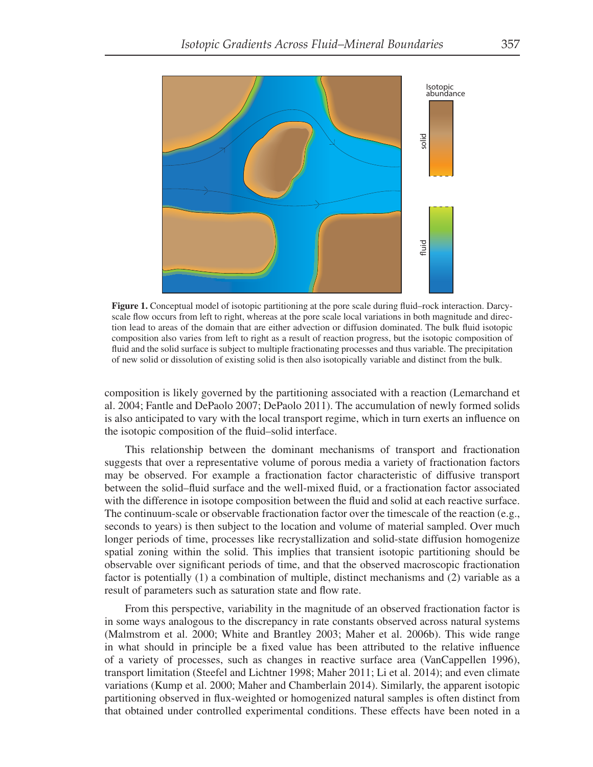**Figure 1.** Conceptual model of isotopic partitioning at the pore scale during fluid–rock interaction. Darcy-scale flow occurs from left to right, whereas at the pore scale local variations in both magnitude and direction lead to areas of the domain that are either advection or diffusion dominated. The bulk fluid isotopic composition also varies from left to right as a result of reaction progress, but the isotopic composition of fluid and the solid surface is subject to multiple fractionating processes and thus variable. The precipitation of new solid or dissolution of existing solid is then also isotopically variable and distinct from the bulk.

composition is likely governed by the partitioning associated with a reaction (Lemarchand et al. 2004; Fantle and DePaolo 2007; DePaolo 2011). The accumulation of newly formed solids is also anticipated to vary with the local transport regime, which in turn exerts an influence on the isotopic composition of the fluid–solid interface.

This relationship between the dominant mechanisms of transport and fractionation suggests that over a representative volume of porous media a variety of fractionation factors may be observed. For example a fractionation factor characteristic of diffusive transport between the solid–fluid surface and the well-mixed fluid, or a fractionation factor associated with the difference in isotope composition between the fluid and solid at each reactive surface. The continuum-scale or observable fractionation factor over the timescale of the reaction (e.g., seconds to years) is then subject to the location and volume of material sampled. Over much longer periods of time, processes like recrystallization and solid-state diffusion homogenize spatial zoning within the solid. This implies that transient isotopic partitioning should be observable over significant periods of time, and that the observed macroscopic fractionation factor is potentially (1) a combination of multiple, distinct mechanisms and (2) variable as a result of parameters such as saturation state and flow rate.

From this perspective, variability in the magnitude of an observed fractionation factor is in some ways analogous to the discrepancy in rate constants observed across natural systems (Malmstrom et al. 2000; White and Brantley 2003; Maher et al. 2006b). This wide range in what should in principle be a fixed value has been attributed to the relative influence of a variety of processes, such as changes in reactive surface area (VanCappellen 1996), transport limitation (Steefel and Lichtner 1998; Maher 2011; Li et al. 2014); and even climate variations (Kump et al. 2000; Maher and Chamberlain 2014). Similarly, the apparent isotopic partitioning observed in flux-weighted or homogenized natural samples is often distinct from that obtained under controlled experimental conditions. These effects have been noted in a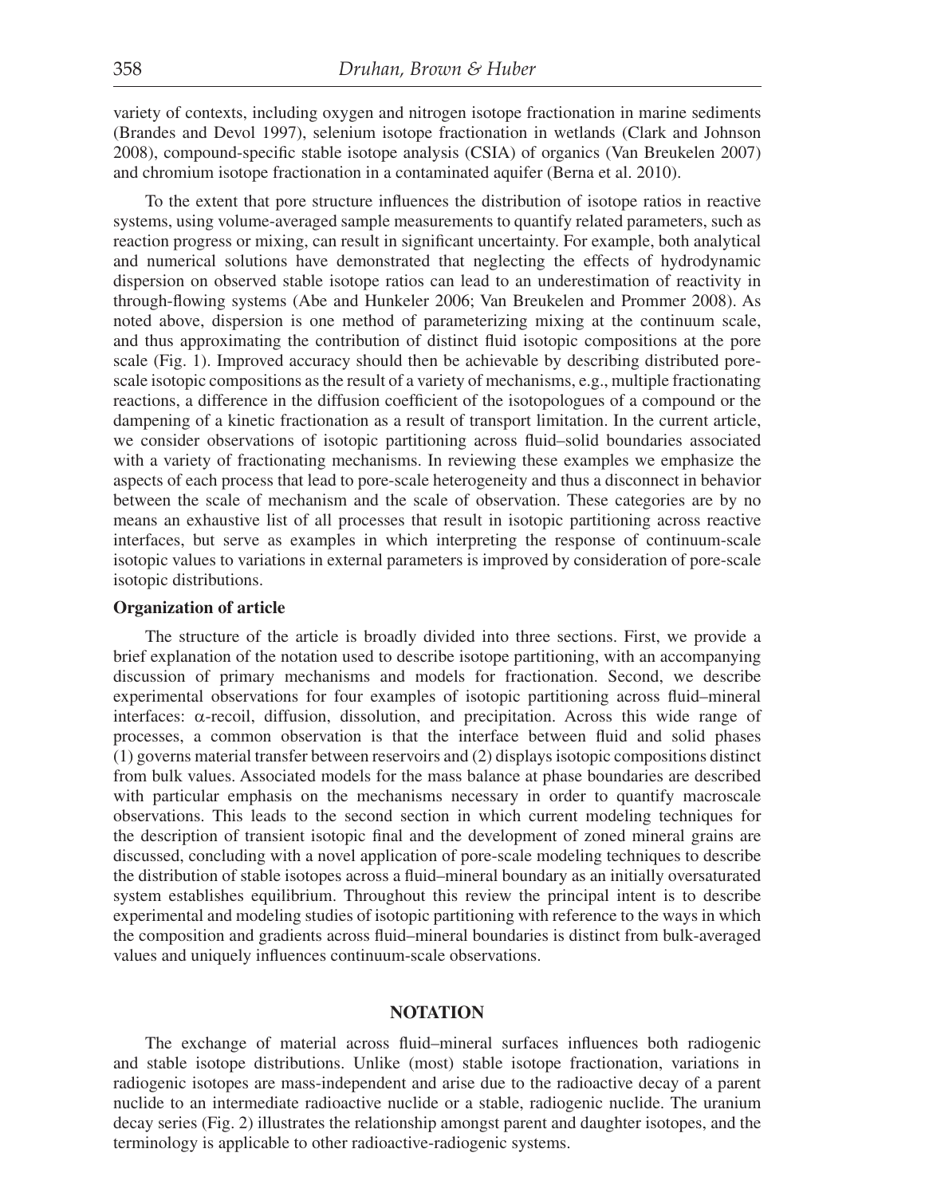variety of contexts, including oxygen and nitrogen isotope fractionation in marine sediments (Brandes and Devol 1997), selenium isotope fractionation in wetlands (Clark and Johnson 2008), compound-specific stable isotope analysis (CSIA) of organics (Van Breukelen 2007) and chromium isotope fractionation in a contaminated aquifer (Berna et al. 2010).

To the extent that pore structure influences the distribution of isotope ratios in reactive systems, using volume-averaged sample measurements to quantify related parameters, such as reaction progress or mixing, can result in significant uncertainty. For example, both analytical and numerical solutions have demonstrated that neglecting the effects of hydrodynamic dispersion on observed stable isotope ratios can lead to an underestimation of reactivity in through-flowing systems (Abe and Hunkeler 2006; Van Breukelen and Prommer 2008). As noted above, dispersion is one method of parameterizing mixing at the continuum scale, and thus approximating the contribution of distinct fluid isotopic compositions at the pore scale (Fig. 1). Improved accuracy should then be achievable by describing distributed pore-scale isotopic compositions as the result of a variety of mechanisms, e.g., multiple fractionating reactions, a difference in the diffusion coefficient of the isotopologues of a compound or the dampening of a kinetic fractionation as a result of transport limitation. In the current article, we consider observations of isotopic partitioning across fluid–solid boundaries associated with a variety of fractionating mechanisms. In reviewing these examples we emphasize the aspects of each process that lead to pore-scale heterogeneity and thus a disconnect in behavior between the scale of mechanism and the scale of observation. These categories are by no means an exhaustive list of all processes that result in isotopic partitioning across reactive interfaces, but serve as examples in which interpreting the response of continuum-scale isotopic values to variations in external parameters is improved by consideration of pore-scale isotopic distributions.

### Organization of article

The structure of the article is broadly divided into three sections. First, we provide a brief explanation of the notation used to describe isotope partitioning, with an accompanying discussion of primary mechanisms and models for fractionation. Second, we describe experimental observations for four examples of isotopic partitioning across fluid–mineral interfaces: $\alpha$-recoil, diffusion, dissolution, and precipitation. Across this wide range of processes, a common observation is that the interface between fluid and solid phases (1) governs material transfer between reservoirs and (2) displays isotopic compositions distinct from bulk values. Associated models for the mass balance at phase boundaries are described with particular emphasis on the mechanisms necessary in order to quantify macroscale observations. This leads to the second section in which current modeling techniques for the description of transient isotopic final and the development of zoned mineral grains are discussed, concluding with a novel application of pore-scale modeling techniques to describe the distribution of stable isotopes across a fluid–mineral boundary as an initially oversaturated system establishes equilibrium. Throughout this review the principal intent is to describe experimental and modeling studies of isotopic partitioning with reference to the ways in which the composition and gradients across fluid–mineral boundaries is distinct from bulk-averaged values and uniquely influences continuum-scale observations.

## NOTATION

The exchange of material across fluid–mineral surfaces influences both radiogenic and stable isotope distributions. Unlike (most) stable isotope fractionation, variations in radiogenic isotopes are mass-independent and arise due to the radioactive decay of a parent nuclide to an intermediate radioactive nuclide or a stable, radiogenic nuclide. The uranium decay series (Fig. 2) illustrates the relationship amongst parent and daughter isotopes, and the terminology is applicable to other radioactive-radiogenic systems.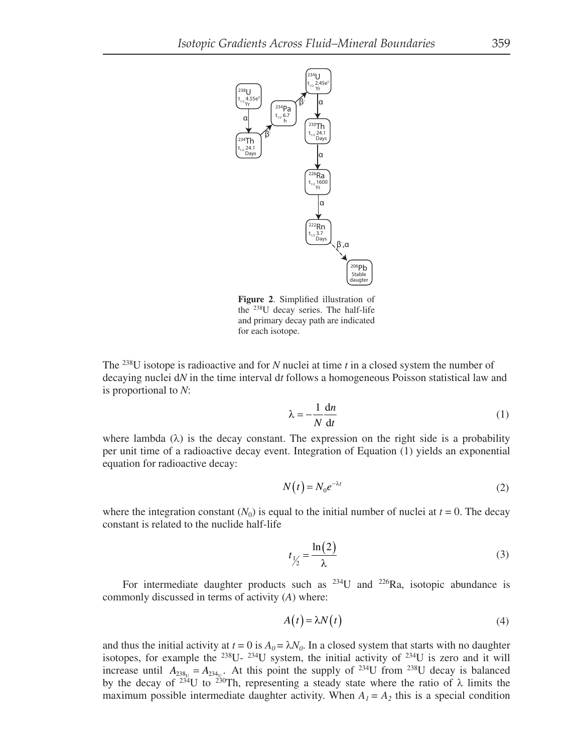**Figure 2**. Simplified illustration of the $^{238}U$ decay series. The half-life and primary decay path are indicated for each isotope.

The $^{238}U$ isotope is radioactive and for $N$ nuclei at time $t$ in a closed system the number of decaying nuclei d$N$ in the time interval d$t$ follows a homogeneous Poisson statistical law and is proportional to $N$:

$$\lambda = -\frac{1}{N}\frac{\mathrm{d}n}{\mathrm{d}t} \tag{1}$$

where lambda ($\lambda$) is the decay constant. The expression on the right side is a probability per unit time of a radioactive decay event. Integration of Equation (1) yields an exponential equation for radioactive decay:

$$N(t) = N_0 e^{-\lambda t} \tag{2}$$

where the integration constant ($N_0$) is equal to the initial number of nuclei at $t = 0$. The decay constant is related to the nuclide half-life

$$t_{1/2} = \frac{\ln(2)}{\lambda} \tag{3}$$

For intermediate daughter products such as $^{234}U$ and $^{226}Ra$, isotopic abundance is commonly discussed in terms of activity ($A$) where:

$$A(t) = \lambda N(t) \tag{4}$$

and thus the initial activity at $t = 0$ is $A_0 = \lambda N_0$. In a closed system that starts with no daughter isotopes, for example the $^{238}U$- $^{234}U$ system, the initial activity of $^{234}U$ is zero and it will increase until $A_{^{238}U} = A_{^{234}U}$. At this point the supply of $^{234}U$ from $^{238}U$ decay is balanced by the decay of $^{234}U$ to $^{230}Th$, representing a steady state where the ratio of $\lambda$ limits the maximum possible intermediate daughter activity. When $A_1 = A_2$ this is a special condition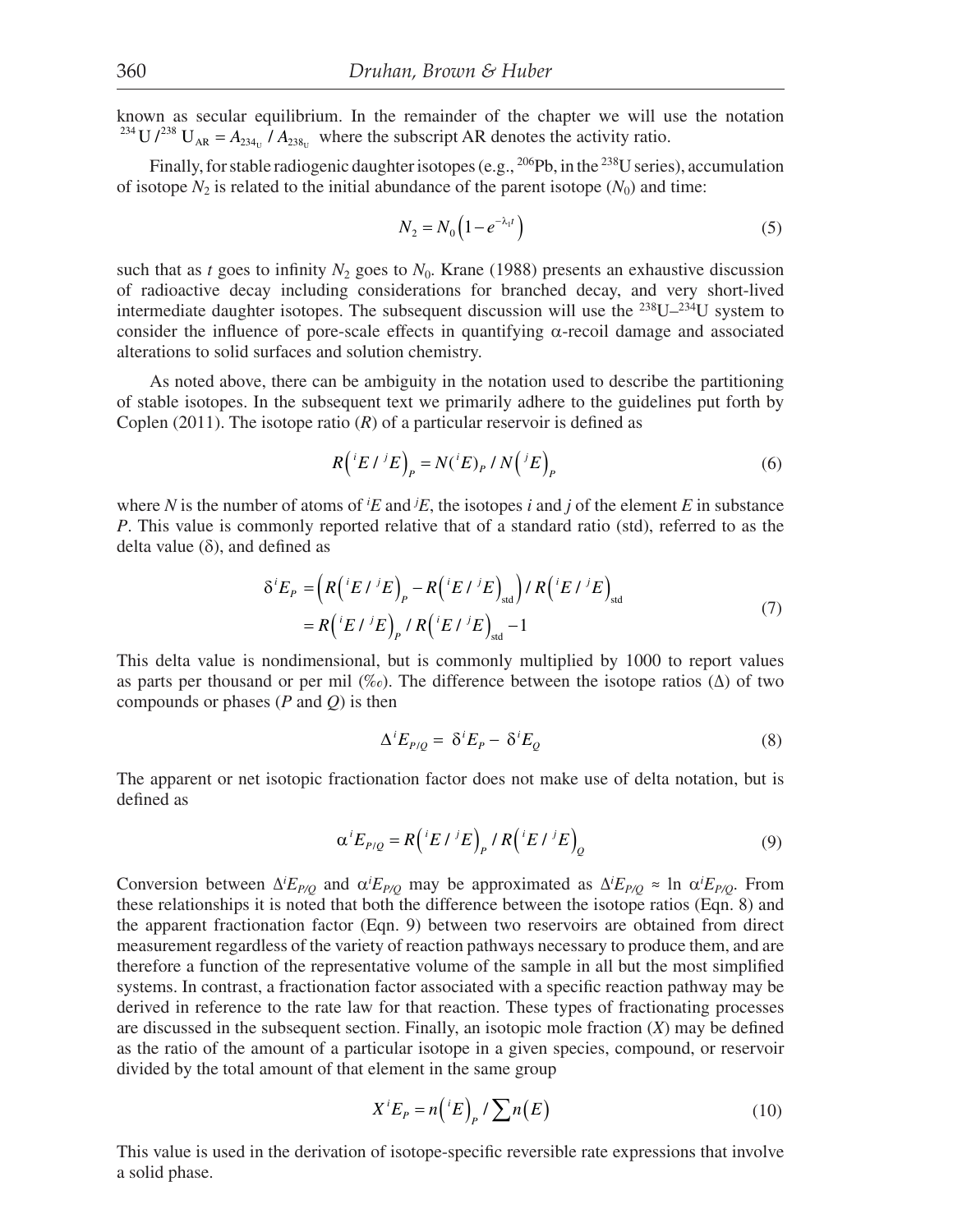known as secular equilibrium. In the remainder of the chapter we will use the notation $^{234}U/^{238}U_{AR} = A_{234_U}/A_{238_U}$ where the subscript AR denotes the activity ratio.

Finally, for stable radiogenic daughter isotopes (e.g., $^{206}$Pb, in the $^{238}$U series), accumulation of isotope $N_2$ is related to the initial abundance of the parent isotope ($N_0$) and time:

$$N_2 = N_0\left(1 - e^{-\lambda_1 t}\right) \tag{5}$$

such that as $t$ goes to infinity $N_2$ goes to $N_0$. Krane (1988) presents an exhaustive discussion of radioactive decay including considerations for branched decay, and very short-lived intermediate daughter isotopes. The subsequent discussion will use the $^{238}$U–$^{234}$U system to consider the influence of pore-scale effects in quantifying α-recoil damage and associated alterations to solid surfaces and solution chemistry.

As noted above, there can be ambiguity in the notation used to describe the partitioning of stable isotopes. In the subsequent text we primarily adhere to the guidelines put forth by Coplen (2011). The isotope ratio ($R$) of a particular reservoir is defined as

$$R\left({}^iE/{}^jE\right)_P = N({}^iE)_P / N\left({}^jE\right)_P \tag{6}$$

where $N$ is the number of atoms of ${}^iE$ and ${}^jE$, the isotopes $i$ and $j$ of the element $E$ in substance $P$. This value is commonly reported relative that of a standard ratio (std), referred to as the delta value (δ), and defined as

$$\begin{aligned}\delta^iE_P &= \left(R\left({}^iE/{}^jE\right)_P - R\left({}^iE/{}^jE\right)_{\text{std}}\right)/R\left({}^iE/{}^jE\right)_{\text{std}} \\ &= R\left({}^iE/{}^jE\right)_P / R\left({}^iE/{}^jE\right)_{\text{std}} - 1\end{aligned} \tag{7}$$

This delta value is nondimensional, but is commonly multiplied by 1000 to report values as parts per thousand or per mil (‰). The difference between the isotope ratios (Δ) of two compounds or phases ($P$ and $Q$) is then

$$\Delta^iE_{P/Q} = \delta^iE_P - \delta^iE_Q \tag{8}$$

The apparent or net isotopic fractionation factor does not make use of delta notation, but is defined as

$$\alpha^iE_{P/Q} = R\left({}^iE/{}^jE\right)_P / R\left({}^iE/{}^jE\right)_Q \tag{9}$$

Conversion between $\Delta^iE_{P/Q}$ and $\alpha^iE_{P/Q}$ may be approximated as $\Delta^iE_{P/Q} \approx \ln \alpha^iE_{P/Q}$. From these relationships it is noted that both the difference between the isotope ratios (Eqn. 8) and the apparent fractionation factor (Eqn. 9) between two reservoirs are obtained from direct measurement regardless of the variety of reaction pathways necessary to produce them, and are therefore a function of the representative volume of the sample in all but the most simplified systems. In contrast, a fractionation factor associated with a specific reaction pathway may be derived in reference to the rate law for that reaction. These types of fractionating processes are discussed in the subsequent section. Finally, an isotopic mole fraction ($X$) may be defined as the ratio of the amount of a particular isotope in a given species, compound, or reservoir divided by the total amount of that element in the same group

$$X^iE_P = n\left({}^iE\right)_P / \sum n\left(E\right) \tag{10}$$

This value is used in the derivation of isotope-specific reversible rate expressions that involve a solid phase.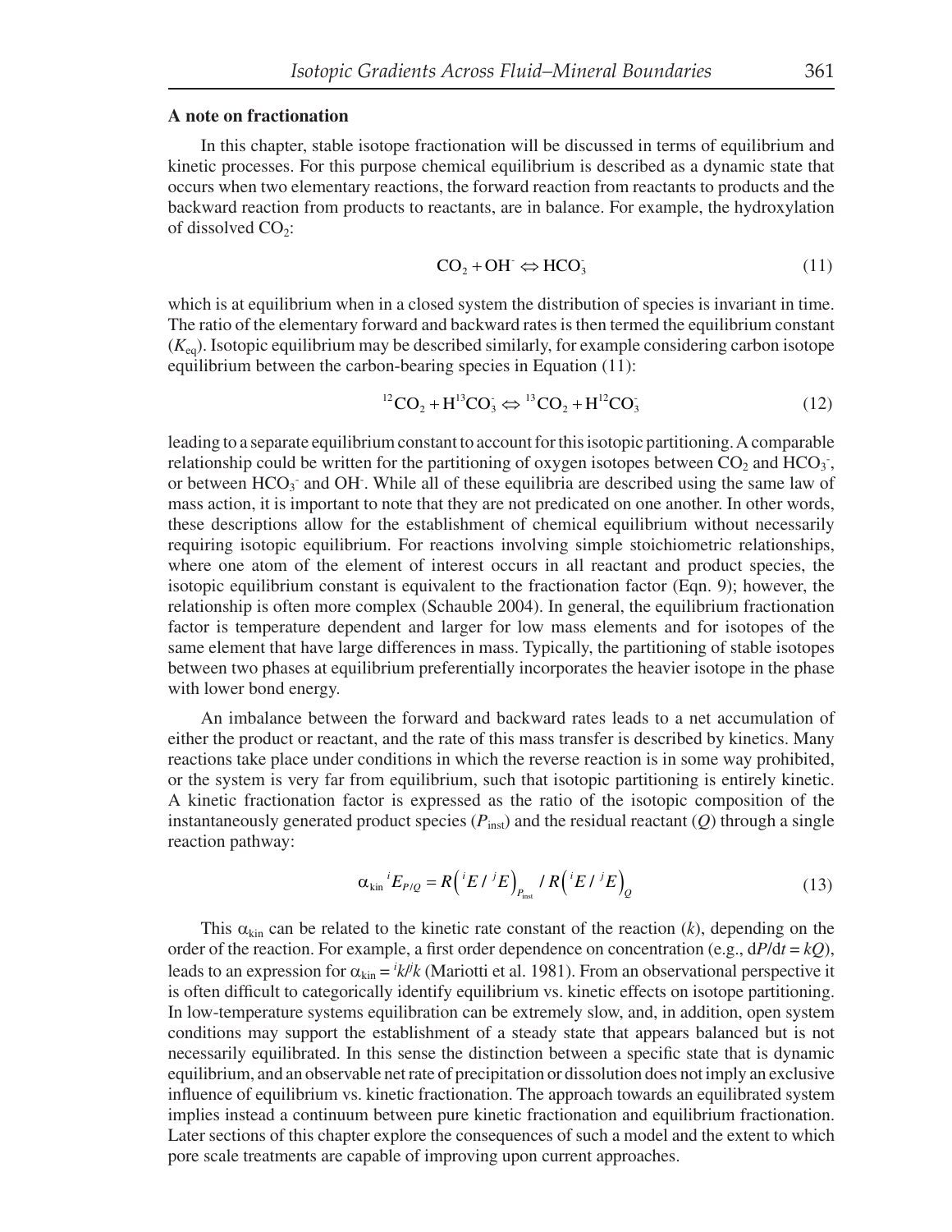### A note on fractionation

In this chapter, stable isotope fractionation will be discussed in terms of equilibrium and kinetic processes. For this purpose chemical equilibrium is described as a dynamic state that occurs when two elementary reactions, the forward reaction from reactants to products and the backward reaction from products to reactants, are in balance. For example, the hydroxylation of dissolved $CO_2$:

$$CO_2 + OH^- \Leftrightarrow HCO_3^- \tag{11}$$

which is at equilibrium when in a closed system the distribution of species is invariant in time. The ratio of the elementary forward and backward rates is then termed the equilibrium constant ($K_{eq}$). Isotopic equilibrium may be described similarly, for example considering carbon isotope equilibrium between the carbon-bearing species in Equation (11):

$$^{12}CO_2 + H^{13}CO_3^- \Leftrightarrow {}^{13}CO_2 + H^{12}CO_3^- \tag{12}$$

leading to a separate equilibrium constant to account for this isotopic partitioning. A comparable relationship could be written for the partitioning of oxygen isotopes between $CO_2$ and $HCO_3^-$, or between $HCO_3^-$ and $OH^-$. While all of these equilibria are described using the same law of mass action, it is important to note that they are not predicated on one another. In other words, these descriptions allow for the establishment of chemical equilibrium without necessarily requiring isotopic equilibrium. For reactions involving simple stoichiometric relationships, where one atom of the element of interest occurs in all reactant and product species, the isotopic equilibrium constant is equivalent to the fractionation factor (Eqn. 9); however, the relationship is often more complex (Schauble 2004). In general, the equilibrium fractionation factor is temperature dependent and larger for low mass elements and for isotopes of the same element that have large differences in mass. Typically, the partitioning of stable isotopes between two phases at equilibrium preferentially incorporates the heavier isotope in the phase with lower bond energy.

An imbalance between the forward and backward rates leads to a net accumulation of either the product or reactant, and the rate of this mass transfer is described by kinetics. Many reactions take place under conditions in which the reverse reaction is in some way prohibited, or the system is very far from equilibrium, such that isotopic partitioning is entirely kinetic. A kinetic fractionation factor is expressed as the ratio of the isotopic composition of the instantaneously generated product species ($P_{inst}$) and the residual reactant ($Q$) through a single reaction pathway:

$$\alpha_{kin}\, {}^{i}E_{P/Q} = R\left({}^{i}E \,/\, {}^{j}E\right)_{P_{inst}} / \, R\left({}^{i}E \,/\, {}^{j}E\right)_{Q} \tag{13}$$

This $\alpha_{kin}$ can be related to the kinetic rate constant of the reaction ($k$), depending on the order of the reaction. For example, a first order dependence on concentration (e.g., $dP/dt = kQ$), leads to an expression for $\alpha_{kin} = {}^{i}k/{}^{j}k$ (Mariotti et al. 1981). From an observational perspective it is often difficult to categorically identify equilibrium vs. kinetic effects on isotope partitioning. In low-temperature systems equilibration can be extremely slow, and, in addition, open system conditions may support the establishment of a steady state that appears balanced but is not necessarily equilibrated. In this sense the distinction between a specific state that is dynamic equilibrium, and an observable net rate of precipitation or dissolution does not imply an exclusive influence of equilibrium vs. kinetic fractionation. The approach towards an equilibrated system implies instead a continuum between pure kinetic fractionation and equilibrium fractionation. Later sections of this chapter explore the consequences of such a model and the extent to which pore scale treatments are capable of improving upon current approaches.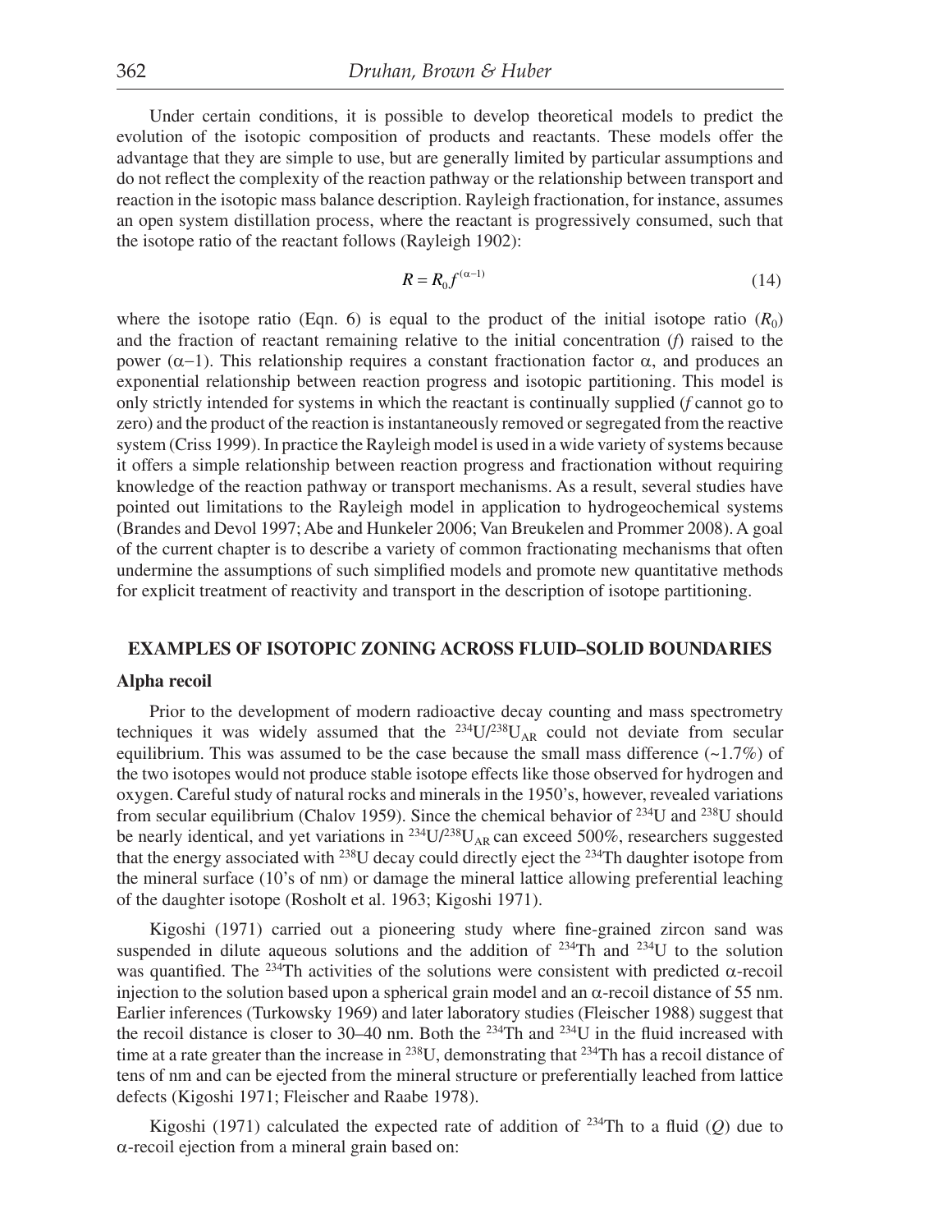Under certain conditions, it is possible to develop theoretical models to predict the evolution of the isotopic composition of products and reactants. These models offer the advantage that they are simple to use, but are generally limited by particular assumptions and do not reflect the complexity of the reaction pathway or the relationship between transport and reaction in the isotopic mass balance description. Rayleigh fractionation, for instance, assumes an open system distillation process, where the reactant is progressively consumed, such that the isotope ratio of the reactant follows (Rayleigh 1902):

$$R = R_0 f^{(\alpha - 1)} \tag{14}$$

where the isotope ratio (Eqn. 6) is equal to the product of the initial isotope ratio ($R_0$) and the fraction of reactant remaining relative to the initial concentration ($f$) raised to the power ($\alpha - 1$). This relationship requires a constant fractionation factor $\alpha$, and produces an exponential relationship between reaction progress and isotopic partitioning. This model is only strictly intended for systems in which the reactant is continually supplied ($f$ cannot go to zero) and the product of the reaction is instantaneously removed or segregated from the reactive system (Criss 1999). In practice the Rayleigh model is used in a wide variety of systems because it offers a simple relationship between reaction progress and fractionation without requiring knowledge of the reaction pathway or transport mechanisms. As a result, several studies have pointed out limitations to the Rayleigh model in application to hydrogeochemical systems (Brandes and Devol 1997; Abe and Hunkeler 2006; Van Breukelen and Prommer 2008). A goal of the current chapter is to describe a variety of common fractionating mechanisms that often undermine the assumptions of such simplified models and promote new quantitative methods for explicit treatment of reactivity and transport in the description of isotope partitioning.

## EXAMPLES OF ISOTOPIC ZONING ACROSS FLUID–SOLID BOUNDARIES

### Alpha recoil

Prior to the development of modern radioactive decay counting and mass spectrometry techniques it was widely assumed that the $^{234}U/^{238}U_{AR}$ could not deviate from secular equilibrium. This was assumed to be the case because the small mass difference (~1.7%) of the two isotopes would not produce stable isotope effects like those observed for hydrogen and oxygen. Careful study of natural rocks and minerals in the 1950's, however, revealed variations from secular equilibrium (Chalov 1959). Since the chemical behavior of $^{234}U$ and $^{238}U$ should be nearly identical, and yet variations in $^{234}U/^{238}U_{AR}$ can exceed 500%, researchers suggested that the energy associated with $^{238}U$ decay could directly eject the $^{234}Th$ daughter isotope from the mineral surface (10's of nm) or damage the mineral lattice allowing preferential leaching of the daughter isotope (Rosholt et al. 1963; Kigoshi 1971).

Kigoshi (1971) carried out a pioneering study where fine-grained zircon sand was suspended in dilute aqueous solutions and the addition of $^{234}Th$ and $^{234}U$ to the solution was quantified. The $^{234}Th$ activities of the solutions were consistent with predicted $\alpha$-recoil injection to the solution based upon a spherical grain model and an $\alpha$-recoil distance of 55 nm. Earlier inferences (Turkowsky 1969) and later laboratory studies (Fleischer 1988) suggest that the recoil distance is closer to 30–40 nm. Both the $^{234}Th$ and $^{234}U$ in the fluid increased with time at a rate greater than the increase in $^{238}U$, demonstrating that $^{234}Th$ has a recoil distance of tens of nm and can be ejected from the mineral structure or preferentially leached from lattice defects (Kigoshi 1971; Fleischer and Raabe 1978).

Kigoshi (1971) calculated the expected rate of addition of $^{234}Th$ to a fluid ($Q$) due to $\alpha$-recoil ejection from a mineral grain based on: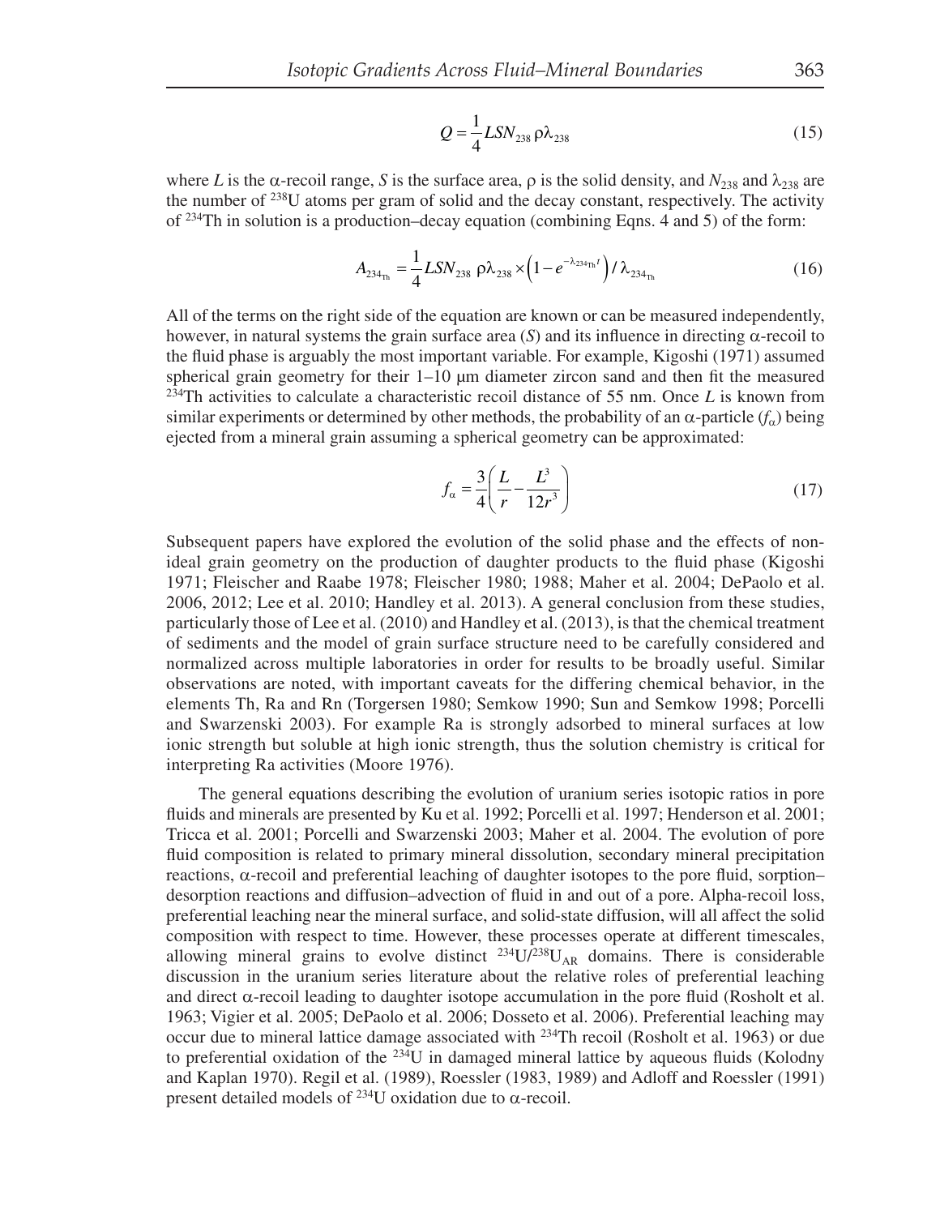$$Q = \frac{1}{4} LSN_{238}\,\rho\lambda_{238} \tag{15}$$

where $L$ is the α-recoil range, $S$ is the surface area, ρ is the solid density, and $N_{238}$ and $\lambda_{238}$ are the number of $^{238}U$ atoms per gram of solid and the decay constant, respectively. The activity of $^{234}Th$ in solution is a production–decay equation (combining Eqns. 4 and 5) of the form:

$$A_{234_{Th}} = \frac{1}{4} LSN_{238}\,\rho\lambda_{238} \times \left(1 - e^{-\lambda_{234_{Th}} t}\right) / \lambda_{234_{Th}} \tag{16}$$

All of the terms on the right side of the equation are known or can be measured independently, however, in natural systems the grain surface area ($S$) and its influence in directing α-recoil to the fluid phase is arguably the most important variable. For example, Kigoshi (1971) assumed spherical grain geometry for their 1–10 µm diameter zircon sand and then fit the measured $^{234}Th$ activities to calculate a characteristic recoil distance of 55 nm. Once $L$ is known from similar experiments or determined by other methods, the probability of an α-particle ($f_\alpha$) being ejected from a mineral grain assuming a spherical geometry can be approximated:

$$f_\alpha = \frac{3}{4}\left(\frac{L}{r} - \frac{L^3}{12r^3}\right) \tag{17}$$

Subsequent papers have explored the evolution of the solid phase and the effects of non-ideal grain geometry on the production of daughter products to the fluid phase (Kigoshi 1971; Fleischer and Raabe 1978; Fleischer 1980; 1988; Maher et al. 2004; DePaolo et al. 2006, 2012; Lee et al. 2010; Handley et al. 2013). A general conclusion from these studies, particularly those of Lee et al. (2010) and Handley et al. (2013), is that the chemical treatment of sediments and the model of grain surface structure need to be carefully considered and normalized across multiple laboratories in order for results to be broadly useful. Similar observations are noted, with important caveats for the differing chemical behavior, in the elements Th, Ra and Rn (Torgersen 1980; Semkow 1990; Sun and Semkow 1998; Porcelli and Swarzenski 2003). For example Ra is strongly adsorbed to mineral surfaces at low ionic strength but soluble at high ionic strength, thus the solution chemistry is critical for interpreting Ra activities (Moore 1976).

The general equations describing the evolution of uranium series isotopic ratios in pore fluids and minerals are presented by Ku et al. 1992; Porcelli et al. 1997; Henderson et al. 2001; Tricca et al. 2001; Porcelli and Swarzenski 2003; Maher et al. 2004. The evolution of pore fluid composition is related to primary mineral dissolution, secondary mineral precipitation reactions, α-recoil and preferential leaching of daughter isotopes to the pore fluid, sorption–desorption reactions and diffusion–advection of fluid in and out of a pore. Alpha-recoil loss, preferential leaching near the mineral surface, and solid-state diffusion, will all affect the solid composition with respect to time. However, these processes operate at different timescales, allowing mineral grains to evolve distinct $^{234}U/^{238}U_{AR}$ domains. There is considerable discussion in the uranium series literature about the relative roles of preferential leaching and direct α-recoil leading to daughter isotope accumulation in the pore fluid (Rosholt et al. 1963; Vigier et al. 2005; DePaolo et al. 2006; Dosseto et al. 2006). Preferential leaching may occur due to mineral lattice damage associated with $^{234}Th$ recoil (Rosholt et al. 1963) or due to preferential oxidation of the $^{234}U$ in damaged mineral lattice by aqueous fluids (Kolodny and Kaplan 1970). Regil et al. (1989), Roessler (1983, 1989) and Adloff and Roessler (1991) present detailed models of $^{234}U$ oxidation due to α-recoil.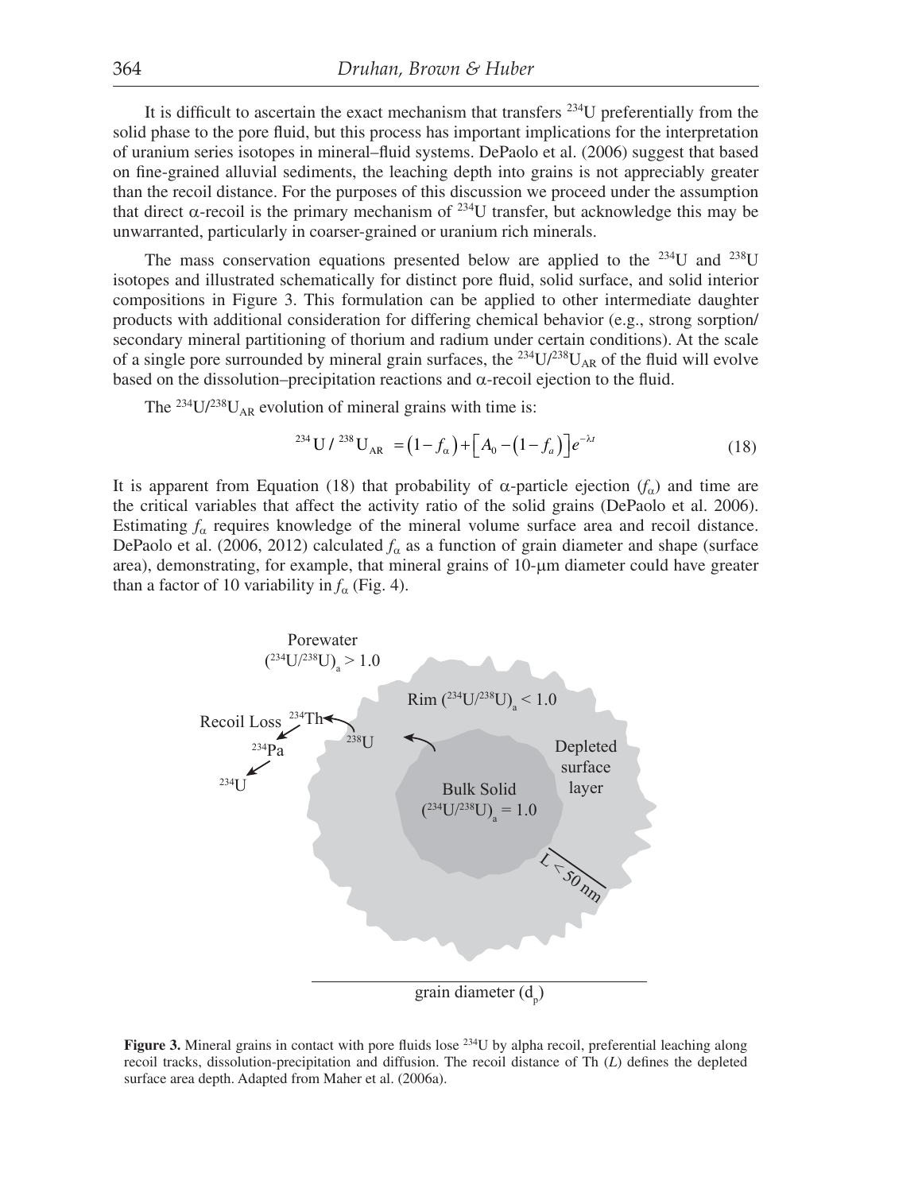It is difficult to ascertain the exact mechanism that transfers $^{234}U$ preferentially from the solid phase to the pore fluid, but this process has important implications for the interpretation of uranium series isotopes in mineral–fluid systems. DePaolo et al. (2006) suggest that based on fine-grained alluvial sediments, the leaching depth into grains is not appreciably greater than the recoil distance. For the purposes of this discussion we proceed under the assumption that direct $\alpha$-recoil is the primary mechanism of $^{234}U$ transfer, but acknowledge this may be unwarranted, particularly in coarser-grained or uranium rich minerals.

The mass conservation equations presented below are applied to the $^{234}U$ and $^{238}U$ isotopes and illustrated schematically for distinct pore fluid, solid surface, and solid interior compositions in Figure 3. This formulation can be applied to other intermediate daughter products with additional consideration for differing chemical behavior (e.g., strong sorption/secondary mineral partitioning of thorium and radium under certain conditions). At the scale of a single pore surrounded by mineral grain surfaces, the $^{234}U/^{238}U_{AR}$ of the fluid will evolve based on the dissolution–precipitation reactions and $\alpha$-recoil ejection to the fluid.

The $^{234}U/^{238}U_{AR}$ evolution of mineral grains with time is:

$$^{234}U\,/\,^{238}U_{AR} = \left(1-f_{\alpha}\right)+\left[A_0-\left(1-f_a\right)\right]e^{-\lambda t} \tag{18}$$

It is apparent from Equation (18) that probability of $\alpha$-particle ejection ($f_{\alpha}$) and time are the critical variables that affect the activity ratio of the solid grains (DePaolo et al. 2006). Estimating $f_{\alpha}$ requires knowledge of the mineral volume surface area and recoil distance. DePaolo et al. (2006, 2012) calculated $f_{\alpha}$ as a function of grain diameter and shape (surface area), demonstrating, for example, that mineral grains of 10-μm diameter could have greater than a factor of 10 variability in $f_{\alpha}$ (Fig. 4).

**Figure 3.** Mineral grains in contact with pore fluids lose $^{234}U$ by alpha recoil, preferential leaching along recoil tracks, dissolution-precipitation and diffusion. The recoil distance of Th ($L$) defines the depleted surface area depth. Adapted from Maher et al. (2006a).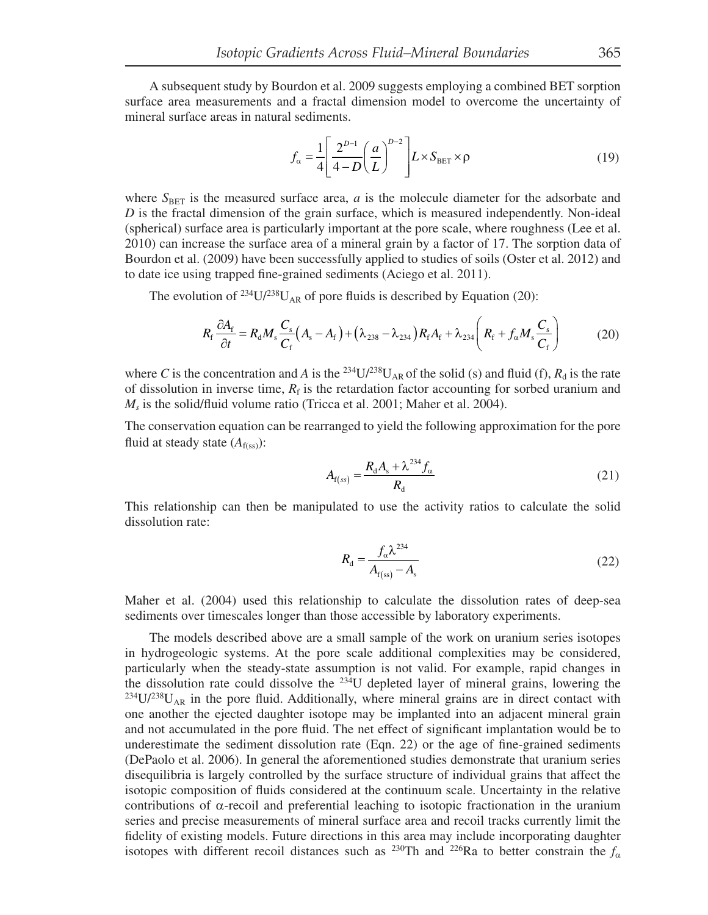A subsequent study by Bourdon et al. 2009 suggests employing a combined BET sorption surface area measurements and a fractal dimension model to overcome the uncertainty of mineral surface areas in natural sediments.

$$f_{\alpha} = \frac{1}{4}\left[\frac{2^{D-1}}{4-D}\left(\frac{a}{L}\right)^{D-2}\right]L \times S_{\mathrm{BET}} \times \rho \tag{19}$$

where $S_{\mathrm{BET}}$ is the measured surface area, $a$ is the molecule diameter for the adsorbate and $D$ is the fractal dimension of the grain surface, which is measured independently. Non-ideal (spherical) surface area is particularly important at the pore scale, where roughness (Lee et al. 2010) can increase the surface area of a mineral grain by a factor of 17. The sorption data of Bourdon et al. (2009) have been successfully applied to studies of soils (Oster et al. 2012) and to date ice using trapped fine-grained sediments (Aciego et al. 2011).

The evolution of $^{234}U/^{238}U_{AR}$ of pore fluids is described by Equation (20):

$$R_{\mathrm{f}}\frac{\partial A_{\mathrm{f}}}{\partial t} = R_{\mathrm{d}}M_{\mathrm{s}}\frac{C_{\mathrm{s}}}{C_{\mathrm{f}}}\left(A_{\mathrm{s}} - A_{\mathrm{f}}\right) + \left(\lambda_{238} - \lambda_{234}\right)R_{\mathrm{f}}A_{\mathrm{f}} + \lambda_{234}\left(R_{\mathrm{f}} + f_{\alpha}M_{\mathrm{s}}\frac{C_{\mathrm{s}}}{C_{\mathrm{f}}}\right) \tag{20}$$

where $C$ is the concentration and $A$ is the $^{234}U/^{238}U_{AR}$ of the solid (s) and fluid (f), $R_{\mathrm{d}}$ is the rate of dissolution in inverse time, $R_{\mathrm{f}}$ is the retardation factor accounting for sorbed uranium and $M_s$ is the solid/fluid volume ratio (Tricca et al. 2001; Maher et al. 2004).

The conservation equation can be rearranged to yield the following approximation for the pore fluid at steady state ($A_{\mathrm{f(ss)}}$):

$$A_{\mathrm{f}(ss)} = \frac{R_{\mathrm{d}}A_{\mathrm{s}} + \lambda^{234}f_{\alpha}}{R_{\mathrm{d}}} \tag{21}$$

This relationship can then be manipulated to use the activity ratios to calculate the solid dissolution rate:

$$R_{\mathrm{d}} = \frac{f_{\alpha}\lambda^{234}}{A_{\mathrm{f(ss)}} - A_{\mathrm{s}}} \tag{22}$$

Maher et al. (2004) used this relationship to calculate the dissolution rates of deep-sea sediments over timescales longer than those accessible by laboratory experiments.

The models described above are a small sample of the work on uranium series isotopes in hydrogeologic systems. At the pore scale additional complexities may be considered, particularly when the steady-state assumption is not valid. For example, rapid changes in the dissolution rate could dissolve the $^{234}U$ depleted layer of mineral grains, lowering the $^{234}U/^{238}U_{AR}$ in the pore fluid. Additionally, where mineral grains are in direct contact with one another the ejected daughter isotope may be implanted into an adjacent mineral grain and not accumulated in the pore fluid. The net effect of significant implantation would be to underestimate the sediment dissolution rate (Eqn. 22) or the age of fine-grained sediments (DePaolo et al. 2006). In general the aforementioned studies demonstrate that uranium series disequilibria is largely controlled by the surface structure of individual grains that affect the isotopic composition of fluids considered at the continuum scale. Uncertainty in the relative contributions of α-recoil and preferential leaching to isotopic fractionation in the uranium series and precise measurements of mineral surface area and recoil tracks currently limit the fidelity of existing models. Future directions in this area may include incorporating daughter isotopes with different recoil distances such as $^{230}Th$ and $^{226}Ra$ to better constrain the $f_{\alpha}$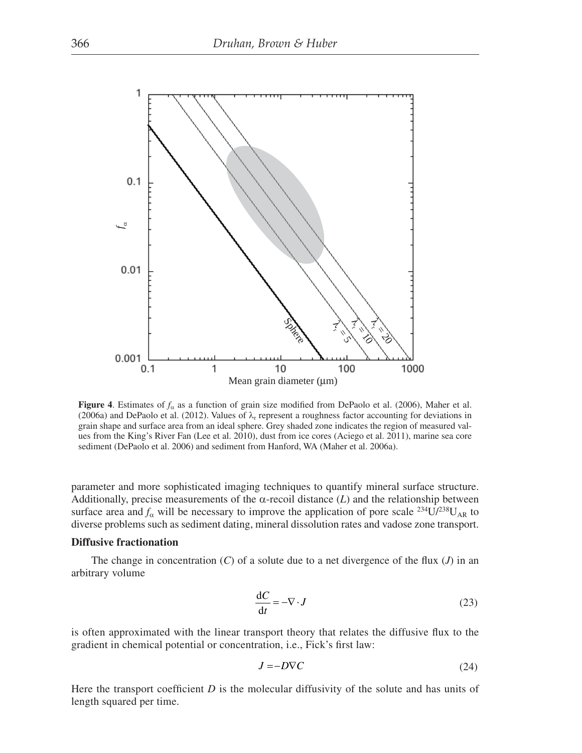**Figure 4**. Estimates of $f_\alpha$ as a function of grain size modified from DePaolo et al. (2006), Maher et al. (2006a) and DePaolo et al. (2012). Values of $\lambda_r$ represent a roughness factor accounting for deviations in grain shape and surface area from an ideal sphere. Grey shaded zone indicates the region of measured values from the King's River Fan (Lee et al. 2010), dust from ice cores (Aciego et al. 2011), marine sea core sediment (DePaolo et al. 2006) and sediment from Hanford, WA (Maher et al. 2006a).

parameter and more sophisticated imaging techniques to quantify mineral surface structure. Additionally, precise measurements of the $\alpha$-recoil distance ($L$) and the relationship between surface area and $f_\alpha$ will be necessary to improve the application of pore scale $^{234}U/^{238}U_{AR}$ to diverse problems such as sediment dating, mineral dissolution rates and vadose zone transport.

### Diffusive fractionation

The change in concentration ($C$) of a solute due to a net divergence of the flux ($J$) in an arbitrary volume

$$\frac{dC}{dt} = -\nabla \cdot J \tag{23}$$

is often approximated with the linear transport theory that relates the diffusive flux to the gradient in chemical potential or concentration, i.e., Fick's first law:

$$J = -D\nabla C \tag{24}$$

Here the transport coefficient $D$ is the molecular diffusivity of the solute and has units of length squared per time.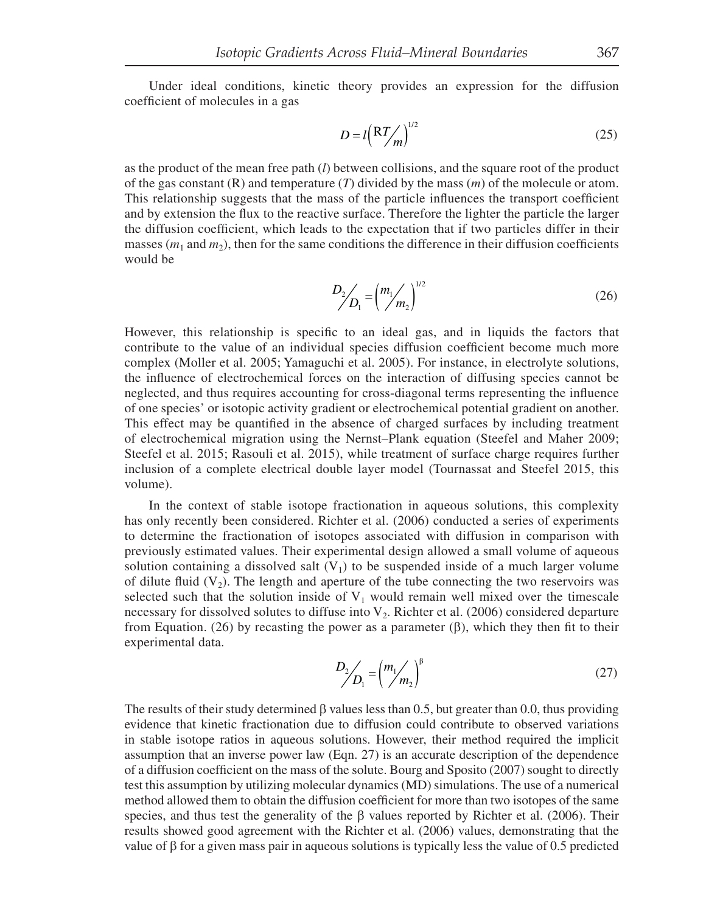Under ideal conditions, kinetic theory provides an expression for the diffusion coefficient of molecules in a gas

$$D = l\left(\frac{\mathrm{R}T}{m}\right)^{1/2} \tag{25}$$

as the product of the mean free path ($l$) between collisions, and the square root of the product of the gas constant (R) and temperature ($T$) divided by the mass ($m$) of the molecule or atom. This relationship suggests that the mass of the particle influences the transport coefficient and by extension the flux to the reactive surface. Therefore the lighter the particle the larger the diffusion coefficient, which leads to the expectation that if two particles differ in their masses ($m_1$ and $m_2$), then for the same conditions the difference in their diffusion coefficients would be

$$\frac{D_2}{D_1} = \left(\frac{m_1}{m_2}\right)^{1/2} \tag{26}$$

However, this relationship is specific to an ideal gas, and in liquids the factors that contribute to the value of an individual species diffusion coefficient become much more complex (Moller et al. 2005; Yamaguchi et al. 2005). For instance, in electrolyte solutions, the influence of electrochemical forces on the interaction of diffusing species cannot be neglected, and thus requires accounting for cross-diagonal terms representing the influence of one species' or isotopic activity gradient or electrochemical potential gradient on another. This effect may be quantified in the absence of charged surfaces by including treatment of electrochemical migration using the Nernst–Plank equation (Steefel and Maher 2009; Steefel et al. 2015; Rasouli et al. 2015), while treatment of surface charge requires further inclusion of a complete electrical double layer model (Tournassat and Steefel 2015, this volume).

In the context of stable isotope fractionation in aqueous solutions, this complexity has only recently been considered. Richter et al. (2006) conducted a series of experiments to determine the fractionation of isotopes associated with diffusion in comparison with previously estimated values. Their experimental design allowed a small volume of aqueous solution containing a dissolved salt ($V_1$) to be suspended inside of a much larger volume of dilute fluid ($V_2$). The length and aperture of the tube connecting the two reservoirs was selected such that the solution inside of $V_1$ would remain well mixed over the timescale necessary for dissolved solutes to diffuse into $V_2$. Richter et al. (2006) considered departure from Equation. (26) by recasting the power as a parameter ($\beta$), which they then fit to their experimental data.

$$\frac{D_2}{D_1} = \left(\frac{m_1}{m_2}\right)^{\beta} \tag{27}$$

The results of their study determined $\beta$ values less than 0.5, but greater than 0.0, thus providing evidence that kinetic fractionation due to diffusion could contribute to observed variations in stable isotope ratios in aqueous solutions. However, their method required the implicit assumption that an inverse power law (Eqn. 27) is an accurate description of the dependence of a diffusion coefficient on the mass of the solute. Bourg and Sposito (2007) sought to directly test this assumption by utilizing molecular dynamics (MD) simulations. The use of a numerical method allowed them to obtain the diffusion coefficient for more than two isotopes of the same species, and thus test the generality of the $\beta$ values reported by Richter et al. (2006). Their results showed good agreement with the Richter et al. (2006) values, demonstrating that the value of $\beta$ for a given mass pair in aqueous solutions is typically less the value of 0.5 predicted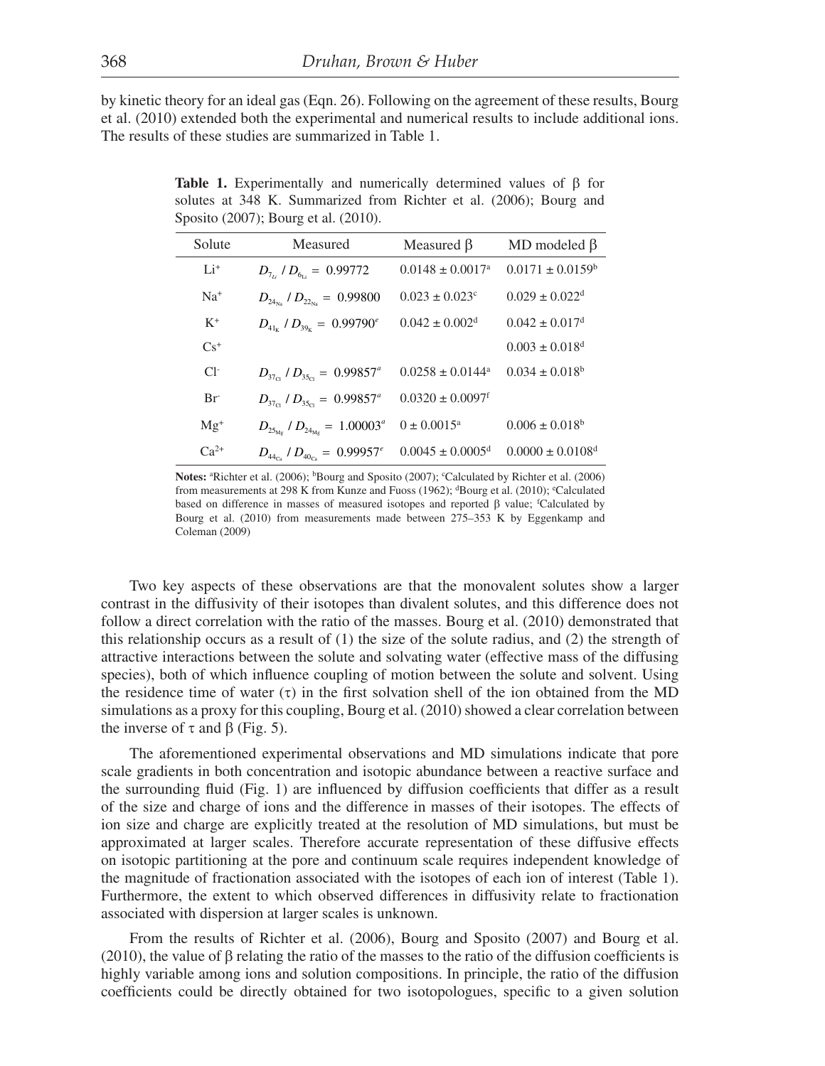by kinetic theory for an ideal gas (Eqn. 26). Following on the agreement of these results, Bourg et al. (2010) extended both the experimental and numerical results to include additional ions. The results of these studies are summarized in Table 1.

**Table 1.** Experimentally and numerically determined values of β for solutes at 348 K. Summarized from Richter et al. (2006); Bourg and Sposito (2007); Bourg et al. (2010).

| Solute | Measured | Measured β | MD modeled β |
|---|---|---|---|
| $Li^+$ | $D_{^7Li} / D_{^6Li} = 0.99772$ | $0.0148 \pm 0.0017$[a] | $0.0171 \pm 0.0159$[b] |
| $Na^+$ | $D_{^{24}Na} / D_{^{22}Na} = 0.99800$ | $0.023 \pm 0.023$[c] | $0.029 \pm 0.022$[d] |
| $K^+$ | $D_{^{41}K} / D_{^{39}K} = 0.99790$[e] | $0.042 \pm 0.002$[d] | $0.042 \pm 0.017$[d] |
| $Cs^+$ | | | $0.003 \pm 0.018$[d] |
| $Cl^-$ | $D_{^{37}Cl} / D_{^{35}Cl} = 0.99857$[a] | $0.0258 \pm 0.0144$[a] | $0.034 \pm 0.018$[b] |
| $Br^-$ | $D_{^{37}Cl} / D_{^{35}Cl} = 0.99857$[a] | $0.0320 \pm 0.0097$[f] | |
| $Mg^+$ | $D_{^{25}Mg} / D_{^{24}Mg} = 1.00003$[a] | $0 \pm 0.0015$[a] | $0.006 \pm 0.018$[b] |
| $Ca^{2+}$ | $D_{^{44}Ca} / D_{^{40}Ca} = 0.99957$[e] | $0.0045 \pm 0.0005$[d] | $0.0000 \pm 0.0108$[d] |

**Notes:** [a]Richter et al. (2006); [b]Bourg and Sposito (2007); [c]Calculated by Richter et al. (2006) from measurements at 298 K from Kunze and Fuoss (1962); [d]Bourg et al. (2010); [e]Calculated based on difference in masses of measured isotopes and reported β value; [f]Calculated by Bourg et al. (2010) from measurements made between 275–353 K by Eggenkamp and Coleman (2009)

Two key aspects of these observations are that the monovalent solutes show a larger contrast in the diffusivity of their isotopes than divalent solutes, and this difference does not follow a direct correlation with the ratio of the masses. Bourg et al. (2010) demonstrated that this relationship occurs as a result of (1) the size of the solute radius, and (2) the strength of attractive interactions between the solute and solvating water (effective mass of the diffusing species), both of which influence coupling of motion between the solute and solvent. Using the residence time of water (τ) in the first solvation shell of the ion obtained from the MD simulations as a proxy for this coupling, Bourg et al. (2010) showed a clear correlation between the inverse of τ and β (Fig. 5).

The aforementioned experimental observations and MD simulations indicate that pore scale gradients in both concentration and isotopic abundance between a reactive surface and the surrounding fluid (Fig. 1) are influenced by diffusion coefficients that differ as a result of the size and charge of ions and the difference in masses of their isotopes. The effects of ion size and charge are explicitly treated at the resolution of MD simulations, but must be approximated at larger scales. Therefore accurate representation of these diffusive effects on isotopic partitioning at the pore and continuum scale requires independent knowledge of the magnitude of fractionation associated with the isotopes of each ion of interest (Table 1). Furthermore, the extent to which observed differences in diffusivity relate to fractionation associated with dispersion at larger scales is unknown.

From the results of Richter et al. (2006), Bourg and Sposito (2007) and Bourg et al. (2010), the value of β relating the ratio of the masses to the ratio of the diffusion coefficients is highly variable among ions and solution compositions. In principle, the ratio of the diffusion coefficients could be directly obtained for two isotopologues, specific to a given solution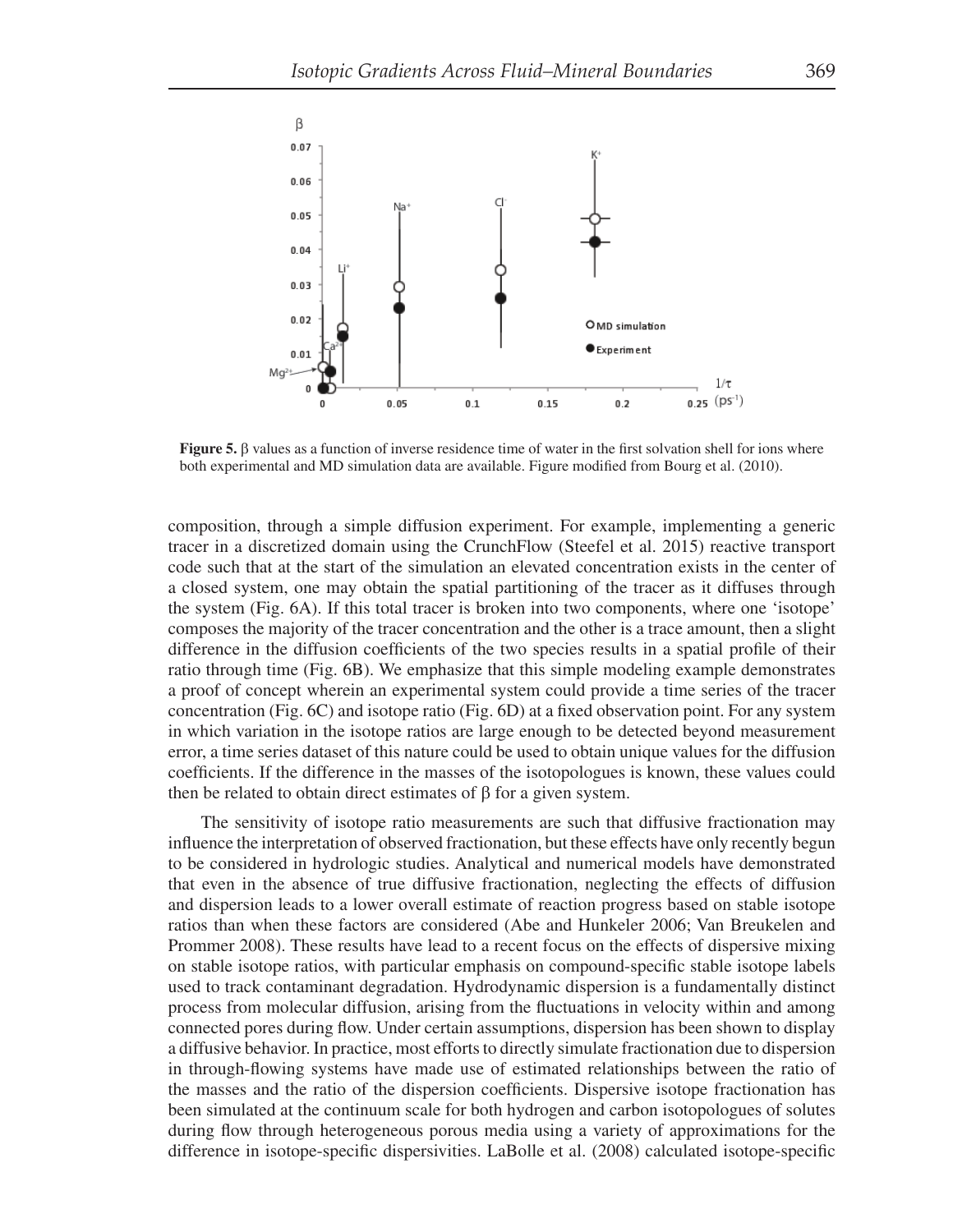β

0.07

0.06

0.05

0.04

0.03

0.02

0.01

0

$K^+$

$Na^+$

$Cl^-$

$Li^+$

$Ca^{2+}$

$Mg^{2+}$

0 0.05 0.1 0.15 0.2 0.25

$1/\tau$ ($ps^{-1}$)

MD simulation

Experiment

**Figure 5.** β values as a function of inverse residence time of water in the first solvation shell for ions where both experimental and MD simulation data are available. Figure modified from Bourg et al. (2010).

composition, through a simple diffusion experiment. For example, implementing a generic tracer in a discretized domain using the CrunchFlow (Steefel et al. 2015) reactive transport code such that at the start of the simulation an elevated concentration exists in the center of a closed system, one may obtain the spatial partitioning of the tracer as it diffuses through the system (Fig. 6A). If this total tracer is broken into two components, where one 'isotope' composes the majority of the tracer concentration and the other is a trace amount, then a slight difference in the diffusion coefficients of the two species results in a spatial profile of their ratio through time (Fig. 6B). We emphasize that this simple modeling example demonstrates a proof of concept wherein an experimental system could provide a time series of the tracer concentration (Fig. 6C) and isotope ratio (Fig. 6D) at a fixed observation point. For any system in which variation in the isotope ratios are large enough to be detected beyond measurement error, a time series dataset of this nature could be used to obtain unique values for the diffusion coefficients. If the difference in the masses of the isotopologues is known, these values could then be related to obtain direct estimates of β for a given system.

The sensitivity of isotope ratio measurements are such that diffusive fractionation may influence the interpretation of observed fractionation, but these effects have only recently begun to be considered in hydrologic studies. Analytical and numerical models have demonstrated that even in the absence of true diffusive fractionation, neglecting the effects of diffusion and dispersion leads to a lower overall estimate of reaction progress based on stable isotope ratios than when these factors are considered (Abe and Hunkeler 2006; Van Breukelen and Prommer 2008). These results have lead to a recent focus on the effects of dispersive mixing on stable isotope ratios, with particular emphasis on compound-specific stable isotope labels used to track contaminant degradation. Hydrodynamic dispersion is a fundamentally distinct process from molecular diffusion, arising from the fluctuations in velocity within and among connected pores during flow. Under certain assumptions, dispersion has been shown to display a diffusive behavior. In practice, most efforts to directly simulate fractionation due to dispersion in through-flowing systems have made use of estimated relationships between the ratio of the masses and the ratio of the dispersion coefficients. Dispersive isotope fractionation has been simulated at the continuum scale for both hydrogen and carbon isotopologues of solutes during flow through heterogeneous porous media using a variety of approximations for the difference in isotope-specific dispersivities. LaBolle et al. (2008) calculated isotope-specific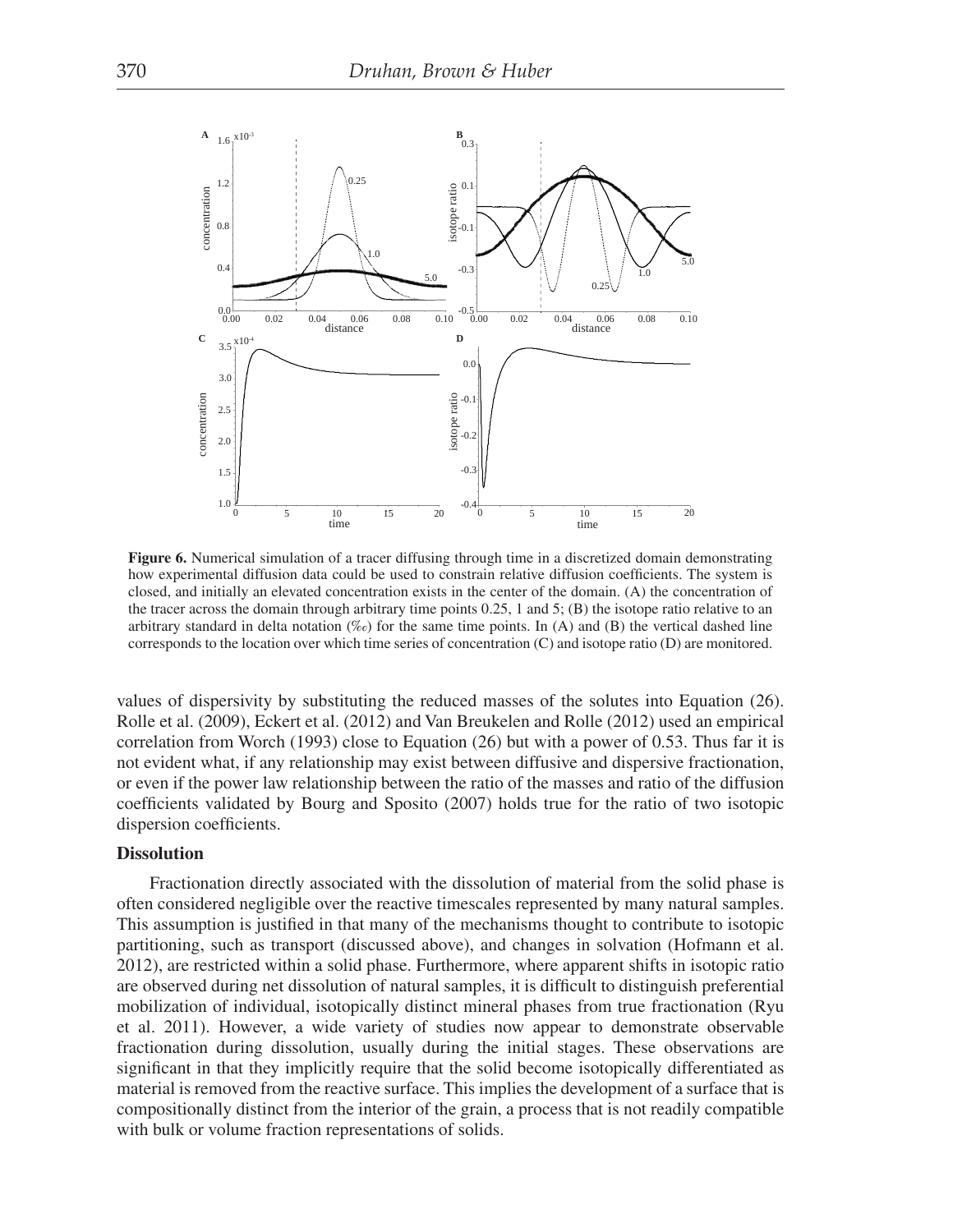**Figure 6.** Numerical simulation of a tracer diffusing through time in a discretized domain demonstrating how experimental diffusion data could be used to constrain relative diffusion coefficients. The system is closed, and initially an elevated concentration exists in the center of the domain. (A) the concentration of the tracer across the domain through arbitrary time points 0.25, 1 and 5; (B) the isotope ratio relative to an arbitrary standard in delta notation (‰) for the same time points. In (A) and (B) the vertical dashed line corresponds to the location over which time series of concentration (C) and isotope ratio (D) are monitored.

values of dispersivity by substituting the reduced masses of the solutes into Equation (26). Rolle et al. (2009), Eckert et al. (2012) and Van Breukelen and Rolle (2012) used an empirical correlation from Worch (1993) close to Equation (26) but with a power of 0.53. Thus far it is not evident what, if any relationship may exist between diffusive and dispersive fractionation, or even if the power law relationship between the ratio of the masses and ratio of the diffusion coefficients validated by Bourg and Sposito (2007) holds true for the ratio of two isotopic dispersion coefficients.

### Dissolution

Fractionation directly associated with the dissolution of material from the solid phase is often considered negligible over the reactive timescales represented by many natural samples. This assumption is justified in that many of the mechanisms thought to contribute to isotopic partitioning, such as transport (discussed above), and changes in solvation (Hofmann et al. 2012), are restricted within a solid phase. Furthermore, where apparent shifts in isotopic ratio are observed during net dissolution of natural samples, it is difficult to distinguish preferential mobilization of individual, isotopically distinct mineral phases from true fractionation (Ryu et al. 2011). However, a wide variety of studies now appear to demonstrate observable fractionation during dissolution, usually during the initial stages. These observations are significant in that they implicitly require that the solid become isotopically differentiated as material is removed from the reactive surface. This implies the development of a surface that is compositionally distinct from the interior of the grain, a process that is not readily compatible with bulk or volume fraction representations of solids.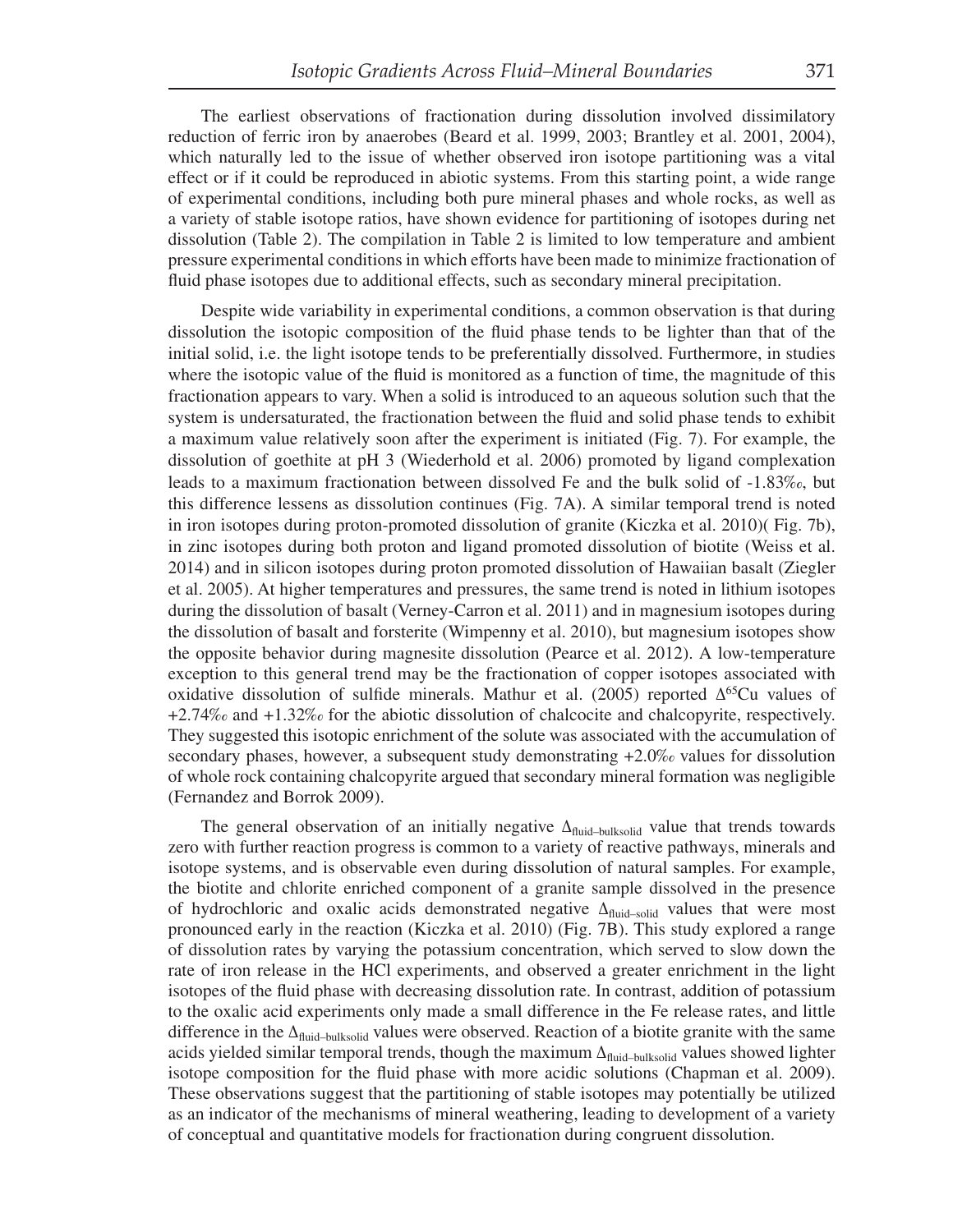The earliest observations of fractionation during dissolution involved dissimilatory reduction of ferric iron by anaerobes (Beard et al. 1999, 2003; Brantley et al. 2001, 2004), which naturally led to the issue of whether observed iron isotope partitioning was a vital effect or if it could be reproduced in abiotic systems. From this starting point, a wide range of experimental conditions, including both pure mineral phases and whole rocks, as well as a variety of stable isotope ratios, have shown evidence for partitioning of isotopes during net dissolution (Table 2). The compilation in Table 2 is limited to low temperature and ambient pressure experimental conditions in which efforts have been made to minimize fractionation of fluid phase isotopes due to additional effects, such as secondary mineral precipitation.

Despite wide variability in experimental conditions, a common observation is that during dissolution the isotopic composition of the fluid phase tends to be lighter than that of the initial solid, i.e. the light isotope tends to be preferentially dissolved. Furthermore, in studies where the isotopic value of the fluid is monitored as a function of time, the magnitude of this fractionation appears to vary. When a solid is introduced to an aqueous solution such that the system is undersaturated, the fractionation between the fluid and solid phase tends to exhibit a maximum value relatively soon after the experiment is initiated (Fig. 7). For example, the dissolution of goethite at pH 3 (Wiederhold et al. 2006) promoted by ligand complexation leads to a maximum fractionation between dissolved Fe and the bulk solid of -1.83‰, but this difference lessens as dissolution continues (Fig. 7A). A similar temporal trend is noted in iron isotopes during proton-promoted dissolution of granite (Kiczka et al. 2010)( Fig. 7b), in zinc isotopes during both proton and ligand promoted dissolution of biotite (Weiss et al. 2014) and in silicon isotopes during proton promoted dissolution of Hawaiian basalt (Ziegler et al. 2005). At higher temperatures and pressures, the same trend is noted in lithium isotopes during the dissolution of basalt (Verney-Carron et al. 2011) and in magnesium isotopes during the dissolution of basalt and forsterite (Wimpenny et al. 2010), but magnesium isotopes show the opposite behavior during magnesite dissolution (Pearce et al. 2012). A low-temperature exception to this general trend may be the fractionation of copper isotopes associated with oxidative dissolution of sulfide minerals. Mathur et al. (2005) reported $\Delta^{65}$Cu values of +2.74‰ and +1.32‰ for the abiotic dissolution of chalcocite and chalcopyrite, respectively. They suggested this isotopic enrichment of the solute was associated with the accumulation of secondary phases, however, a subsequent study demonstrating +2.0‰ values for dissolution of whole rock containing chalcopyrite argued that secondary mineral formation was negligible (Fernandez and Borrok 2009).

The general observation of an initially negative $\Delta_{\text{fluid–bulksolid}}$ value that trends towards zero with further reaction progress is common to a variety of reactive pathways, minerals and isotope systems, and is observable even during dissolution of natural samples. For example, the biotite and chlorite enriched component of a granite sample dissolved in the presence of hydrochloric and oxalic acids demonstrated negative $\Delta_{\text{fluid–solid}}$ values that were most pronounced early in the reaction (Kiczka et al. 2010) (Fig. 7B). This study explored a range of dissolution rates by varying the potassium concentration, which served to slow down the rate of iron release in the HCl experiments, and observed a greater enrichment in the light isotopes of the fluid phase with decreasing dissolution rate. In contrast, addition of potassium to the oxalic acid experiments only made a small difference in the Fe release rates, and little difference in the $\Delta_{\text{fluid–bulksolid}}$ values were observed. Reaction of a biotite granite with the same acids yielded similar temporal trends, though the maximum $\Delta_{\text{fluid–bulksolid}}$ values showed lighter isotope composition for the fluid phase with more acidic solutions (Chapman et al. 2009). These observations suggest that the partitioning of stable isotopes may potentially be utilized as an indicator of the mechanisms of mineral weathering, leading to development of a variety of conceptual and quantitative models for fractionation during congruent dissolution.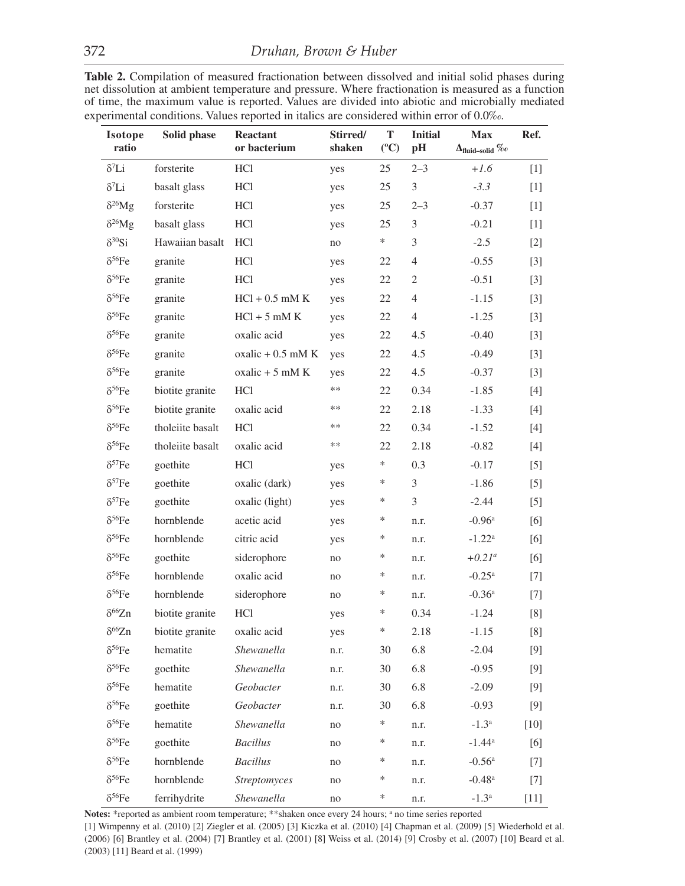**Table 2.** Compilation of measured fractionation between dissolved and initial solid phases during net dissolution at ambient temperature and pressure. Where fractionation is measured as a function of time, the maximum value is reported. Values are divided into abiotic and microbially mediated experimental conditions. Values reported in italics are considered within error of 0.0‰.

| Isotope ratio | Solid phase | Reactant or bacterium | Stirred/ shaken | T (ºC) | Initial pH | Max $\Delta_{fluid-solid}$ ‰ | Ref. |
|---|---|---|---|---|---|---|---|
| $\delta^{7}Li$ | forsterite | HCl | yes | 25 | 2–3 | *+1.6* | [1] |
| $\delta^{7}Li$ | basalt glass | HCl | yes | 25 | 3 | *-3.3* | [1] |
| $\delta^{26}Mg$ | forsterite | HCl | yes | 25 | 2–3 | -0.37 | [1] |
| $\delta^{26}Mg$ | basalt glass | HCl | yes | 25 | 3 | -0.21 | [1] |
| $\delta^{30}Si$ | Hawaiian basalt | HCl | no | * | 3 | -2.5 | [2] |
| $\delta^{56}Fe$ | granite | HCl | yes | 22 | 4 | -0.55 | [3] |
| $\delta^{56}Fe$ | granite | HCl | yes | 22 | 2 | -0.51 | [3] |
| $\delta^{56}Fe$ | granite | HCl + 0.5 mM K | yes | 22 | 4 | -1.15 | [3] |
| $\delta^{56}Fe$ | granite | HCl + 5 mM K | yes | 22 | 4 | -1.25 | [3] |
| $\delta^{56}Fe$ | granite | oxalic acid | yes | 22 | 4.5 | -0.40 | [3] |
| $\delta^{56}Fe$ | granite | oxalic + 0.5 mM K | yes | 22 | 4.5 | -0.49 | [3] |
| $\delta^{56}Fe$ | granite | oxalic + 5 mM K | yes | 22 | 4.5 | -0.37 | [3] |
| $\delta^{56}Fe$ | biotite granite | HCl | ** | 22 | 0.34 | -1.85 | [4] |
| $\delta^{56}Fe$ | biotite granite | oxalic acid | ** | 22 | 2.18 | -1.33 | [4] |
| $\delta^{56}Fe$ | tholeiite basalt | HCl | ** | 22 | 0.34 | -1.52 | [4] |
| $\delta^{56}Fe$ | tholeiite basalt | oxalic acid | ** | 22 | 2.18 | -0.82 | [4] |
| $\delta^{57}Fe$ | goethite | HCl | yes | * | 0.3 | -0.17 | [5] |
| $\delta^{57}Fe$ | goethite | oxalic (dark) | yes | * | 3 | -1.86 | [5] |
| $\delta^{57}Fe$ | goethite | oxalic (light) | yes | * | 3 | -2.44 | [5] |
| $\delta^{56}Fe$ | hornblende | acetic acid | yes | * | n.r. | -0.96[a] | [6] |
| $\delta^{56}Fe$ | hornblende | citric acid | yes | * | n.r. | -1.22[a] | [6] |
| $\delta^{56}Fe$ | goethite | siderophore | no | * | n.r. | *+0.21*[a] | [6] |
| $\delta^{56}Fe$ | hornblende | oxalic acid | no | * | n.r. | -0.25[a] | [7] |
| $\delta^{56}Fe$ | hornblende | siderophore | no | * | n.r. | -0.36[a] | [7] |
| $\delta^{66}Zn$ | biotite granite | HCl | yes | * | 0.34 | -1.24 | [8] |
| $\delta^{66}Zn$ | biotite granite | oxalic acid | yes | * | 2.18 | -1.15 | [8] |
| $\delta^{56}Fe$ | hematite | *Shewanella* | n.r. | 30 | 6.8 | -2.04 | [9] |
| $\delta^{56}Fe$ | goethite | *Shewanella* | n.r. | 30 | 6.8 | -0.95 | [9] |
| $\delta^{56}Fe$ | hematite | *Geobacter* | n.r. | 30 | 6.8 | -2.09 | [9] |
| $\delta^{56}Fe$ | goethite | *Geobacter* | n.r. | 30 | 6.8 | -0.93 | [9] |
| $\delta^{56}Fe$ | hematite | *Shewanella* | no | * | n.r. | -1.3[a] | [10] |
| $\delta^{56}Fe$ | goethite | *Bacillus* | no | * | n.r. | -1.44[a] | [6] |
| $\delta^{56}Fe$ | hornblende | *Bacillus* | no | * | n.r. | -0.56[a] | [7] |
| $\delta^{56}Fe$ | hornblende | *Streptomyces* | no | * | n.r. | -0.48[a] | [7] |
| $\delta^{56}Fe$ | ferrihydrite | *Shewanella* | no | * | n.r. | -1.3[a] | [11] |

**Notes:** *reported as ambient room temperature; **shaken once every 24 hours; [a] no time series reported

[1] Wimpenny et al. (2010) [2] Ziegler et al. (2005) [3] Kiczka et al. (2010) [4] Chapman et al. (2009) [5] Wiederhold et al. (2006) [6] Brantley et al. (2004) [7] Brantley et al. (2001) [8] Weiss et al. (2014) [9] Crosby et al. (2007) [10] Beard et al. (2003) [11] Beard et al. (1999)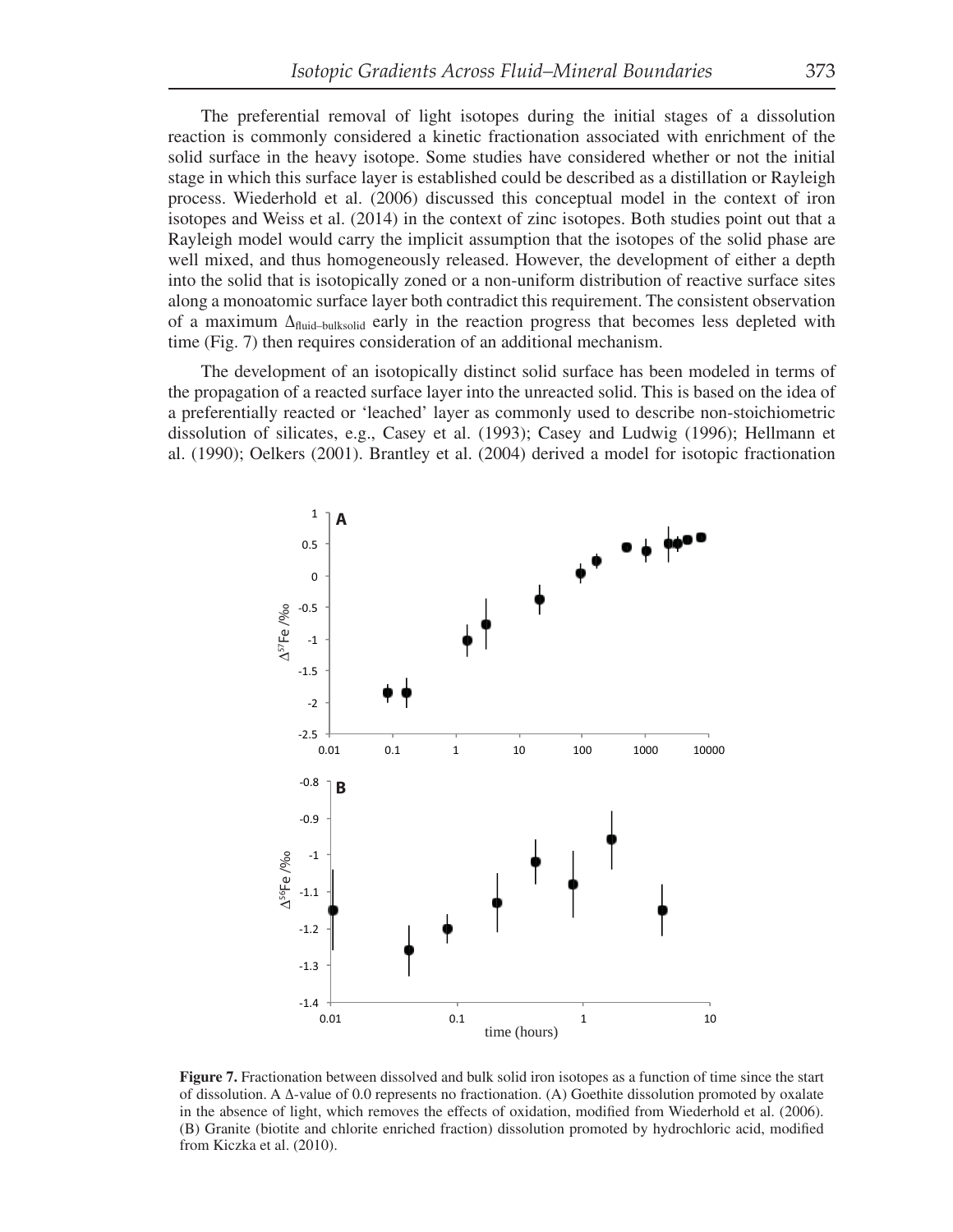The preferential removal of light isotopes during the initial stages of a dissolution reaction is commonly considered a kinetic fractionation associated with enrichment of the solid surface in the heavy isotope. Some studies have considered whether or not the initial stage in which this surface layer is established could be described as a distillation or Rayleigh process. Wiederhold et al. (2006) discussed this conceptual model in the context of iron isotopes and Weiss et al. (2014) in the context of zinc isotopes. Both studies point out that a Rayleigh model would carry the implicit assumption that the isotopes of the solid phase are well mixed, and thus homogeneously released. However, the development of either a depth into the solid that is isotopically zoned or a non-uniform distribution of reactive surface sites along a monoatomic surface layer both contradict this requirement. The consistent observation of a maximum $\Delta_{\text{fluid–bulksolid}}$ early in the reaction progress that becomes less depleted with time (Fig. 7) then requires consideration of an additional mechanism.

The development of an isotopically distinct solid surface has been modeled in terms of the propagation of a reacted surface layer into the unreacted solid. This is based on the idea of a preferentially reacted or 'leached' layer as commonly used to describe non-stoichiometric dissolution of silicates, e.g., Casey et al. (1993); Casey and Ludwig (1996); Hellmann et al. (1990); Oelkers (2001). Brantley et al. (2004) derived a model for isotopic fractionation

**Figure 7.** Fractionation between dissolved and bulk solid iron isotopes as a function of time since the start of dissolution. A $\Delta$-value of 0.0 represents no fractionation. (A) Goethite dissolution promoted by oxalate in the absence of light, which removes the effects of oxidation, modified from Wiederhold et al. (2006). (B) Granite (biotite and chlorite enriched fraction) dissolution promoted by hydrochloric acid, modified from Kiczka et al. (2010).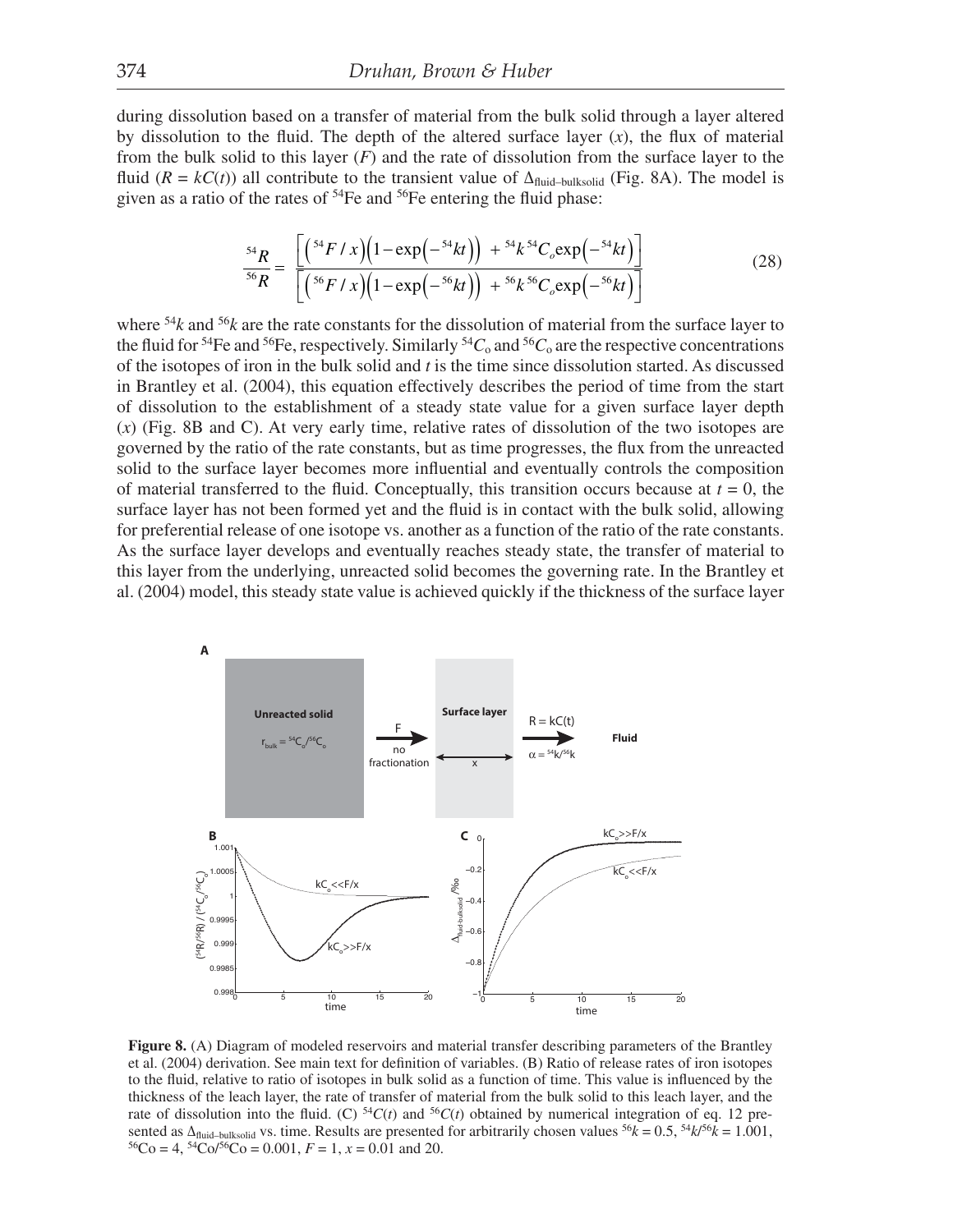during dissolution based on a transfer of material from the bulk solid through a layer altered by dissolution to the fluid. The depth of the altered surface layer ($x$), the flux of material from the bulk solid to this layer ($F$) and the rate of dissolution from the surface layer to the fluid ($R = kC(t)$) all contribute to the transient value of $\Delta_{\text{fluid–bulksolid}}$ (Fig. 8A). The model is given as a ratio of the rates of $^{54}$Fe and $^{56}$Fe entering the fluid phase:

$$\frac{^{54}R}{^{56}R} = \frac{\left[\left(^{54}F/x\right)\left(1-\exp\left(-^{54}kt\right)\right) + {}^{54}k\,{}^{54}C_o\exp\left(-^{54}kt\right)\right]}{\left[\left(^{56}F/x\right)\left(1-\exp\left(-^{56}kt\right)\right) + {}^{56}k\,{}^{56}C_o\exp\left(-^{56}kt\right)\right]} \tag{28}$$

where $^{54}k$ and $^{56}k$ are the rate constants for the dissolution of material from the surface layer to the fluid for $^{54}$Fe and $^{56}$Fe, respectively. Similarly $^{54}C_o$ and $^{56}C_o$ are the respective concentrations of the isotopes of iron in the bulk solid and $t$ is the time since dissolution started. As discussed in Brantley et al. (2004), this equation effectively describes the period of time from the start of dissolution to the establishment of a steady state value for a given surface layer depth ($x$) (Fig. 8B and C). At very early time, relative rates of dissolution of the two isotopes are governed by the ratio of the rate constants, but as time progresses, the flux from the unreacted solid to the surface layer becomes more influential and eventually controls the composition of material transferred to the fluid. Conceptually, this transition occurs because at $t = 0$, the surface layer has not been formed yet and the fluid is in contact with the bulk solid, allowing for preferential release of one isotope vs. another as a function of the ratio of the rate constants. As the surface layer develops and eventually reaches steady state, the transfer of material to this layer from the underlying, unreacted solid becomes the governing rate. In the Brantley et al. (2004) model, this steady state value is achieved quickly if the thickness of the surface layer

**Figure 8.** (A) Diagram of modeled reservoirs and material transfer describing parameters of the Brantley et al. (2004) derivation. See main text for definition of variables. (B) Ratio of release rates of iron isotopes to the fluid, relative to ratio of isotopes in bulk solid as a function of time. This value is influenced by the thickness of the leach layer, the rate of transfer of material from the bulk solid to this leach layer, and the rate of dissolution into the fluid. (C) $^{54}C(t)$ and $^{56}C(t)$ obtained by numerical integration of eq. 12 presented as $\Delta_{\text{fluid–bulksolid}}$ vs. time. Results are presented for arbitrarily chosen values $^{56}k = 0.5$, $^{54}k/^{56}k = 1.001$, $^{56}Co = 4$, $^{54}Co/^{56}Co = 0.001$, $F = 1$, $x = 0.01$ and 20.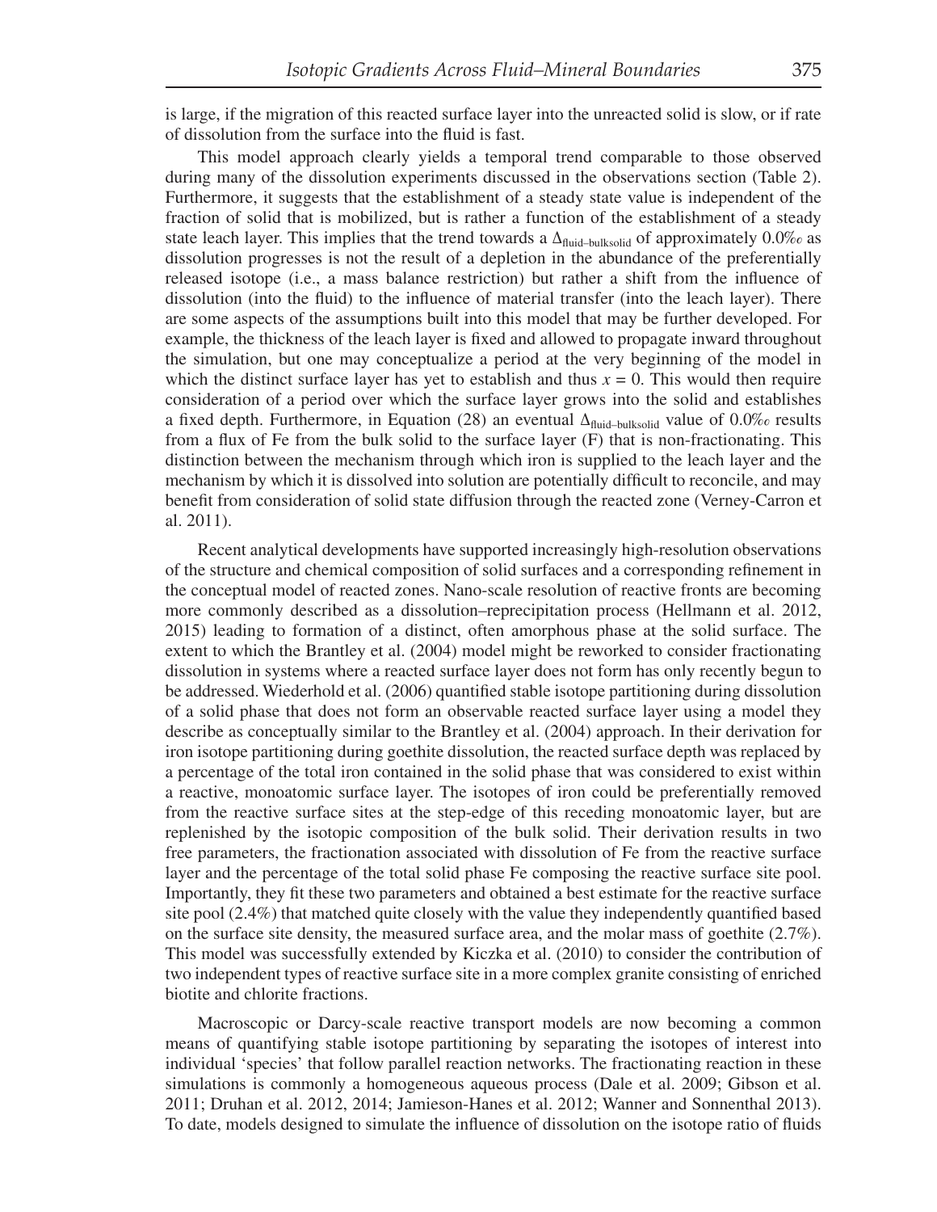is large, if the migration of this reacted surface layer into the unreacted solid is slow, or if rate of dissolution from the surface into the fluid is fast.

This model approach clearly yields a temporal trend comparable to those observed during many of the dissolution experiments discussed in the observations section (Table 2). Furthermore, it suggests that the establishment of a steady state value is independent of the fraction of solid that is mobilized, but is rather a function of the establishment of a steady state leach layer. This implies that the trend towards a $\Delta_{\text{fluid–bulksolid}}$ of approximately 0.0‰ as dissolution progresses is not the result of a depletion in the abundance of the preferentially released isotope (i.e., a mass balance restriction) but rather a shift from the influence of dissolution (into the fluid) to the influence of material transfer (into the leach layer). There are some aspects of the assumptions built into this model that may be further developed. For example, the thickness of the leach layer is fixed and allowed to propagate inward throughout the simulation, but one may conceptualize a period at the very beginning of the model in which the distinct surface layer has yet to establish and thus $x = 0$. This would then require consideration of a period over which the surface layer grows into the solid and establishes a fixed depth. Furthermore, in Equation (28) an eventual $\Delta_{\text{fluid–bulksolid}}$ value of 0.0‰ results from a flux of Fe from the bulk solid to the surface layer (F) that is non-fractionating. This distinction between the mechanism through which iron is supplied to the leach layer and the mechanism by which it is dissolved into solution are potentially difficult to reconcile, and may benefit from consideration of solid state diffusion through the reacted zone (Verney-Carron et al. 2011).

Recent analytical developments have supported increasingly high-resolution observations of the structure and chemical composition of solid surfaces and a corresponding refinement in the conceptual model of reacted zones. Nano-scale resolution of reactive fronts are becoming more commonly described as a dissolution–reprecipitation process (Hellmann et al. 2012, 2015) leading to formation of a distinct, often amorphous phase at the solid surface. The extent to which the Brantley et al. (2004) model might be reworked to consider fractionating dissolution in systems where a reacted surface layer does not form has only recently begun to be addressed. Wiederhold et al. (2006) quantified stable isotope partitioning during dissolution of a solid phase that does not form an observable reacted surface layer using a model they describe as conceptually similar to the Brantley et al. (2004) approach. In their derivation for iron isotope partitioning during goethite dissolution, the reacted surface depth was replaced by a percentage of the total iron contained in the solid phase that was considered to exist within a reactive, monoatomic surface layer. The isotopes of iron could be preferentially removed from the reactive surface sites at the step-edge of this receding monoatomic layer, but are replenished by the isotopic composition of the bulk solid. Their derivation results in two free parameters, the fractionation associated with dissolution of Fe from the reactive surface layer and the percentage of the total solid phase Fe composing the reactive surface site pool. Importantly, they fit these two parameters and obtained a best estimate for the reactive surface site pool (2.4%) that matched quite closely with the value they independently quantified based on the surface site density, the measured surface area, and the molar mass of goethite (2.7%). This model was successfully extended by Kiczka et al. (2010) to consider the contribution of two independent types of reactive surface site in a more complex granite consisting of enriched biotite and chlorite fractions.

Macroscopic or Darcy-scale reactive transport models are now becoming a common means of quantifying stable isotope partitioning by separating the isotopes of interest into individual 'species' that follow parallel reaction networks. The fractionating reaction in these simulations is commonly a homogeneous aqueous process (Dale et al. 2009; Gibson et al. 2011; Druhan et al. 2012, 2014; Jamieson-Hanes et al. 2012; Wanner and Sonnenthal 2013). To date, models designed to simulate the influence of dissolution on the isotope ratio of fluids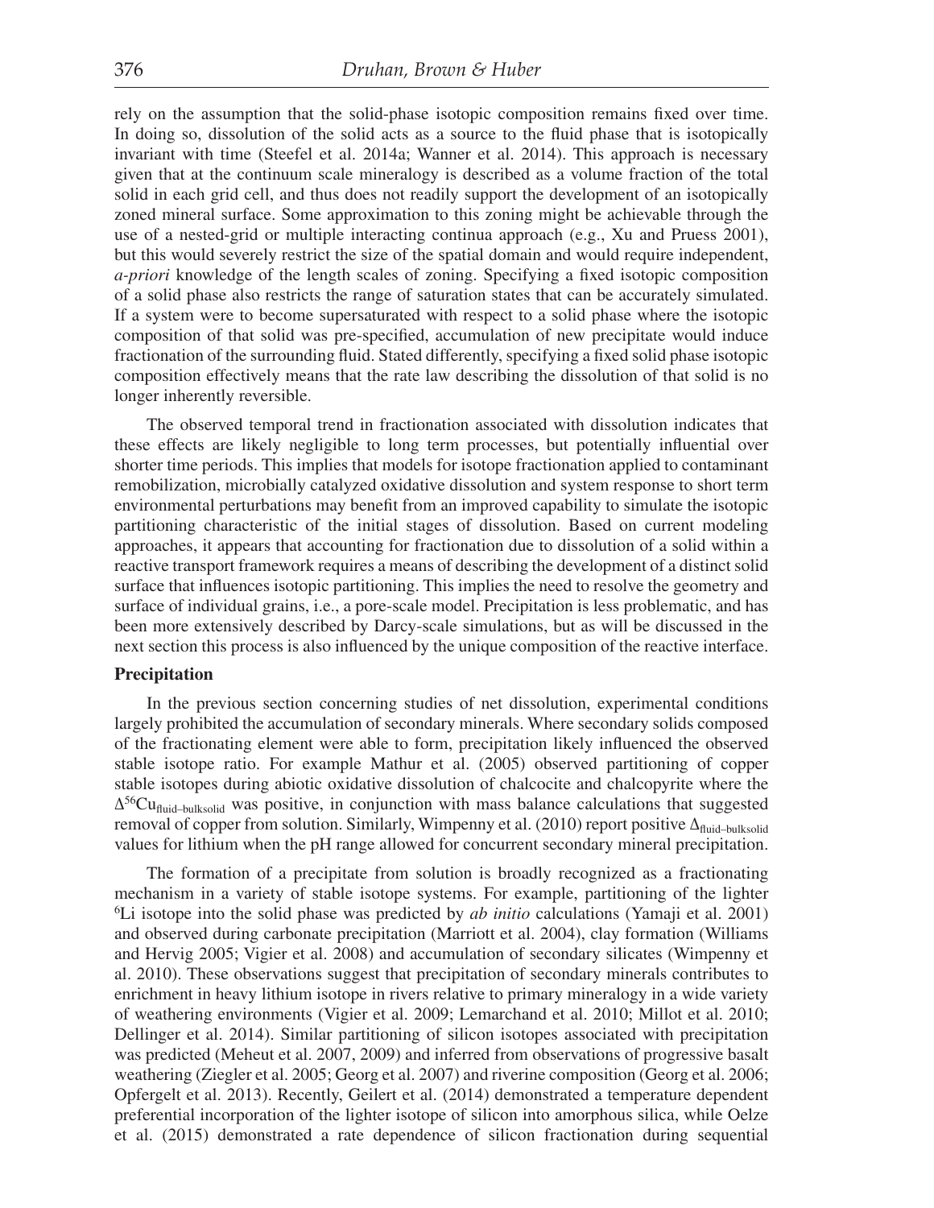rely on the assumption that the solid-phase isotopic composition remains fixed over time. In doing so, dissolution of the solid acts as a source to the fluid phase that is isotopically invariant with time (Steefel et al. 2014a; Wanner et al. 2014). This approach is necessary given that at the continuum scale mineralogy is described as a volume fraction of the total solid in each grid cell, and thus does not readily support the development of an isotopically zoned mineral surface. Some approximation to this zoning might be achievable through the use of a nested-grid or multiple interacting continua approach (e.g., Xu and Pruess 2001), but this would severely restrict the size of the spatial domain and would require independent, *a-priori* knowledge of the length scales of zoning. Specifying a fixed isotopic composition of a solid phase also restricts the range of saturation states that can be accurately simulated. If a system were to become supersaturated with respect to a solid phase where the isotopic composition of that solid was pre-specified, accumulation of new precipitate would induce fractionation of the surrounding fluid. Stated differently, specifying a fixed solid phase isotopic composition effectively means that the rate law describing the dissolution of that solid is no longer inherently reversible.

The observed temporal trend in fractionation associated with dissolution indicates that these effects are likely negligible to long term processes, but potentially influential over shorter time periods. This implies that models for isotope fractionation applied to contaminant remobilization, microbially catalyzed oxidative dissolution and system response to short term environmental perturbations may benefit from an improved capability to simulate the isotopic partitioning characteristic of the initial stages of dissolution. Based on current modeling approaches, it appears that accounting for fractionation due to dissolution of a solid within a reactive transport framework requires a means of describing the development of a distinct solid surface that influences isotopic partitioning. This implies the need to resolve the geometry and surface of individual grains, i.e., a pore-scale model. Precipitation is less problematic, and has been more extensively described by Darcy-scale simulations, but as will be discussed in the next section this process is also influenced by the unique composition of the reactive interface.

### Precipitation

In the previous section concerning studies of net dissolution, experimental conditions largely prohibited the accumulation of secondary minerals. Where secondary solids composed of the fractionating element were able to form, precipitation likely influenced the observed stable isotope ratio. For example Mathur et al. (2005) observed partitioning of copper stable isotopes during abiotic oxidative dissolution of chalcocite and chalcopyrite where the $\Delta^{56}Cu_{fluid-bulksolid}$ was positive, in conjunction with mass balance calculations that suggested removal of copper from solution. Similarly, Wimpenny et al. (2010) report positive $\Delta_{fluid-bulksolid}$ values for lithium when the pH range allowed for concurrent secondary mineral precipitation.

The formation of a precipitate from solution is broadly recognized as a fractionating mechanism in a variety of stable isotope systems. For example, partitioning of the lighter $^{6}Li$ isotope into the solid phase was predicted by *ab initio* calculations (Yamaji et al. 2001) and observed during carbonate precipitation (Marriott et al. 2004), clay formation (Williams and Hervig 2005; Vigier et al. 2008) and accumulation of secondary silicates (Wimpenny et al. 2010). These observations suggest that precipitation of secondary minerals contributes to enrichment in heavy lithium isotope in rivers relative to primary mineralogy in a wide variety of weathering environments (Vigier et al. 2009; Lemarchand et al. 2010; Millot et al. 2010; Dellinger et al. 2014). Similar partitioning of silicon isotopes associated with precipitation was predicted (Meheut et al. 2007, 2009) and inferred from observations of progressive basalt weathering (Ziegler et al. 2005; Georg et al. 2007) and riverine composition (Georg et al. 2006; Opfergelt et al. 2013). Recently, Geilert et al. (2014) demonstrated a temperature dependent preferential incorporation of the lighter isotope of silicon into amorphous silica, while Oelze et al. (2015) demonstrated a rate dependence of silicon fractionation during sequential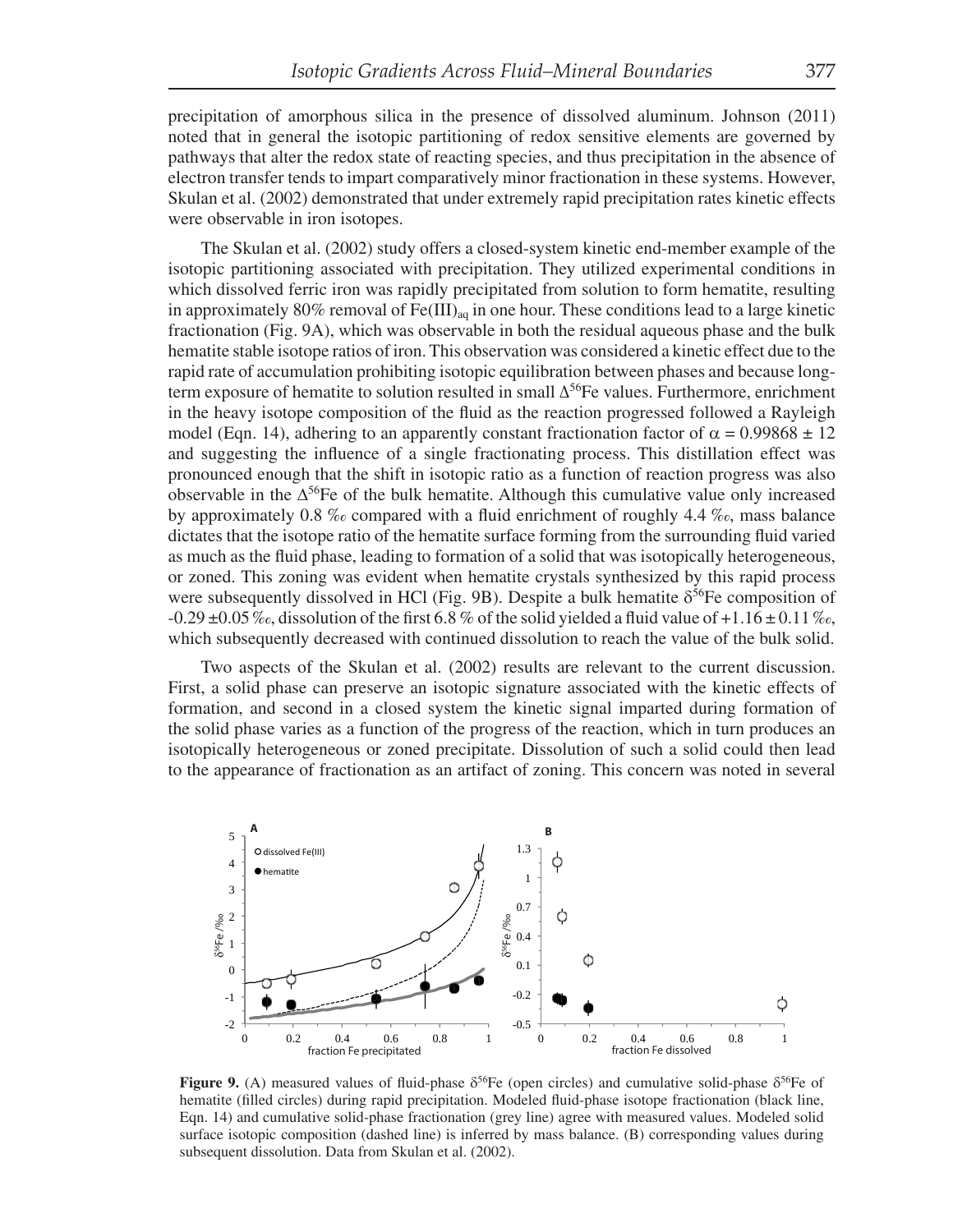precipitation of amorphous silica in the presence of dissolved aluminum. Johnson (2011) noted that in general the isotopic partitioning of redox sensitive elements are governed by pathways that alter the redox state of reacting species, and thus precipitation in the absence of electron transfer tends to impart comparatively minor fractionation in these systems. However, Skulan et al. (2002) demonstrated that under extremely rapid precipitation rates kinetic effects were observable in iron isotopes.

The Skulan et al. (2002) study offers a closed-system kinetic end-member example of the isotopic partitioning associated with precipitation. They utilized experimental conditions in which dissolved ferric iron was rapidly precipitated from solution to form hematite, resulting in approximately 80% removal of $Fe(III)_{aq}$ in one hour. These conditions lead to a large kinetic fractionation (Fig. 9A), which was observable in both the residual aqueous phase and the bulk hematite stable isotope ratios of iron. This observation was considered a kinetic effect due to the rapid rate of accumulation prohibiting isotopic equilibration between phases and because long-term exposure of hematite to solution resulted in small $\Delta^{56}$Fe values. Furthermore, enrichment in the heavy isotope composition of the fluid as the reaction progressed followed a Rayleigh model (Eqn. 14), adhering to an apparently constant fractionation factor of $\alpha = 0.99868 \pm 12$ and suggesting the influence of a single fractionating process. This distillation effect was pronounced enough that the shift in isotopic ratio as a function of reaction progress was also observable in the $\Delta^{56}$Fe of the bulk hematite. Although this cumulative value only increased by approximately 0.8 ‰ compared with a fluid enrichment of roughly 4.4 ‰, mass balance dictates that the isotope ratio of the hematite surface forming from the surrounding fluid varied as much as the fluid phase, leading to formation of a solid that was isotopically heterogeneous, or zoned. This zoning was evident when hematite crystals synthesized by this rapid process were subsequently dissolved in HCl (Fig. 9B). Despite a bulk hematite $\delta^{56}$Fe composition of $-0.29 \pm 0.05$ ‰, dissolution of the first 6.8 % of the solid yielded a fluid value of $+1.16 \pm 0.11$ ‰, which subsequently decreased with continued dissolution to reach the value of the bulk solid.

Two aspects of the Skulan et al. (2002) results are relevant to the current discussion. First, a solid phase can preserve an isotopic signature associated with the kinetic effects of formation, and second in a closed system the kinetic signal imparted during formation of the solid phase varies as a function of the progress of the reaction, which in turn produces an isotopically heterogeneous or zoned precipitate. Dissolution of such a solid could then lead to the appearance of fractionation as an artifact of zoning. This concern was noted in several

**Figure 9.** (A) measured values of fluid-phase $\delta^{56}$Fe (open circles) and cumulative solid-phase $\delta^{56}$Fe of hematite (filled circles) during rapid precipitation. Modeled fluid-phase isotope fractionation (black line, Eqn. 14) and cumulative solid-phase fractionation (grey line) agree with measured values. Modeled solid surface isotopic composition (dashed line) is inferred by mass balance. (B) corresponding values during subsequent dissolution. Data from Skulan et al. (2002).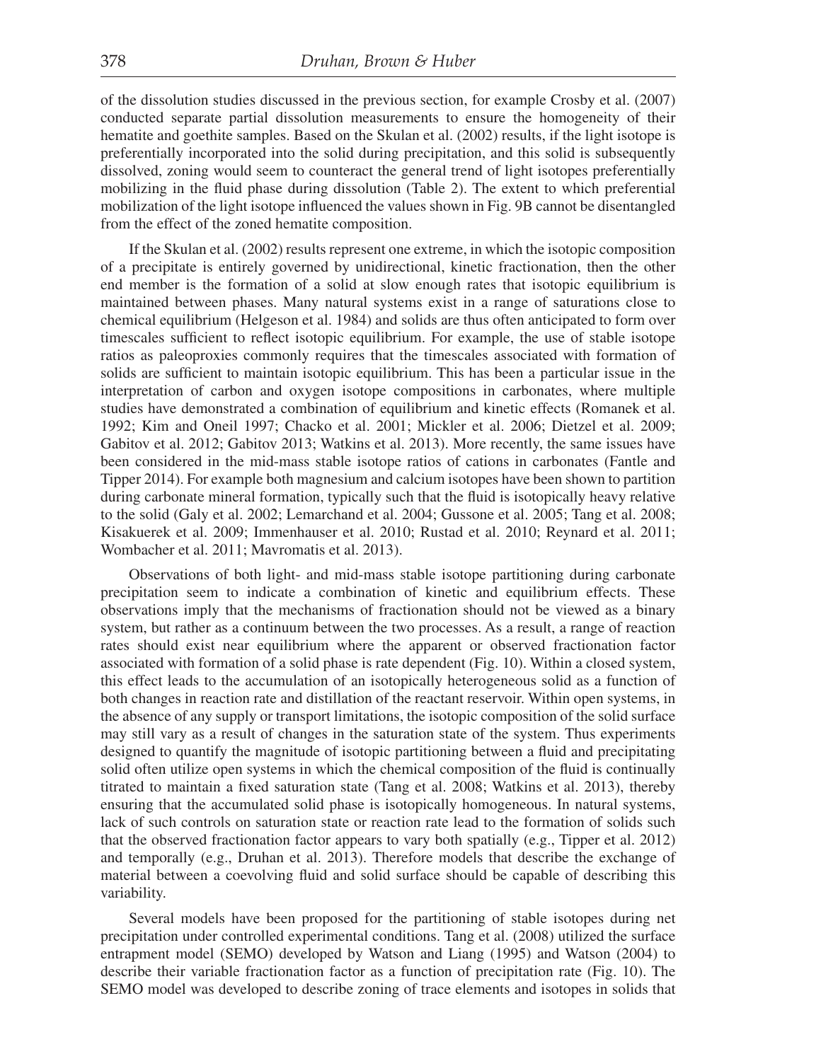of the dissolution studies discussed in the previous section, for example Crosby et al. (2007) conducted separate partial dissolution measurements to ensure the homogeneity of their hematite and goethite samples. Based on the Skulan et al. (2002) results, if the light isotope is preferentially incorporated into the solid during precipitation, and this solid is subsequently dissolved, zoning would seem to counteract the general trend of light isotopes preferentially mobilizing in the fluid phase during dissolution (Table 2). The extent to which preferential mobilization of the light isotope influenced the values shown in Fig. 9B cannot be disentangled from the effect of the zoned hematite composition.

If the Skulan et al. (2002) results represent one extreme, in which the isotopic composition of a precipitate is entirely governed by unidirectional, kinetic fractionation, then the other end member is the formation of a solid at slow enough rates that isotopic equilibrium is maintained between phases. Many natural systems exist in a range of saturations close to chemical equilibrium (Helgeson et al. 1984) and solids are thus often anticipated to form over timescales sufficient to reflect isotopic equilibrium. For example, the use of stable isotope ratios as paleoproxies commonly requires that the timescales associated with formation of solids are sufficient to maintain isotopic equilibrium. This has been a particular issue in the interpretation of carbon and oxygen isotope compositions in carbonates, where multiple studies have demonstrated a combination of equilibrium and kinetic effects (Romanek et al. 1992; Kim and Oneil 1997; Chacko et al. 2001; Mickler et al. 2006; Dietzel et al. 2009; Gabitov et al. 2012; Gabitov 2013; Watkins et al. 2013). More recently, the same issues have been considered in the mid-mass stable isotope ratios of cations in carbonates (Fantle and Tipper 2014). For example both magnesium and calcium isotopes have been shown to partition during carbonate mineral formation, typically such that the fluid is isotopically heavy relative to the solid (Galy et al. 2002; Lemarchand et al. 2004; Gussone et al. 2005; Tang et al. 2008; Kisakuerek et al. 2009; Immenhauser et al. 2010; Rustad et al. 2010; Reynard et al. 2011; Wombacher et al. 2011; Mavromatis et al. 2013).

Observations of both light- and mid-mass stable isotope partitioning during carbonate precipitation seem to indicate a combination of kinetic and equilibrium effects. These observations imply that the mechanisms of fractionation should not be viewed as a binary system, but rather as a continuum between the two processes. As a result, a range of reaction rates should exist near equilibrium where the apparent or observed fractionation factor associated with formation of a solid phase is rate dependent (Fig. 10). Within a closed system, this effect leads to the accumulation of an isotopically heterogeneous solid as a function of both changes in reaction rate and distillation of the reactant reservoir. Within open systems, in the absence of any supply or transport limitations, the isotopic composition of the solid surface may still vary as a result of changes in the saturation state of the system. Thus experiments designed to quantify the magnitude of isotopic partitioning between a fluid and precipitating solid often utilize open systems in which the chemical composition of the fluid is continually titrated to maintain a fixed saturation state (Tang et al. 2008; Watkins et al. 2013), thereby ensuring that the accumulated solid phase is isotopically homogeneous. In natural systems, lack of such controls on saturation state or reaction rate lead to the formation of solids such that the observed fractionation factor appears to vary both spatially (e.g., Tipper et al. 2012) and temporally (e.g., Druhan et al. 2013). Therefore models that describe the exchange of material between a coevolving fluid and solid surface should be capable of describing this variability.

Several models have been proposed for the partitioning of stable isotopes during net precipitation under controlled experimental conditions. Tang et al. (2008) utilized the surface entrapment model (SEMO) developed by Watson and Liang (1995) and Watson (2004) to describe their variable fractionation factor as a function of precipitation rate (Fig. 10). The SEMO model was developed to describe zoning of trace elements and isotopes in solids that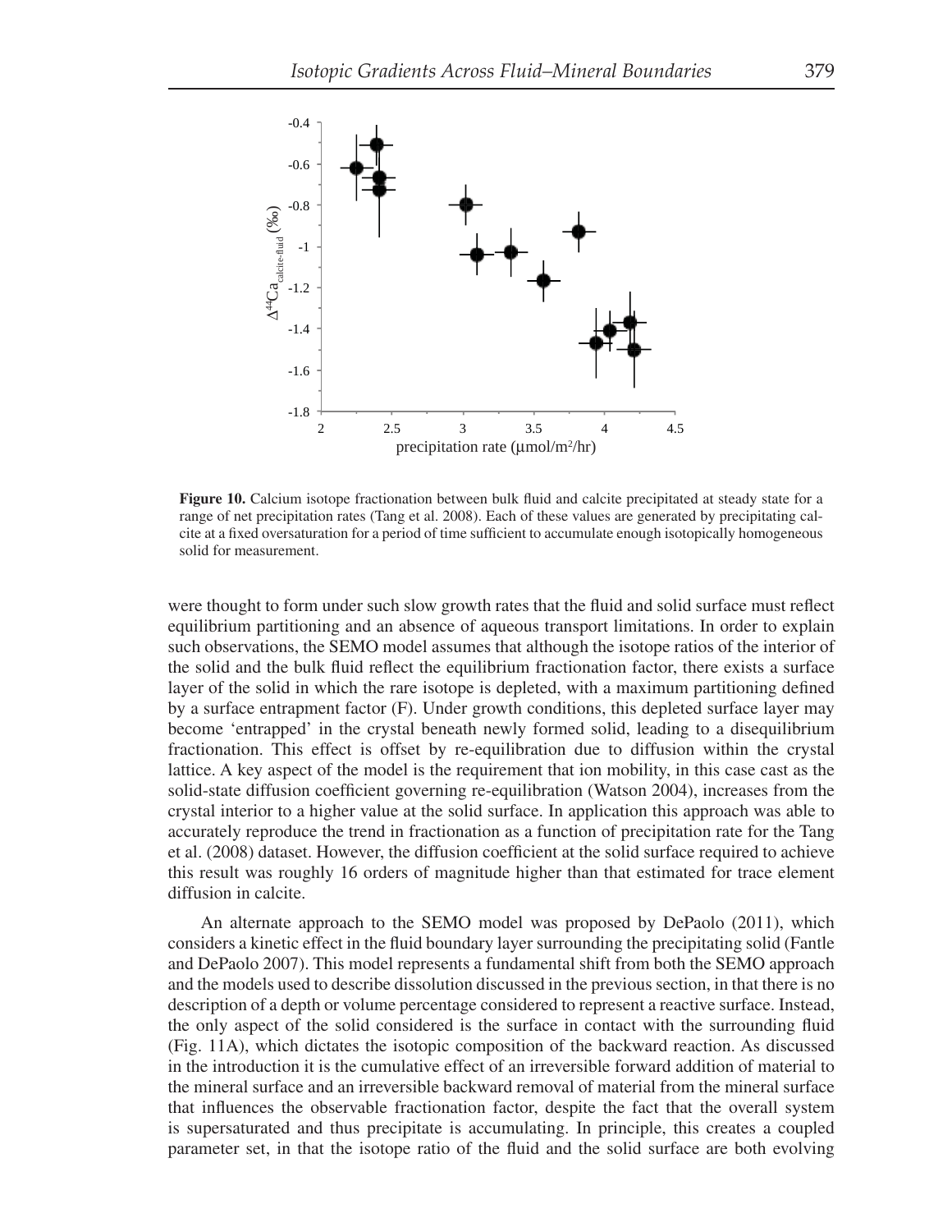**Figure 10.** Calcium isotope fractionation between bulk fluid and calcite precipitated at steady state for a range of net precipitation rates (Tang et al. 2008). Each of these values are generated by precipitating calcite at a fixed oversaturation for a period of time sufficient to accumulate enough isotopically homogeneous solid for measurement.

were thought to form under such slow growth rates that the fluid and solid surface must reflect equilibrium partitioning and an absence of aqueous transport limitations. In order to explain such observations, the SEMO model assumes that although the isotope ratios of the interior of the solid and the bulk fluid reflect the equilibrium fractionation factor, there exists a surface layer of the solid in which the rare isotope is depleted, with a maximum partitioning defined by a surface entrapment factor (F). Under growth conditions, this depleted surface layer may become 'entrapped' in the crystal beneath newly formed solid, leading to a disequilibrium fractionation. This effect is offset by re-equilibration due to diffusion within the crystal lattice. A key aspect of the model is the requirement that ion mobility, in this case cast as the solid-state diffusion coefficient governing re-equilibration (Watson 2004), increases from the crystal interior to a higher value at the solid surface. In application this approach was able to accurately reproduce the trend in fractionation as a function of precipitation rate for the Tang et al. (2008) dataset. However, the diffusion coefficient at the solid surface required to achieve this result was roughly 16 orders of magnitude higher than that estimated for trace element diffusion in calcite.

An alternate approach to the SEMO model was proposed by DePaolo (2011), which considers a kinetic effect in the fluid boundary layer surrounding the precipitating solid (Fantle and DePaolo 2007). This model represents a fundamental shift from both the SEMO approach and the models used to describe dissolution discussed in the previous section, in that there is no description of a depth or volume percentage considered to represent a reactive surface. Instead, the only aspect of the solid considered is the surface in contact with the surrounding fluid (Fig. 11A), which dictates the isotopic composition of the backward reaction. As discussed in the introduction it is the cumulative effect of an irreversible forward addition of material to the mineral surface and an irreversible backward removal of material from the mineral surface that influences the observable fractionation factor, despite the fact that the overall system is supersaturated and thus precipitate is accumulating. In principle, this creates a coupled parameter set, in that the isotope ratio of the fluid and the solid surface are both evolving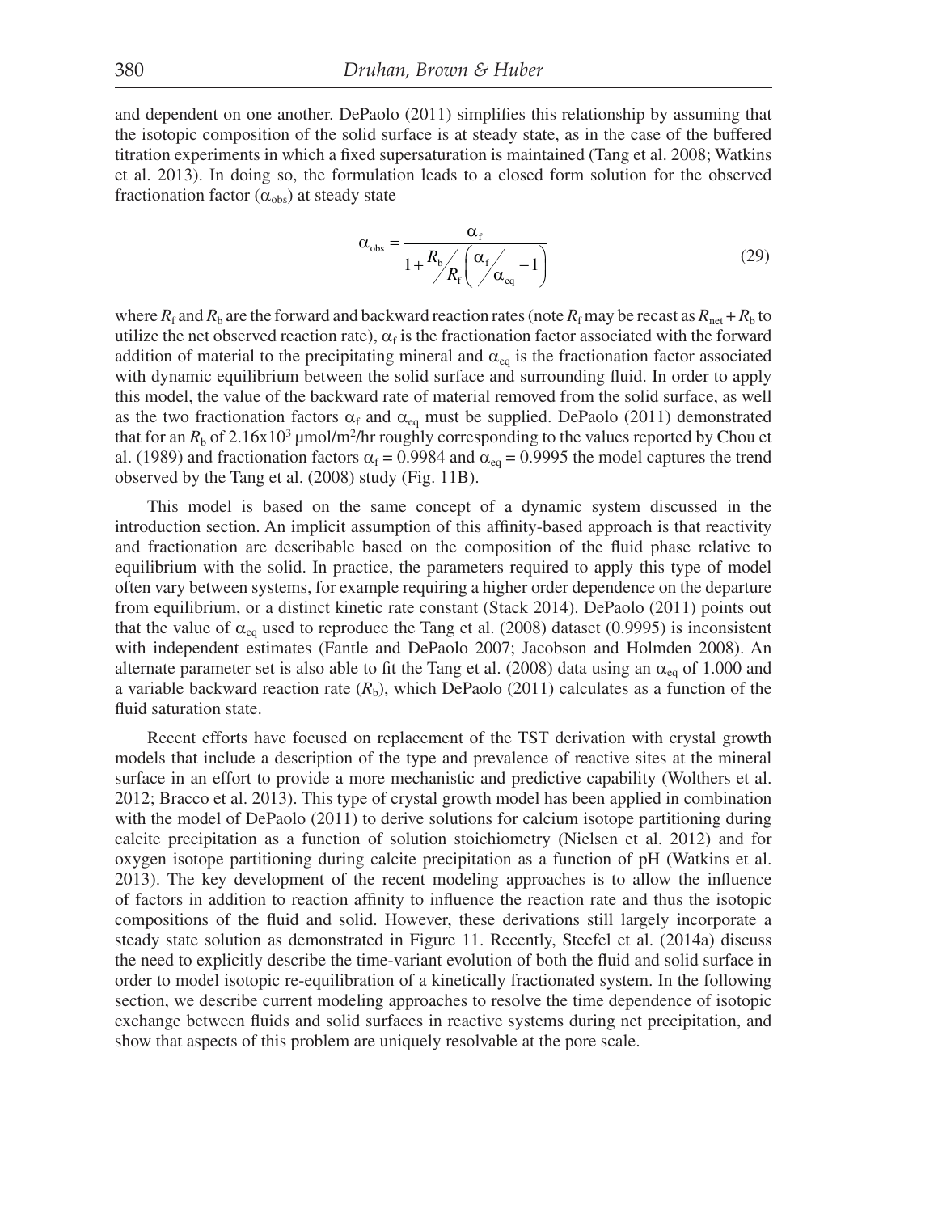and dependent on one another. DePaolo (2011) simplifies this relationship by assuming that the isotopic composition of the solid surface is at steady state, as in the case of the buffered titration experiments in which a fixed supersaturation is maintained (Tang et al. 2008; Watkins et al. 2013). In doing so, the formulation leads to a closed form solution for the observed fractionation factor ($\alpha_{obs}$) at steady state

$$\alpha_{obs} = \frac{\alpha_f}{1 + \frac{R_b}{R_f}\left(\frac{\alpha_f}{\alpha_{eq}} - 1\right)} \tag{29}$$

where $R_f$ and $R_b$ are the forward and backward reaction rates (note $R_f$ may be recast as $R_{net} + R_b$ to utilize the net observed reaction rate), $\alpha_f$ is the fractionation factor associated with the forward addition of material to the precipitating mineral and $\alpha_{eq}$ is the fractionation factor associated with dynamic equilibrium between the solid surface and surrounding fluid. In order to apply this model, the value of the backward rate of material removed from the solid surface, as well as the two fractionation factors $\alpha_f$ and $\alpha_{eq}$ must be supplied. DePaolo (2011) demonstrated that for an $R_b$ of $2.16\text{x}10^3$ μmol/m$^2$/hr roughly corresponding to the values reported by Chou et al. (1989) and fractionation factors $\alpha_f = 0.9984$ and $\alpha_{eq} = 0.9995$ the model captures the trend observed by the Tang et al. (2008) study (Fig. 11B).

This model is based on the same concept of a dynamic system discussed in the introduction section. An implicit assumption of this affinity-based approach is that reactivity and fractionation are describable based on the composition of the fluid phase relative to equilibrium with the solid. In practice, the parameters required to apply this type of model often vary between systems, for example requiring a higher order dependence on the departure from equilibrium, or a distinct kinetic rate constant (Stack 2014). DePaolo (2011) points out that the value of $\alpha_{eq}$ used to reproduce the Tang et al. (2008) dataset (0.9995) is inconsistent with independent estimates (Fantle and DePaolo 2007; Jacobson and Holmden 2008). An alternate parameter set is also able to fit the Tang et al. (2008) data using an $\alpha_{eq}$ of 1.000 and a variable backward reaction rate ($R_b$), which DePaolo (2011) calculates as a function of the fluid saturation state.

Recent efforts have focused on replacement of the TST derivation with crystal growth models that include a description of the type and prevalence of reactive sites at the mineral surface in an effort to provide a more mechanistic and predictive capability (Wolthers et al. 2012; Bracco et al. 2013). This type of crystal growth model has been applied in combination with the model of DePaolo (2011) to derive solutions for calcium isotope partitioning during calcite precipitation as a function of solution stoichiometry (Nielsen et al. 2012) and for oxygen isotope partitioning during calcite precipitation as a function of pH (Watkins et al. 2013). The key development of the recent modeling approaches is to allow the influence of factors in addition to reaction affinity to influence the reaction rate and thus the isotopic compositions of the fluid and solid. However, these derivations still largely incorporate a steady state solution as demonstrated in Figure 11. Recently, Steefel et al. (2014a) discuss the need to explicitly describe the time-variant evolution of both the fluid and solid surface in order to model isotopic re-equilibration of a kinetically fractionated system. In the following section, we describe current modeling approaches to resolve the time dependence of isotopic exchange between fluids and solid surfaces in reactive systems during net precipitation, and show that aspects of this problem are uniquely resolvable at the pore scale.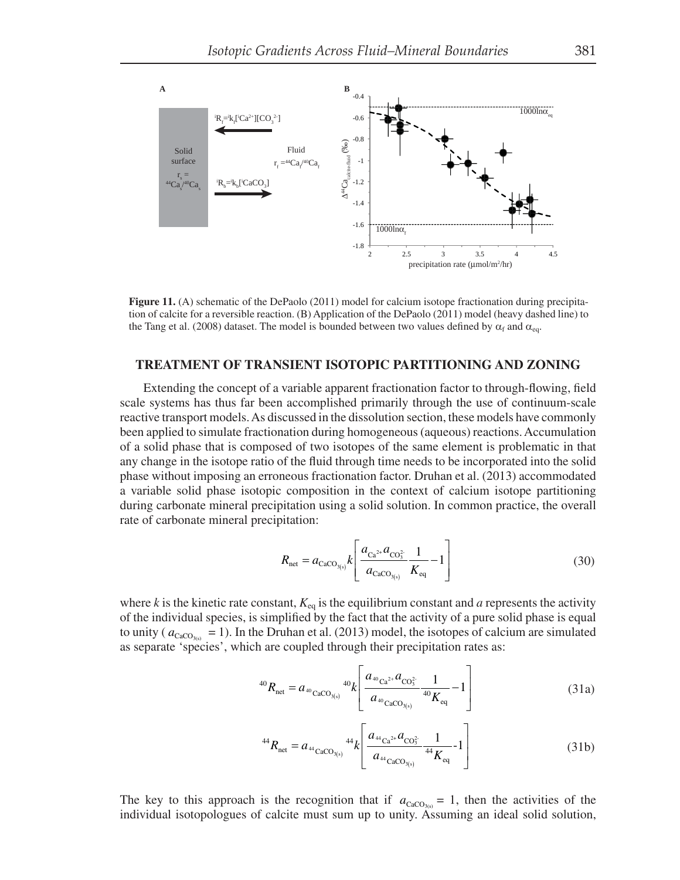**Figure 11.** (A) schematic of the DePaolo (2011) model for calcium isotope fractionation during precipitation of calcite for a reversible reaction. (B) Application of the DePaolo (2011) model (heavy dashed line) to the Tang et al. (2008) dataset. The model is bounded between two values defined by $\alpha_f$ and $\alpha_{eq}$.

## TREATMENT OF TRANSIENT ISOTOPIC PARTITIONING AND ZONING

Extending the concept of a variable apparent fractionation factor to through-flowing, field scale systems has thus far been accomplished primarily through the use of continuum-scale reactive transport models. As discussed in the dissolution section, these models have commonly been applied to simulate fractionation during homogeneous (aqueous) reactions. Accumulation of a solid phase that is composed of two isotopes of the same element is problematic in that any change in the isotope ratio of the fluid through time needs to be incorporated into the solid phase without imposing an erroneous fractionation factor. Druhan et al. (2013) accommodated a variable solid phase isotopic composition in the context of calcium isotope partitioning during carbonate mineral precipitation using a solid solution. In common practice, the overall rate of carbonate mineral precipitation:

$$R_{\text{net}} = a_{\text{CaCO}_{3(s)}} k \left[ \frac{a_{\text{Ca}^{2+}} a_{\text{CO}_3^{2-}}}{a_{\text{CaCO}_{3(s)}}} \frac{1}{K_{\text{eq}}} - 1 \right] \tag{30}$$

where $k$ is the kinetic rate constant, $K_{eq}$ is the equilibrium constant and $a$ represents the activity of the individual species, is simplified by the fact that the activity of a pure solid phase is equal to unity ( $a_{\text{CaCO}_{3(s)}}$ = 1). In the Druhan et al. (2013) model, the isotopes of calcium are simulated as separate 'species', which are coupled through their precipitation rates as:

$${}^{40}R_{\text{net}} = a_{{}^{40}\text{CaCO}_{3(s)}} {}^{40}k \left[ \frac{a_{{}^{40}\text{Ca}^{2+}} a_{\text{CO}_3^{2-}}}{a_{{}^{40}\text{CaCO}_{3(s)}}} \frac{1}{{}^{40}K_{\text{eq}}} - 1 \right] \tag{31a}$$

$${}^{44}R_{\text{net}} = a_{{}^{44}\text{CaCO}_{3(s)}} {}^{44}k \left[ \frac{a_{{}^{44}\text{Ca}^{2+}} a_{\text{CO}_3^{2-}}}{a_{{}^{44}\text{CaCO}_{3(s)}}} \frac{1}{{}^{44}K_{\text{eq}}} - 1 \right] \tag{31b}$$

The key to this approach is the recognition that if $a_{\text{CaCO}_{3(s)}}$ = 1, then the activities of the individual isotopologues of calcite must sum up to unity. Assuming an ideal solid solution,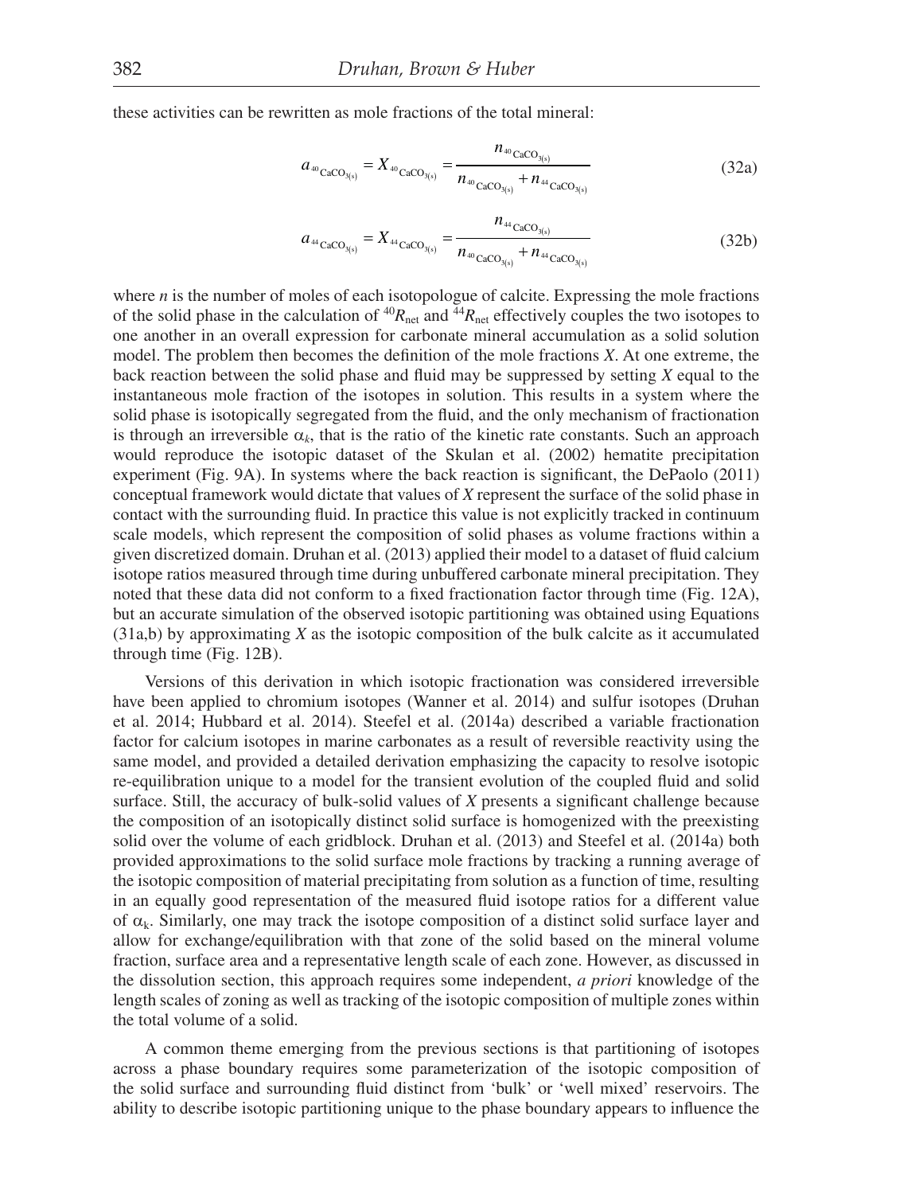these activities can be rewritten as mole fractions of the total mineral:

$$a_{^{40}\mathrm{CaCO}_{3(s)}} = X_{^{40}\mathrm{CaCO}_{3(s)}} = \frac{n_{^{40}\mathrm{CaCO}_{3(s)}}}{n_{^{40}\mathrm{CaCO}_{3(s)}} + n_{^{44}\mathrm{CaCO}_{3(s)}}} \tag{32a}$$

$$a_{^{44}\mathrm{CaCO}_{3(s)}} = X_{^{44}\mathrm{CaCO}_{3(s)}} = \frac{n_{^{44}\mathrm{CaCO}_{3(s)}}}{n_{^{40}\mathrm{CaCO}_{3(s)}} + n_{^{44}\mathrm{CaCO}_{3(s)}}} \tag{32b}$$

where $n$ is the number of moles of each isotopologue of calcite. Expressing the mole fractions of the solid phase in the calculation of $^{40}R_{\mathrm{net}}$ and $^{44}R_{\mathrm{net}}$ effectively couples the two isotopes to one another in an overall expression for carbonate mineral accumulation as a solid solution model. The problem then becomes the definition of the mole fractions $X$. At one extreme, the back reaction between the solid phase and fluid may be suppressed by setting $X$ equal to the instantaneous mole fraction of the isotopes in solution. This results in a system where the solid phase is isotopically segregated from the fluid, and the only mechanism of fractionation is through an irreversible $\alpha_k$, that is the ratio of the kinetic rate constants. Such an approach would reproduce the isotopic dataset of the Skulan et al. (2002) hematite precipitation experiment (Fig. 9A). In systems where the back reaction is significant, the DePaolo (2011) conceptual framework would dictate that values of $X$ represent the surface of the solid phase in contact with the surrounding fluid. In practice this value is not explicitly tracked in continuum scale models, which represent the composition of solid phases as volume fractions within a given discretized domain. Druhan et al. (2013) applied their model to a dataset of fluid calcium isotope ratios measured through time during unbuffered carbonate mineral precipitation. They noted that these data did not conform to a fixed fractionation factor through time (Fig. 12A), but an accurate simulation of the observed isotopic partitioning was obtained using Equations (31a,b) by approximating $X$ as the isotopic composition of the bulk calcite as it accumulated through time (Fig. 12B).

Versions of this derivation in which isotopic fractionation was considered irreversible have been applied to chromium isotopes (Wanner et al. 2014) and sulfur isotopes (Druhan et al. 2014; Hubbard et al. 2014). Steefel et al. (2014a) described a variable fractionation factor for calcium isotopes in marine carbonates as a result of reversible reactivity using the same model, and provided a detailed derivation emphasizing the capacity to resolve isotopic re-equilibration unique to a model for the transient evolution of the coupled fluid and solid surface. Still, the accuracy of bulk-solid values of $X$ presents a significant challenge because the composition of an isotopically distinct solid surface is homogenized with the preexisting solid over the volume of each gridblock. Druhan et al. (2013) and Steefel et al. (2014a) both provided approximations to the solid surface mole fractions by tracking a running average of the isotopic composition of material precipitating from solution as a function of time, resulting in an equally good representation of the measured fluid isotope ratios for a different value of $\alpha_k$. Similarly, one may track the isotope composition of a distinct solid surface layer and allow for exchange/equilibration with that zone of the solid based on the mineral volume fraction, surface area and a representative length scale of each zone. However, as discussed in the dissolution section, this approach requires some independent, *a priori* knowledge of the length scales of zoning as well as tracking of the isotopic composition of multiple zones within the total volume of a solid.

A common theme emerging from the previous sections is that partitioning of isotopes across a phase boundary requires some parameterization of the isotopic composition of the solid surface and surrounding fluid distinct from 'bulk' or 'well mixed' reservoirs. The ability to describe isotopic partitioning unique to the phase boundary appears to influence the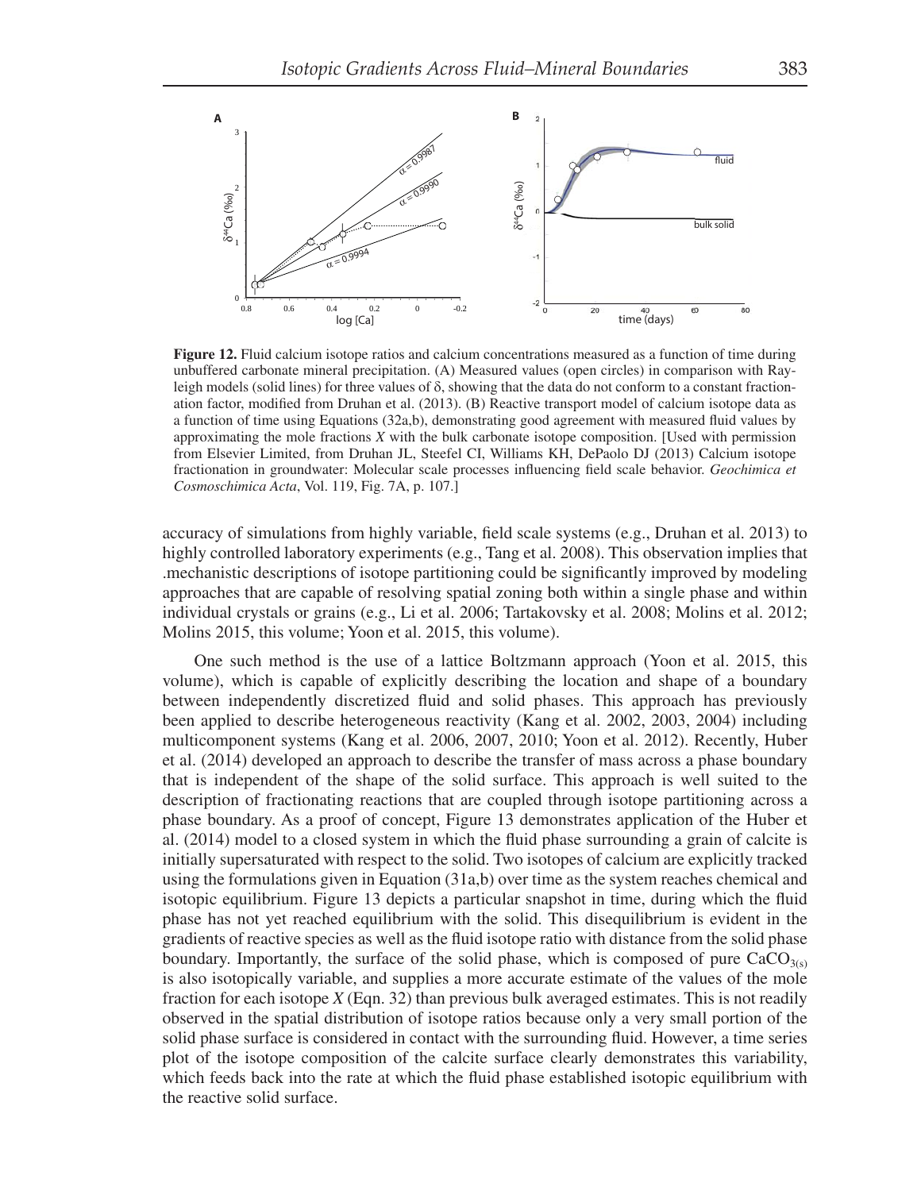**Figure 12.** Fluid calcium isotope ratios and calcium concentrations measured as a function of time during unbuffered carbonate mineral precipitation. (A) Measured values (open circles) in comparison with Rayleigh models (solid lines) for three values of δ, showing that the data do not conform to a constant fractionation factor, modified from Druhan et al. (2013). (B) Reactive transport model of calcium isotope data as a function of time using Equations (32a,b), demonstrating good agreement with measured fluid values by approximating the mole fractions *X* with the bulk carbonate isotope composition. [Used with permission from Elsevier Limited, from Druhan JL, Steefel CI, Williams KH, DePaolo DJ (2013) Calcium isotope fractionation in groundwater: Molecular scale processes influencing field scale behavior. *Geochimica et Cosmoschimica Acta*, Vol. 119, Fig. 7A, p. 107.]

accuracy of simulations from highly variable, field scale systems (e.g., Druhan et al. 2013) to highly controlled laboratory experiments (e.g., Tang et al. 2008). This observation implies that .mechanistic descriptions of isotope partitioning could be significantly improved by modeling approaches that are capable of resolving spatial zoning both within a single phase and within individual crystals or grains (e.g., Li et al. 2006; Tartakovsky et al. 2008; Molins et al. 2012; Molins 2015, this volume; Yoon et al. 2015, this volume).

One such method is the use of a lattice Boltzmann approach (Yoon et al. 2015, this volume), which is capable of explicitly describing the location and shape of a boundary between independently discretized fluid and solid phases. This approach has previously been applied to describe heterogeneous reactivity (Kang et al. 2002, 2003, 2004) including multicomponent systems (Kang et al. 2006, 2007, 2010; Yoon et al. 2012). Recently, Huber et al. (2014) developed an approach to describe the transfer of mass across a phase boundary that is independent of the shape of the solid surface. This approach is well suited to the description of fractionating reactions that are coupled through isotope partitioning across a phase boundary. As a proof of concept, Figure 13 demonstrates application of the Huber et al. (2014) model to a closed system in which the fluid phase surrounding a grain of calcite is initially supersaturated with respect to the solid. Two isotopes of calcium are explicitly tracked using the formulations given in Equation (31a,b) over time as the system reaches chemical and isotopic equilibrium. Figure 13 depicts a particular snapshot in time, during which the fluid phase has not yet reached equilibrium with the solid. This disequilibrium is evident in the gradients of reactive species as well as the fluid isotope ratio with distance from the solid phase boundary. Importantly, the surface of the solid phase, which is composed of pure $CaCO_{3(s)}$ is also isotopically variable, and supplies a more accurate estimate of the values of the mole fraction for each isotope *X* (Eqn. 32) than previous bulk averaged estimates. This is not readily observed in the spatial distribution of isotope ratios because only a very small portion of the solid phase surface is considered in contact with the surrounding fluid. However, a time series plot of the isotope composition of the calcite surface clearly demonstrates this variability, which feeds back into the rate at which the fluid phase established isotopic equilibrium with the reactive solid surface.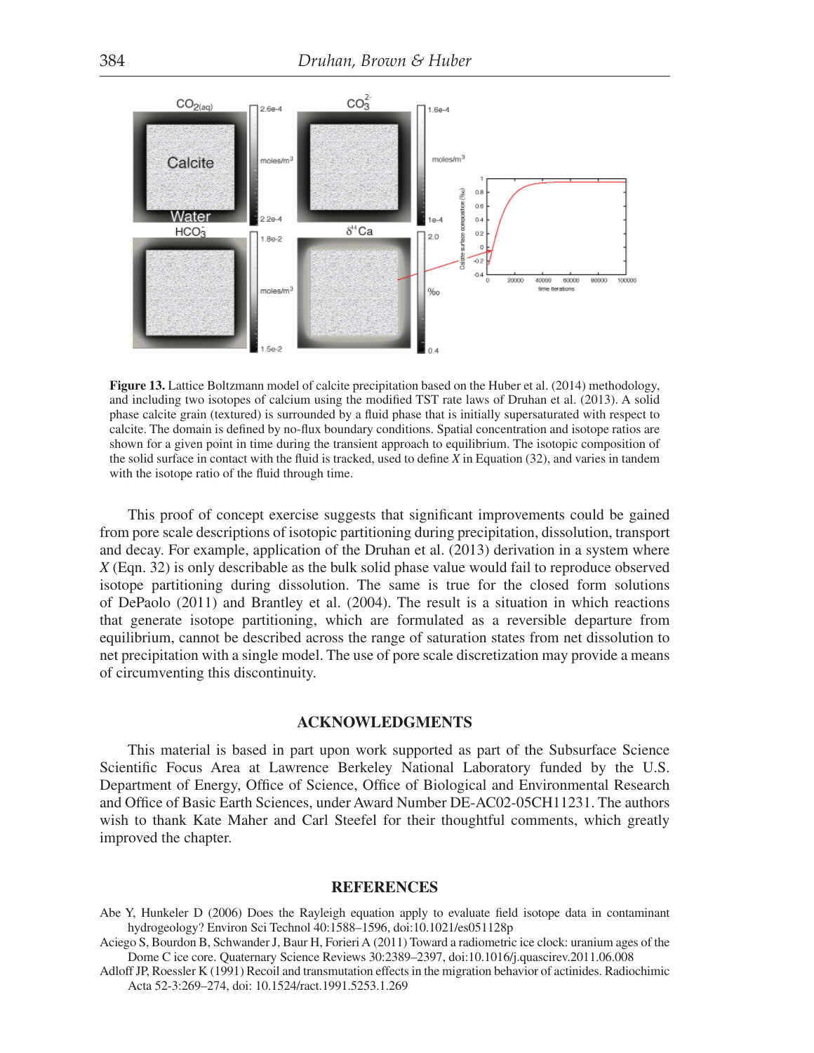**Figure 13.** Lattice Boltzmann model of calcite precipitation based on the Huber et al. (2014) methodology, and including two isotopes of calcium using the modified TST rate laws of Druhan et al. (2013). A solid phase calcite grain (textured) is surrounded by a fluid phase that is initially supersaturated with respect to calcite. The domain is defined by no-flux boundary conditions. Spatial concentration and isotope ratios are shown for a given point in time during the transient approach to equilibrium. The isotopic composition of the solid surface in contact with the fluid is tracked, used to define $X$ in Equation (32), and varies in tandem with the isotope ratio of the fluid through time.

This proof of concept exercise suggests that significant improvements could be gained from pore scale descriptions of isotopic partitioning during precipitation, dissolution, transport and decay. For example, application of the Druhan et al. (2013) derivation in a system where $X$ (Eqn. 32) is only describable as the bulk solid phase value would fail to reproduce observed isotope partitioning during dissolution. The same is true for the closed form solutions of DePaolo (2011) and Brantley et al. (2004). The result is a situation in which reactions that generate isotope partitioning, which are formulated as a reversible departure from equilibrium, cannot be described across the range of saturation states from net dissolution to net precipitation with a single model. The use of pore scale discretization may provide a means of circumventing this discontinuity.

## ACKNOWLEDGMENTS

This material is based in part upon work supported as part of the Subsurface Science Scientific Focus Area at Lawrence Berkeley National Laboratory funded by the U.S. Department of Energy, Office of Science, Office of Biological and Environmental Research and Office of Basic Earth Sciences, under Award Number DE-AC02-05CH11231. The authors wish to thank Kate Maher and Carl Steefel for their thoughtful comments, which greatly improved the chapter.

## REFERENCES

Abe Y, Hunkeler D (2006) Does the Rayleigh equation apply to evaluate field isotope data in contaminant hydrogeology? Environ Sci Technol 40:1588–1596, doi:10.1021/es051128p

Aciego S, Bourdon B, Schwander J, Baur H, Forieri A (2011) Toward a radiometric ice clock: uranium ages of the Dome C ice core. Quaternary Science Reviews 30:2389–2397, doi:10.1016/j.quascirev.2011.06.008

Adloff JP, Roessler K (1991) Recoil and transmutation effects in the migration behavior of actinides. Radiochimic Acta 52-3:269–274, doi: 10.1524/ract.1991.5253.1.269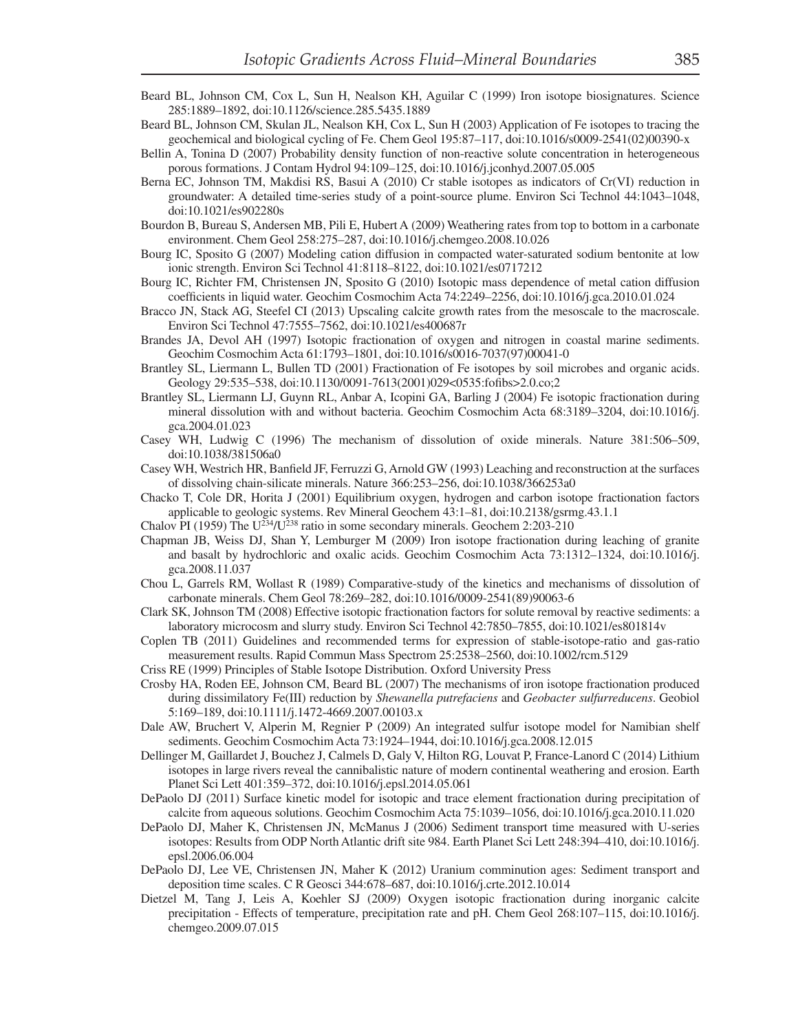Beard BL, Johnson CM, Cox L, Sun H, Nealson KH, Aguilar C (1999) Iron isotope biosignatures. Science 285:1889–1892, doi:10.1126/science.285.5435.1889

Beard BL, Johnson CM, Skulan JL, Nealson KH, Cox L, Sun H (2003) Application of Fe isotopes to tracing the geochemical and biological cycling of Fe. Chem Geol 195:87–117, doi:10.1016/s0009-2541(02)00390-x

Bellin A, Tonina D (2007) Probability density function of non-reactive solute concentration in heterogeneous porous formations. J Contam Hydrol 94:109–125, doi:10.1016/j.jconhyd.2007.05.005

Berna EC, Johnson TM, Makdisi RS, Basui A (2010) Cr stable isotopes as indicators of Cr(VI) reduction in groundwater: A detailed time-series study of a point-source plume. Environ Sci Technol 44:1043–1048, doi:10.1021/es902280s

Bourdon B, Bureau S, Andersen MB, Pili E, Hubert A (2009) Weathering rates from top to bottom in a carbonate environment. Chem Geol 258:275–287, doi:10.1016/j.chemgeo.2008.10.026

Bourg IC, Sposito G (2007) Modeling cation diffusion in compacted water-saturated sodium bentonite at low ionic strength. Environ Sci Technol 41:8118–8122, doi:10.1021/es0717212

Bourg IC, Richter FM, Christensen JN, Sposito G (2010) Isotopic mass dependence of metal cation diffusion coefficients in liquid water. Geochim Cosmochim Acta 74:2249–2256, doi:10.1016/j.gca.2010.01.024

Bracco JN, Stack AG, Steefel CI (2013) Upscaling calcite growth rates from the mesoscale to the macroscale. Environ Sci Technol 47:7555–7562, doi:10.1021/es400687r

Brandes JA, Devol AH (1997) Isotopic fractionation of oxygen and nitrogen in coastal marine sediments. Geochim Cosmochim Acta 61:1793–1801, doi:10.1016/s0016-7037(97)00041-0

Brantley SL, Liermann L, Bullen TD (2001) Fractionation of Fe isotopes by soil microbes and organic acids. Geology 29:535–538, doi:10.1130/0091-7613(2001)029<0535:fofibs>2.0.co;2

Brantley SL, Liermann LJ, Guynn RL, Anbar A, Icopini GA, Barling J (2004) Fe isotopic fractionation during mineral dissolution with and without bacteria. Geochim Cosmochim Acta 68:3189–3204, doi:10.1016/j.gca.2004.01.023

Casey WH, Ludwig C (1996) The mechanism of dissolution of oxide minerals. Nature 381:506–509, doi:10.1038/381506a0

Casey WH, Westrich HR, Banfield JF, Ferruzzi G, Arnold GW (1993) Leaching and reconstruction at the surfaces of dissolving chain-silicate minerals. Nature 366:253–256, doi:10.1038/366253a0

Chacko T, Cole DR, Horita J (2001) Equilibrium oxygen, hydrogen and carbon isotope fractionation factors applicable to geologic systems. Rev Mineral Geochem 43:1–81, doi:10.2138/gsrmg.43.1.1

Chalov PI (1959) The $U^{234}/U^{238}$ ratio in some secondary minerals. Geochem 2:203-210

Chapman JB, Weiss DJ, Shan Y, Lemburger M (2009) Iron isotope fractionation during leaching of granite and basalt by hydrochloric and oxalic acids. Geochim Cosmochim Acta 73:1312–1324, doi:10.1016/j.gca.2008.11.037

Chou L, Garrels RM, Wollast R (1989) Comparative-study of the kinetics and mechanisms of dissolution of carbonate minerals. Chem Geol 78:269–282, doi:10.1016/0009-2541(89)90063-6

Clark SK, Johnson TM (2008) Effective isotopic fractionation factors for solute removal by reactive sediments: a laboratory microcosm and slurry study. Environ Sci Technol 42:7850–7855, doi:10.1021/es801814v

Coplen TB (2011) Guidelines and recommended terms for expression of stable-isotope-ratio and gas-ratio measurement results. Rapid Commun Mass Spectrom 25:2538–2560, doi:10.1002/rcm.5129

Criss RE (1999) Principles of Stable Isotope Distribution. Oxford University Press

Crosby HA, Roden EE, Johnson CM, Beard BL (2007) The mechanisms of iron isotope fractionation produced during dissimilatory Fe(III) reduction by *Shewanella putrefaciens* and *Geobacter sulfurreducens*. Geobiol 5:169–189, doi:10.1111/j.1472-4669.2007.00103.x

Dale AW, Bruchert V, Alperin M, Regnier P (2009) An integrated sulfur isotope model for Namibian shelf sediments. Geochim Cosmochim Acta 73:1924–1944, doi:10.1016/j.gca.2008.12.015

Dellinger M, Gaillardet J, Bouchez J, Calmels D, Galy V, Hilton RG, Louvat P, France-Lanord C (2014) Lithium isotopes in large rivers reveal the cannibalistic nature of modern continental weathering and erosion. Earth Planet Sci Lett 401:359–372, doi:10.1016/j.epsl.2014.05.061

DePaolo DJ (2011) Surface kinetic model for isotopic and trace element fractionation during precipitation of calcite from aqueous solutions. Geochim Cosmochim Acta 75:1039–1056, doi:10.1016/j.gca.2010.11.020

DePaolo DJ, Maher K, Christensen JN, McManus J (2006) Sediment transport time measured with U-series isotopes: Results from ODP North Atlantic drift site 984. Earth Planet Sci Lett 248:394–410, doi:10.1016/j.epsl.2006.06.004

DePaolo DJ, Lee VE, Christensen JN, Maher K (2012) Uranium comminution ages: Sediment transport and deposition time scales. C R Geosci 344:678–687, doi:10.1016/j.crte.2012.10.014

Dietzel M, Tang J, Leis A, Koehler SJ (2009) Oxygen isotopic fractionation during inorganic calcite precipitation - Effects of temperature, precipitation rate and pH. Chem Geol 268:107–115, doi:10.1016/j.chemgeo.2009.07.015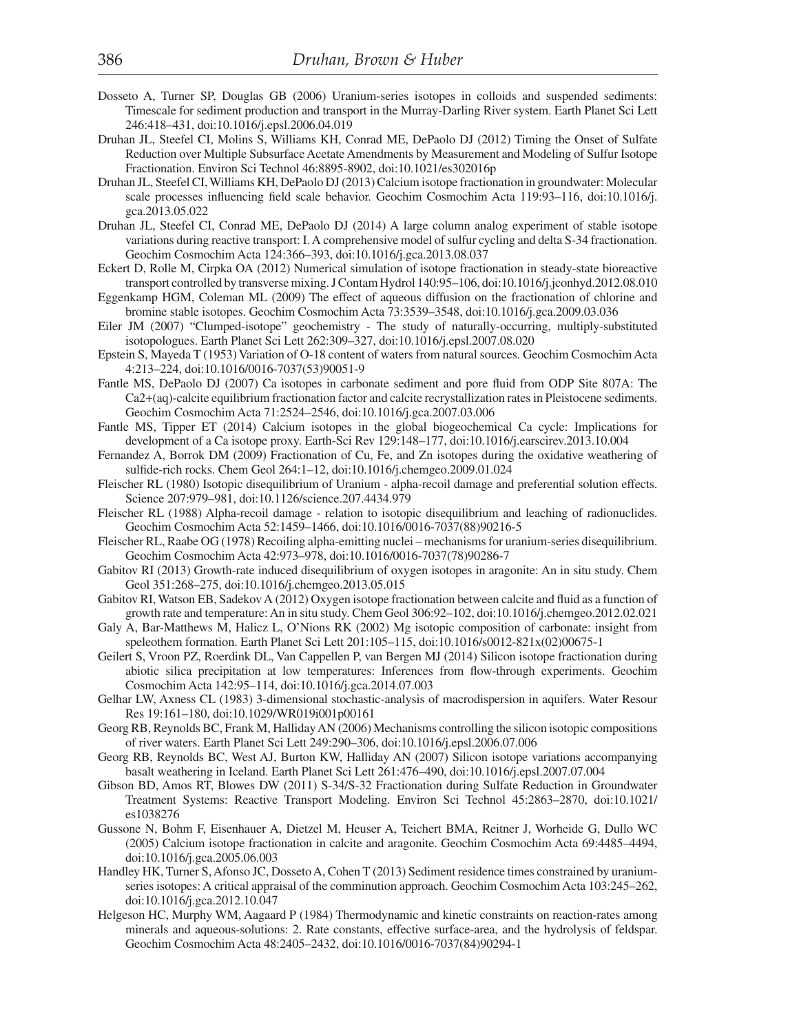Dosseto A, Turner SP, Douglas GB (2006) Uranium-series isotopes in colloids and suspended sediments: Timescale for sediment production and transport in the Murray-Darling River system. Earth Planet Sci Lett 246:418–431, doi:10.1016/j.epsl.2006.04.019

Druhan JL, Steefel CI, Molins S, Williams KH, Conrad ME, DePaolo DJ (2012) Timing the Onset of Sulfate Reduction over Multiple Subsurface Acetate Amendments by Measurement and Modeling of Sulfur Isotope Fractionation. Environ Sci Technol 46:8895-8902, doi:10.1021/es302016p

Druhan JL, Steefel CI, Williams KH, DePaolo DJ (2013) Calcium isotope fractionation in groundwater: Molecular scale processes influencing field scale behavior. Geochim Cosmochim Acta 119:93–116, doi:10.1016/j.gca.2013.05.022

Druhan JL, Steefel CI, Conrad ME, DePaolo DJ (2014) A large column analog experiment of stable isotope variations during reactive transport: I. A comprehensive model of sulfur cycling and delta S-34 fractionation. Geochim Cosmochim Acta 124:366–393, doi:10.1016/j.gca.2013.08.037

Eckert D, Rolle M, Cirpka OA (2012) Numerical simulation of isotope fractionation in steady-state bioreactive transport controlled by transverse mixing. J Contam Hydrol 140:95–106, doi:10.1016/j.jconhyd.2012.08.010

Eggenkamp HGM, Coleman ML (2009) The effect of aqueous diffusion on the fractionation of chlorine and bromine stable isotopes. Geochim Cosmochim Acta 73:3539–3548, doi:10.1016/j.gca.2009.03.036

Eiler JM (2007) "Clumped-isotope" geochemistry - The study of naturally-occurring, multiply-substituted isotopologues. Earth Planet Sci Lett 262:309–327, doi:10.1016/j.epsl.2007.08.020

Epstein S, Mayeda T (1953) Variation of O-18 content of waters from natural sources. Geochim Cosmochim Acta 4:213–224, doi:10.1016/0016-7037(53)90051-9

Fantle MS, DePaolo DJ (2007) Ca isotopes in carbonate sediment and pore fluid from ODP Site 807A: The Ca2+(aq)-calcite equilibrium fractionation factor and calcite recrystallization rates in Pleistocene sediments. Geochim Cosmochim Acta 71:2524–2546, doi:10.1016/j.gca.2007.03.006

Fantle MS, Tipper ET (2014) Calcium isotopes in the global biogeochemical Ca cycle: Implications for development of a Ca isotope proxy. Earth-Sci Rev 129:148–177, doi:10.1016/j.earscirev.2013.10.004

Fernandez A, Borrok DM (2009) Fractionation of Cu, Fe, and Zn isotopes during the oxidative weathering of sulfide-rich rocks. Chem Geol 264:1–12, doi:10.1016/j.chemgeo.2009.01.024

Fleischer RL (1980) Isotopic disequilibrium of Uranium - alpha-recoil damage and preferential solution effects. Science 207:979–981, doi:10.1126/science.207.4434.979

Fleischer RL (1988) Alpha-recoil damage - relation to isotopic disequilibrium and leaching of radionuclides. Geochim Cosmochim Acta 52:1459–1466, doi:10.1016/0016-7037(88)90216-5

Fleischer RL, Raabe OG (1978) Recoiling alpha-emitting nuclei – mechanisms for uranium-series disequilibrium. Geochim Cosmochim Acta 42:973–978, doi:10.1016/0016-7037(78)90286-7

Gabitov RI (2013) Growth-rate induced disequilibrium of oxygen isotopes in aragonite: An in situ study. Chem Geol 351:268–275, doi:10.1016/j.chemgeo.2013.05.015

Gabitov RI, Watson EB, Sadekov A (2012) Oxygen isotope fractionation between calcite and fluid as a function of growth rate and temperature: An in situ study. Chem Geol 306:92–102, doi:10.1016/j.chemgeo.2012.02.021

Galy A, Bar-Matthews M, Halicz L, O'Nions RK (2002) Mg isotopic composition of carbonate: insight from speleothem formation. Earth Planet Sci Lett 201:105–115, doi:10.1016/s0012-821x(02)00675-1

Geilert S, Vroon PZ, Roerdink DL, Van Cappellen P, van Bergen MJ (2014) Silicon isotope fractionation during abiotic silica precipitation at low temperatures: Inferences from flow-through experiments. Geochim Cosmochim Acta 142:95–114, doi:10.1016/j.gca.2014.07.003

Gelhar LW, Axness CL (1983) 3-dimensional stochastic-analysis of macrodispersion in aquifers. Water Resour Res 19:161–180, doi:10.1029/WR019i001p00161

Georg RB, Reynolds BC, Frank M, Halliday AN (2006) Mechanisms controlling the silicon isotopic compositions of river waters. Earth Planet Sci Lett 249:290–306, doi:10.1016/j.epsl.2006.07.006

Georg RB, Reynolds BC, West AJ, Burton KW, Halliday AN (2007) Silicon isotope variations accompanying basalt weathering in Iceland. Earth Planet Sci Lett 261:476–490, doi:10.1016/j.epsl.2007.07.004

Gibson BD, Amos RT, Blowes DW (2011) S-34/S-32 Fractionation during Sulfate Reduction in Groundwater Treatment Systems: Reactive Transport Modeling. Environ Sci Technol 45:2863–2870, doi:10.1021/es1038276

Gussone N, Bohm F, Eisenhauer A, Dietzel M, Heuser A, Teichert BMA, Reitner J, Worheide G, Dullo WC (2005) Calcium isotope fractionation in calcite and aragonite. Geochim Cosmochim Acta 69:4485–4494, doi:10.1016/j.gca.2005.06.003

Handley HK, Turner S, Afonso JC, Dosseto A, Cohen T (2013) Sediment residence times constrained by uranium-series isotopes: A critical appraisal of the comminution approach. Geochim Cosmochim Acta 103:245–262, doi:10.1016/j.gca.2012.10.047

Helgeson HC, Murphy WM, Aagaard P (1984) Thermodynamic and kinetic constraints on reaction-rates among minerals and aqueous-solutions: 2. Rate constants, effective surface-area, and the hydrolysis of feldspar. Geochim Cosmochim Acta 48:2405–2432, doi:10.1016/0016-7037(84)90294-1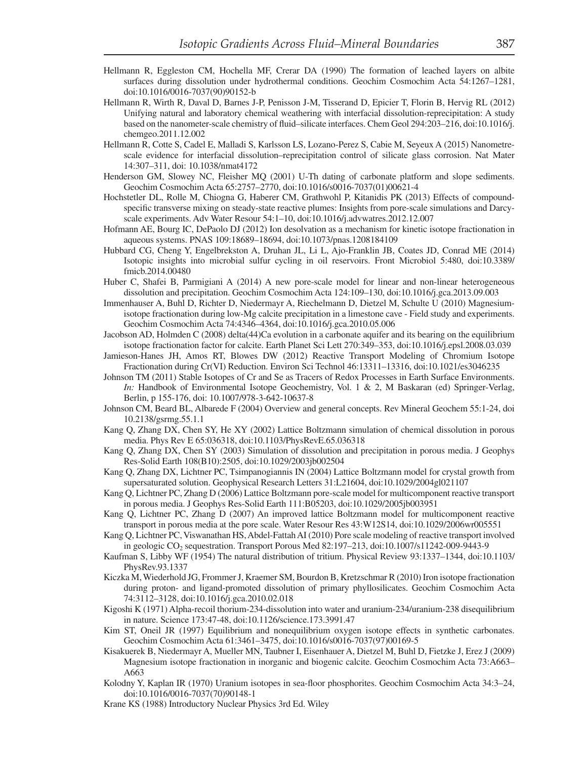Hellmann R, Eggleston CM, Hochella MF, Crerar DA (1990) The formation of leached layers on albite surfaces during dissolution under hydrothermal conditions. Geochim Cosmochim Acta 54:1267–1281, doi:10.1016/0016-7037(90)90152-b

Hellmann R, Wirth R, Daval D, Barnes J-P, Penisson J-M, Tisserand D, Epicier T, Florin B, Hervig RL (2012) Unifying natural and laboratory chemical weathering with interfacial dissolution-reprecipitation: A study based on the nanometer-scale chemistry of fluid–silicate interfaces. Chem Geol 294:203–216, doi:10.1016/j.chemgeo.2011.12.002

Hellmann R, Cotte S, Cadel E, Malladi S, Karlsson LS, Lozano-Perez S, Cabie M, Seyeux A (2015) Nanometre-scale evidence for interfacial dissolution–reprecipitation control of silicate glass corrosion. Nat Mater 14:307–311, doi: 10.1038/nmat4172

Henderson GM, Slowey NC, Fleisher MQ (2001) U-Th dating of carbonate platform and slope sediments. Geochim Cosmochim Acta 65:2757–2770, doi:10.1016/s0016-7037(01)00621-4

Hochstetler DL, Rolle M, Chiogna G, Haberer CM, Grathwohl P, Kitanidis PK (2013) Effects of compound-specific transverse mixing on steady-state reactive plumes: Insights from pore-scale simulations and Darcy-scale experiments. Adv Water Resour 54:1–10, doi:10.1016/j.advwatres.2012.12.007

Hofmann AE, Bourg IC, DePaolo DJ (2012) Ion desolvation as a mechanism for kinetic isotope fractionation in aqueous systems. PNAS 109:18689–18694, doi:10.1073/pnas.1208184109

Hubbard CG, Cheng Y, Engelbrekston A, Druhan JL, Li L, Ajo-Franklin JB, Coates JD, Conrad ME (2014) Isotopic insights into microbial sulfur cycling in oil reservoirs. Front Microbiol 5:480, doi:10.3389/fmicb.2014.00480

Huber C, Shafei B, Parmigiani A (2014) A new pore-scale model for linear and non-linear heterogeneous dissolution and precipitation. Geochim Cosmochim Acta 124:109–130, doi:10.1016/j.gca.2013.09.003

Immenhauser A, Buhl D, Richter D, Niedermayr A, Riechelmann D, Dietzel M, Schulte U (2010) Magnesium-isotope fractionation during low-Mg calcite precipitation in a limestone cave - Field study and experiments. Geochim Cosmochim Acta 74:4346–4364, doi:10.1016/j.gca.2010.05.006

Jacobson AD, Holmden C (2008) delta(44)Ca evolution in a carbonate aquifer and its bearing on the equilibrium isotope fractionation factor for calcite. Earth Planet Sci Lett 270:349–353, doi:10.1016/j.epsl.2008.03.039

Jamieson-Hanes JH, Amos RT, Blowes DW (2012) Reactive Transport Modeling of Chromium Isotope Fractionation during Cr(VI) Reduction. Environ Sci Technol 46:13311–13316, doi:10.1021/es3046235

Johnson TM (2011) Stable Isotopes of Cr and Se as Tracers of Redox Processes in Earth Surface Environments. *In:* Handbook of Environmental Isotope Geochemistry, Vol. 1 & 2, M Baskaran (ed) Springer-Verlag, Berlin, p 155-176, doi: 10.1007/978-3-642-10637-8

Johnson CM, Beard BL, Albarede F (2004) Overview and general concepts. Rev Mineral Geochem 55:1-24, doi 10.2138/gsrmg.55.1.1

Kang Q, Zhang DX, Chen SY, He XY (2002) Lattice Boltzmann simulation of chemical dissolution in porous media. Phys Rev E 65:036318, doi:10.1103/PhysRevE.65.036318

Kang Q, Zhang DX, Chen SY (2003) Simulation of dissolution and precipitation in porous media. J Geophys Res-Solid Earth 108(B10):2505, doi:10.1029/2003jb002504

Kang Q, Zhang DX, Lichtner PC, Tsimpanogiannis IN (2004) Lattice Boltzmann model for crystal growth from supersaturated solution. Geophysical Research Letters 31:L21604, doi:10.1029/2004gl021107

Kang Q, Lichtner PC, Zhang D (2006) Lattice Boltzmann pore-scale model for multicomponent reactive transport in porous media. J Geophys Res-Solid Earth 111:B05203, doi:10.1029/2005jb003951

Kang Q, Lichtner PC, Zhang D (2007) An improved lattice Boltzmann model for multicomponent reactive transport in porous media at the pore scale. Water Resour Res 43:W12S14, doi:10.1029/2006wr005551

Kang Q, Lichtner PC, Viswanathan HS, Abdel-Fattah AI (2010) Pore scale modeling of reactive transport involved in geologic $CO_2$ sequestration. Transport Porous Med 82:197–213, doi:10.1007/s11242-009-9443-9

Kaufman S, Libby WF (1954) The natural distribution of tritium. Physical Review 93:1337–1344, doi:10.1103/PhysRev.93.1337

Kiczka M, Wiederhold JG, Frommer J, Kraemer SM, Bourdon B, Kretzschmar R (2010) Iron isotope fractionation during proton- and ligand-promoted dissolution of primary phyllosilicates. Geochim Cosmochim Acta 74:3112–3128, doi:10.1016/j.gca.2010.02.018

Kigoshi K (1971) Alpha-recoil thorium-234-dissolution into water and uranium-234/uranium-238 disequilibrium in nature. Science 173:47-48, doi:10.1126/science.173.3991.47

Kim ST, Oneil JR (1997) Equilibrium and nonequilibrium oxygen isotope effects in synthetic carbonates. Geochim Cosmochim Acta 61:3461–3475, doi:10.1016/s0016-7037(97)00169-5

Kisakuerek B, Niedermayr A, Mueller MN, Taubner I, Eisenhauer A, Dietzel M, Buhl D, Fietzke J, Erez J (2009) Magnesium isotope fractionation in inorganic and biogenic calcite. Geochim Cosmochim Acta 73:A663–A663

Kolodny Y, Kaplan IR (1970) Uranium isotopes in sea-floor phosphorites. Geochim Cosmochim Acta 34:3–24, doi:10.1016/0016-7037(70)90148-1

Krane KS (1988) Introductory Nuclear Physics 3rd Ed. Wiley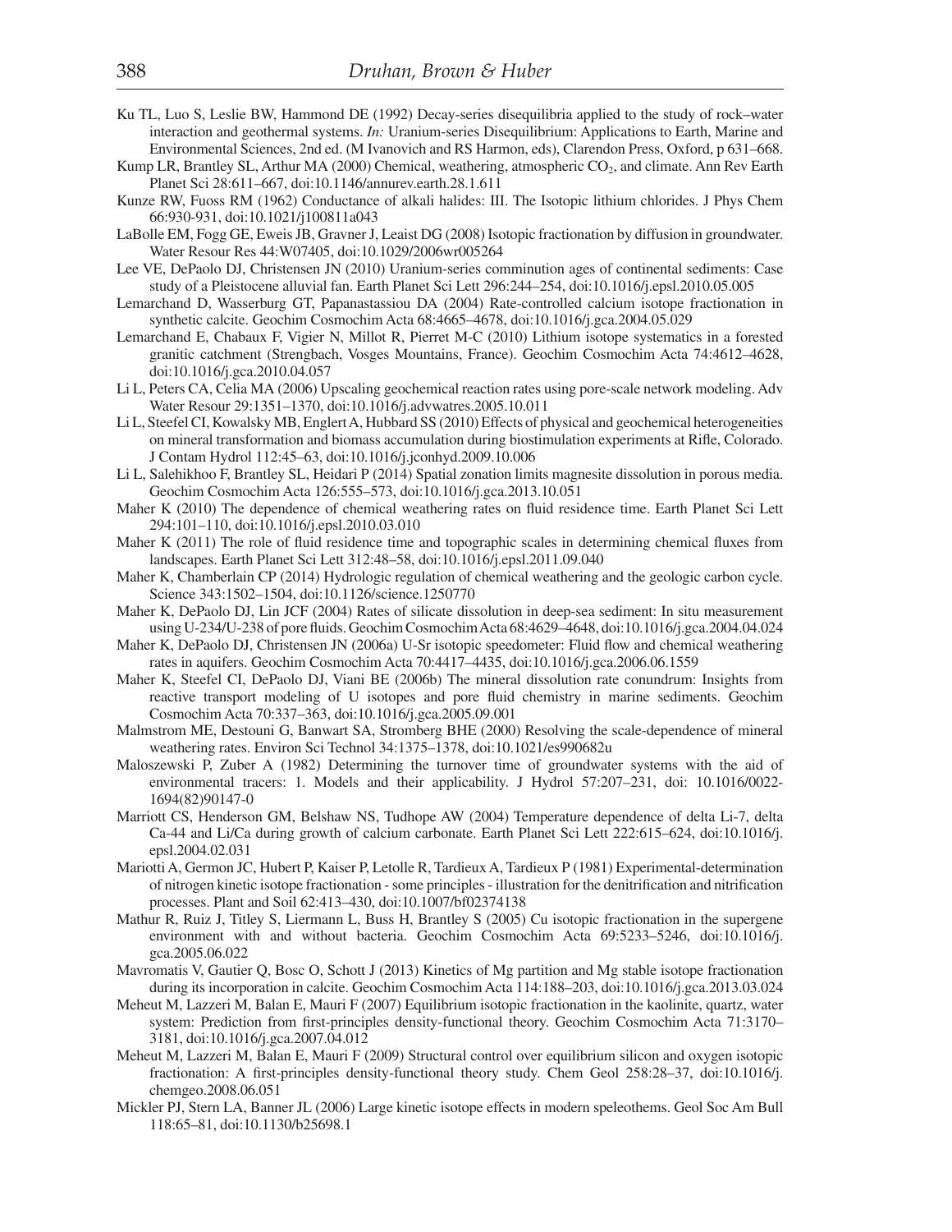Ku TL, Luo S, Leslie BW, Hammond DE (1992) Decay-series disequilibria applied to the study of rock–water interaction and geothermal systems. *In:* Uranium-series Disequilibrium: Applications to Earth, Marine and Environmental Sciences, 2nd ed. (M Ivanovich and RS Harmon, eds), Clarendon Press, Oxford, p 631–668.

Kump LR, Brantley SL, Arthur MA (2000) Chemical, weathering, atmospheric $CO_2$, and climate. Ann Rev Earth Planet Sci 28:611–667, doi:10.1146/annurev.earth.28.1.611

Kunze RW, Fuoss RM (1962) Conductance of alkali halides: III. The Isotopic lithium chlorides. J Phys Chem 66:930-931, doi:10.1021/j100811a043

LaBolle EM, Fogg GE, Eweis JB, Gravner J, Leaist DG (2008) Isotopic fractionation by diffusion in groundwater. Water Resour Res 44:W07405, doi:10.1029/2006wr005264

Lee VE, DePaolo DJ, Christensen JN (2010) Uranium-series comminution ages of continental sediments: Case study of a Pleistocene alluvial fan. Earth Planet Sci Lett 296:244–254, doi:10.1016/j.epsl.2010.05.005

Lemarchand D, Wasserburg GT, Papanastassiou DA (2004) Rate-controlled calcium isotope fractionation in synthetic calcite. Geochim Cosmochim Acta 68:4665–4678, doi:10.1016/j.gca.2004.05.029

Lemarchand E, Chabaux F, Vigier N, Millot R, Pierret M-C (2010) Lithium isotope systematics in a forested granitic catchment (Strengbach, Vosges Mountains, France). Geochim Cosmochim Acta 74:4612–4628, doi:10.1016/j.gca.2010.04.057

Li L, Peters CA, Celia MA (2006) Upscaling geochemical reaction rates using pore-scale network modeling. Adv Water Resour 29:1351–1370, doi:10.1016/j.advwatres.2005.10.011

Li L, Steefel CI, Kowalsky MB, Englert A, Hubbard SS (2010) Effects of physical and geochemical heterogeneities on mineral transformation and biomass accumulation during biostimulation experiments at Rifle, Colorado. J Contam Hydrol 112:45–63, doi:10.1016/j.jconhyd.2009.10.006

Li L, Salehikhoo F, Brantley SL, Heidari P (2014) Spatial zonation limits magnesite dissolution in porous media. Geochim Cosmochim Acta 126:555–573, doi:10.1016/j.gca.2013.10.051

Maher K (2010) The dependence of chemical weathering rates on fluid residence time. Earth Planet Sci Lett 294:101–110, doi:10.1016/j.epsl.2010.03.010

Maher K (2011) The role of fluid residence time and topographic scales in determining chemical fluxes from landscapes. Earth Planet Sci Lett 312:48–58, doi:10.1016/j.epsl.2011.09.040

Maher K, Chamberlain CP (2014) Hydrologic regulation of chemical weathering and the geologic carbon cycle. Science 343:1502–1504, doi:10.1126/science.1250770

Maher K, DePaolo DJ, Lin JCF (2004) Rates of silicate dissolution in deep-sea sediment: In situ measurement using U-234/U-238 of pore fluids. Geochim Cosmochim Acta 68:4629–4648, doi:10.1016/j.gca.2004.04.024

Maher K, DePaolo DJ, Christensen JN (2006a) U-Sr isotopic speedometer: Fluid flow and chemical weathering rates in aquifers. Geochim Cosmochim Acta 70:4417–4435, doi:10.1016/j.gca.2006.06.1559

Maher K, Steefel CI, DePaolo DJ, Viani BE (2006b) The mineral dissolution rate conundrum: Insights from reactive transport modeling of U isotopes and pore fluid chemistry in marine sediments. Geochim Cosmochim Acta 70:337–363, doi:10.1016/j.gca.2005.09.001

Malmstrom ME, Destouni G, Banwart SA, Stromberg BHE (2000) Resolving the scale-dependence of mineral weathering rates. Environ Sci Technol 34:1375–1378, doi:10.1021/es990682u

Maloszewski P, Zuber A (1982) Determining the turnover time of groundwater systems with the aid of environmental tracers: 1. Models and their applicability. J Hydrol 57:207–231, doi: 10.1016/0022-1694(82)90147-0

Marriott CS, Henderson GM, Belshaw NS, Tudhope AW (2004) Temperature dependence of delta Li-7, delta Ca-44 and Li/Ca during growth of calcium carbonate. Earth Planet Sci Lett 222:615–624, doi:10.1016/j.epsl.2004.02.031

Mariotti A, Germon JC, Hubert P, Kaiser P, Letolle R, Tardieux A, Tardieux P (1981) Experimental-determination of nitrogen kinetic isotope fractionation - some principles - illustration for the denitrification and nitrification processes. Plant and Soil 62:413–430, doi:10.1007/bf02374138

Mathur R, Ruiz J, Titley S, Liermann L, Buss H, Brantley S (2005) Cu isotopic fractionation in the supergene environment with and without bacteria. Geochim Cosmochim Acta 69:5233–5246, doi:10.1016/j.gca.2005.06.022

Mavromatis V, Gautier Q, Bosc O, Schott J (2013) Kinetics of Mg partition and Mg stable isotope fractionation during its incorporation in calcite. Geochim Cosmochim Acta 114:188–203, doi:10.1016/j.gca.2013.03.024

Meheut M, Lazzeri M, Balan E, Mauri F (2007) Equilibrium isotopic fractionation in the kaolinite, quartz, water system: Prediction from first-principles density-functional theory. Geochim Cosmochim Acta 71:3170–3181, doi:10.1016/j.gca.2007.04.012

Meheut M, Lazzeri M, Balan E, Mauri F (2009) Structural control over equilibrium silicon and oxygen isotopic fractionation: A first-principles density-functional theory study. Chem Geol 258:28–37, doi:10.1016/j.chemgeo.2008.06.051

Mickler PJ, Stern LA, Banner JL (2006) Large kinetic isotope effects in modern speleothems. Geol Soc Am Bull 118:65–81, doi:10.1130/b25698.1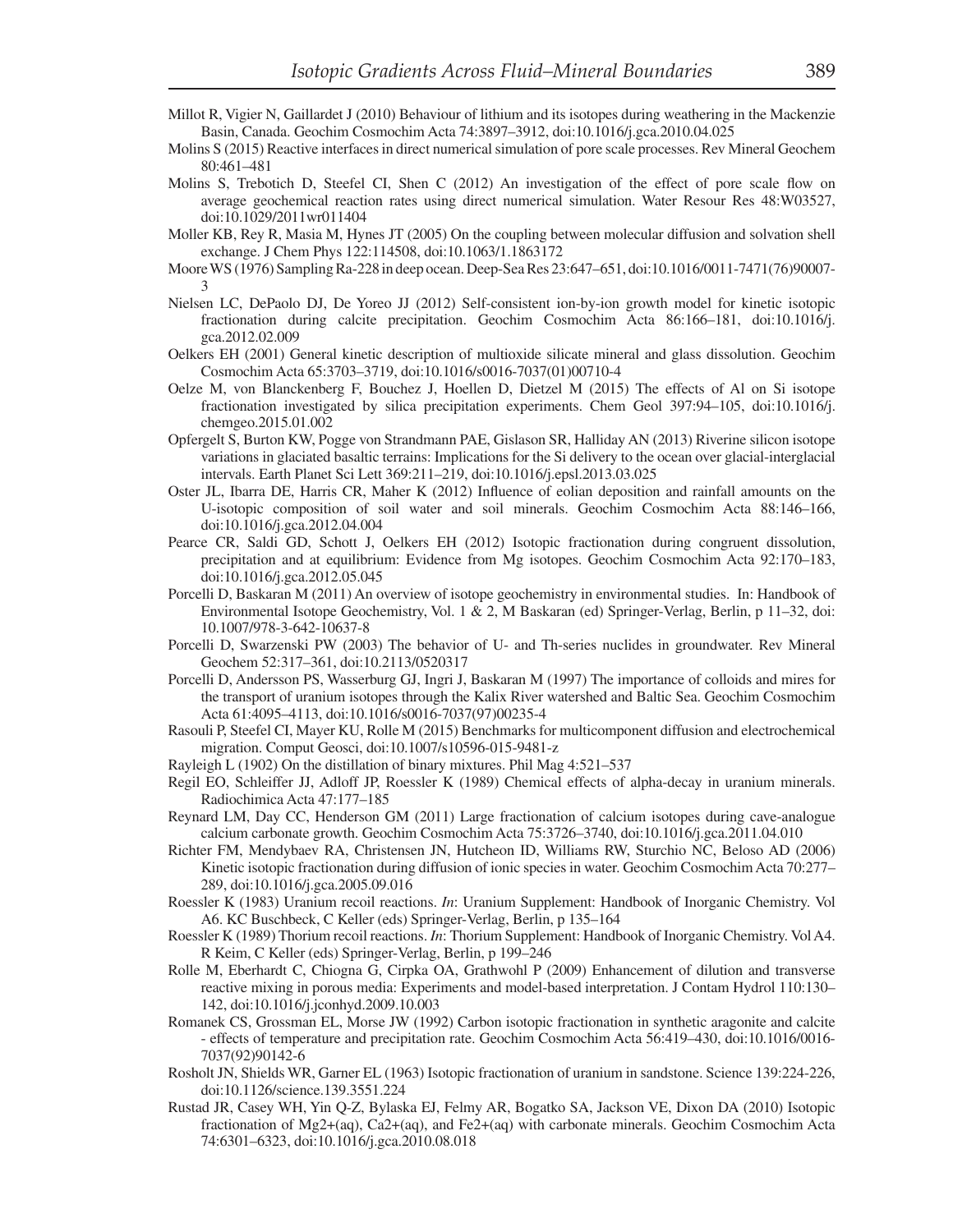Millot R, Vigier N, Gaillardet J (2010) Behaviour of lithium and its isotopes during weathering in the Mackenzie Basin, Canada. Geochim Cosmochim Acta 74:3897–3912, doi:10.1016/j.gca.2010.04.025

Molins S (2015) Reactive interfaces in direct numerical simulation of pore scale processes. Rev Mineral Geochem 80:461–481

Molins S, Trebotich D, Steefel CI, Shen C (2012) An investigation of the effect of pore scale flow on average geochemical reaction rates using direct numerical simulation. Water Resour Res 48:W03527, doi:10.1029/2011wr011404

Moller KB, Rey R, Masia M, Hynes JT (2005) On the coupling between molecular diffusion and solvation shell exchange. J Chem Phys 122:114508, doi:10.1063/1.1863172

Moore WS (1976) Sampling Ra-228 in deep ocean. Deep-Sea Res 23:647–651, doi:10.1016/0011-7471(76)90007-3

Nielsen LC, DePaolo DJ, De Yoreo JJ (2012) Self-consistent ion-by-ion growth model for kinetic isotopic fractionation during calcite precipitation. Geochim Cosmochim Acta 86:166–181, doi:10.1016/j.gca.2012.02.009

Oelkers EH (2001) General kinetic description of multioxide silicate mineral and glass dissolution. Geochim Cosmochim Acta 65:3703–3719, doi:10.1016/s0016-7037(01)00710-4

Oelze M, von Blanckenberg F, Bouchez J, Hoellen D, Dietzel M (2015) The effects of Al on Si isotope fractionation investigated by silica precipitation experiments. Chem Geol 397:94–105, doi:10.1016/j.chemgeo.2015.01.002

Opfergelt S, Burton KW, Pogge von Strandmann PAE, Gislason SR, Halliday AN (2013) Riverine silicon isotope variations in glaciated basaltic terrains: Implications for the Si delivery to the ocean over glacial-interglacial intervals. Earth Planet Sci Lett 369:211–219, doi:10.1016/j.epsl.2013.03.025

Oster JL, Ibarra DE, Harris CR, Maher K (2012) Influence of eolian deposition and rainfall amounts on the U-isotopic composition of soil water and soil minerals. Geochim Cosmochim Acta 88:146–166, doi:10.1016/j.gca.2012.04.004

Pearce CR, Saldi GD, Schott J, Oelkers EH (2012) Isotopic fractionation during congruent dissolution, precipitation and at equilibrium: Evidence from Mg isotopes. Geochim Cosmochim Acta 92:170–183, doi:10.1016/j.gca.2012.05.045

Porcelli D, Baskaran M (2011) An overview of isotope geochemistry in environmental studies. In: Handbook of Environmental Isotope Geochemistry, Vol. 1 & 2, M Baskaran (ed) Springer-Verlag, Berlin, p 11–32, doi: 10.1007/978-3-642-10637-8

Porcelli D, Swarzenski PW (2003) The behavior of U- and Th-series nuclides in groundwater. Rev Mineral Geochem 52:317–361, doi:10.2113/0520317

Porcelli D, Andersson PS, Wasserburg GJ, Ingri J, Baskaran M (1997) The importance of colloids and mires for the transport of uranium isotopes through the Kalix River watershed and Baltic Sea. Geochim Cosmochim Acta 61:4095–4113, doi:10.1016/s0016-7037(97)00235-4

Rasouli P, Steefel CI, Mayer KU, Rolle M (2015) Benchmarks for multicomponent diffusion and electrochemical migration. Comput Geosci, doi:10.1007/s10596-015-9481-z

Rayleigh L (1902) On the distillation of binary mixtures. Phil Mag 4:521–537

Regil EO, Schleiffer JJ, Adloff JP, Roessler K (1989) Chemical effects of alpha-decay in uranium minerals. Radiochimica Acta 47:177–185

Reynard LM, Day CC, Henderson GM (2011) Large fractionation of calcium isotopes during cave-analogue calcium carbonate growth. Geochim Cosmochim Acta 75:3726–3740, doi:10.1016/j.gca.2011.04.010

Richter FM, Mendybaev RA, Christensen JN, Hutcheon ID, Williams RW, Sturchio NC, Beloso AD (2006) Kinetic isotopic fractionation during diffusion of ionic species in water. Geochim Cosmochim Acta 70:277–289, doi:10.1016/j.gca.2005.09.016

Roessler K (1983) Uranium recoil reactions. *In*: Uranium Supplement: Handbook of Inorganic Chemistry. Vol A6. KC Buschbeck, C Keller (eds) Springer-Verlag, Berlin, p 135–164

Roessler K (1989) Thorium recoil reactions. *In*: Thorium Supplement: Handbook of Inorganic Chemistry. Vol A4. R Keim, C Keller (eds) Springer-Verlag, Berlin, p 199–246

Rolle M, Eberhardt C, Chiogna G, Cirpka OA, Grathwohl P (2009) Enhancement of dilution and transverse reactive mixing in porous media: Experiments and model-based interpretation. J Contam Hydrol 110:130–142, doi:10.1016/j.jconhyd.2009.10.003

Romanek CS, Grossman EL, Morse JW (1992) Carbon isotopic fractionation in synthetic aragonite and calcite - effects of temperature and precipitation rate. Geochim Cosmochim Acta 56:419–430, doi:10.1016/0016-7037(92)90142-6

Rosholt JN, Shields WR, Garner EL (1963) Isotopic fractionation of uranium in sandstone. Science 139:224-226, doi:10.1126/science.139.3551.224

Rustad JR, Casey WH, Yin Q-Z, Bylaska EJ, Felmy AR, Bogatko SA, Jackson VE, Dixon DA (2010) Isotopic fractionation of Mg2+(aq), Ca2+(aq), and Fe2+(aq) with carbonate minerals. Geochim Cosmochim Acta 74:6301–6323, doi:10.1016/j.gca.2010.08.018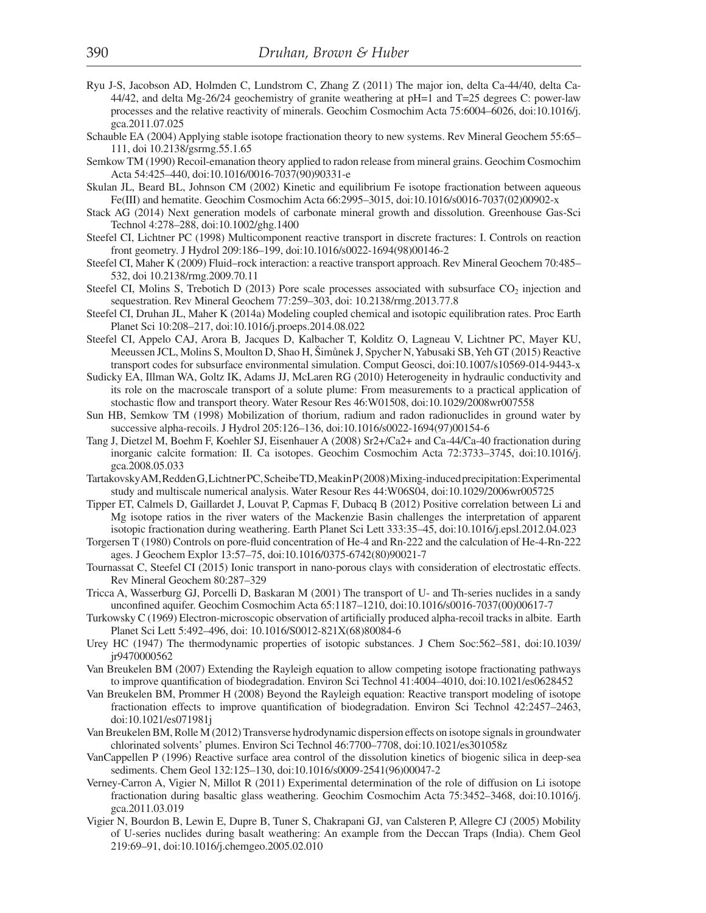Ryu J-S, Jacobson AD, Holmden C, Lundstrom C, Zhang Z (2011) The major ion, delta Ca-44/40, delta Ca-44/42, and delta Mg-26/24 geochemistry of granite weathering at pH=1 and T=25 degrees C: power-law processes and the relative reactivity of minerals. Geochim Cosmochim Acta 75:6004–6026, doi:10.1016/j.gca.2011.07.025

Schauble EA (2004) Applying stable isotope fractionation theory to new systems. Rev Mineral Geochem 55:65–111, doi 10.2138/gsrmg.55.1.65

Semkow TM (1990) Recoil-emanation theory applied to radon release from mineral grains. Geochim Cosmochim Acta 54:425–440, doi:10.1016/0016-7037(90)90331-e

Skulan JL, Beard BL, Johnson CM (2002) Kinetic and equilibrium Fe isotope fractionation between aqueous Fe(III) and hematite. Geochim Cosmochim Acta 66:2995–3015, doi:10.1016/s0016-7037(02)00902-x

Stack AG (2014) Next generation models of carbonate mineral growth and dissolution. Greenhouse Gas-Sci Technol 4:278–288, doi:10.1002/ghg.1400

Steefel CI, Lichtner PC (1998) Multicomponent reactive transport in discrete fractures: I. Controls on reaction front geometry. J Hydrol 209:186–199, doi:10.1016/s0022-1694(98)00146-2

Steefel CI, Maher K (2009) Fluid–rock interaction: a reactive transport approach. Rev Mineral Geochem 70:485–532, doi 10.2138/rmg.2009.70.11

Steefel CI, Molins S, Trebotich D (2013) Pore scale processes associated with subsurface $CO_2$ injection and sequestration. Rev Mineral Geochem 77:259–303, doi: 10.2138/rmg.2013.77.8

Steefel CI, Druhan JL, Maher K (2014a) Modeling coupled chemical and isotopic equilibration rates. Proc Earth Planet Sci 10:208–217, doi:10.1016/j.proeps.2014.08.022

Steefel CI, Appelo CAJ, Arora B, Jacques D, Kalbacher T, Kolditz O, Lagneau V, Lichtner PC, Mayer KU, Meeussen JCL, Molins S, Moulton D, Shao H, Šimůnek J, Spycher N, Yabusaki SB, Yeh GT (2015) Reactive transport codes for subsurface environmental simulation. Comput Geosci, doi:10.1007/s10569-014-9443-x

Sudicky EA, Illman WA, Goltz IK, Adams JJ, McLaren RG (2010) Heterogeneity in hydraulic conductivity and its role on the macroscale transport of a solute plume: From measurements to a practical application of stochastic flow and transport theory. Water Resour Res 46:W01508, doi:10.1029/2008wr007558

Sun HB, Semkow TM (1998) Mobilization of thorium, radium and radon radionuclides in ground water by successive alpha-recoils. J Hydrol 205:126–136, doi:10.1016/s0022-1694(97)00154-6

Tang J, Dietzel M, Boehm F, Koehler SJ, Eisenhauer A (2008) Sr2+/Ca2+ and Ca-44/Ca-40 fractionation during inorganic calcite formation: II. Ca isotopes. Geochim Cosmochim Acta 72:3733–3745, doi:10.1016/j.gca.2008.05.033

Tartakovsky AM, Redden G, Lichtner PC, Scheibe TD, Meakin P (2008) Mixing-induced precipitation: Experimental study and multiscale numerical analysis. Water Resour Res 44:W06S04, doi:10.1029/2006wr005725

Tipper ET, Calmels D, Gaillardet J, Louvat P, Capmas F, Dubacq B (2012) Positive correlation between Li and Mg isotope ratios in the river waters of the Mackenzie Basin challenges the interpretation of apparent isotopic fractionation during weathering. Earth Planet Sci Lett 333:35–45, doi:10.1016/j.epsl.2012.04.023

Torgersen T (1980) Controls on pore-fluid concentration of He-4 and Rn-222 and the calculation of He-4-Rn-222 ages. J Geochem Explor 13:57–75, doi:10.1016/0375-6742(80)90021-7

Tournassat C, Steefel CI (2015) Ionic transport in nano-porous clays with consideration of electrostatic effects. Rev Mineral Geochem 80:287–329

Tricca A, Wasserburg GJ, Porcelli D, Baskaran M (2001) The transport of U- and Th-series nuclides in a sandy unconfined aquifer. Geochim Cosmochim Acta 65:1187–1210, doi:10.1016/s0016-7037(00)00617-7

Turkowsky C (1969) Electron-microscopic observation of artificially produced alpha-recoil tracks in albite. Earth Planet Sci Lett 5:492–496, doi: 10.1016/S0012-821X(68)80084-6

Urey HC (1947) The thermodynamic properties of isotopic substances. J Chem Soc:562–581, doi:10.1039/jr9470000562

Van Breukelen BM (2007) Extending the Rayleigh equation to allow competing isotope fractionating pathways to improve quantification of biodegradation. Environ Sci Technol 41:4004–4010, doi:10.1021/es0628452

Van Breukelen BM, Prommer H (2008) Beyond the Rayleigh equation: Reactive transport modeling of isotope fractionation effects to improve quantification of biodegradation. Environ Sci Technol 42:2457–2463, doi:10.1021/es071981j

Van Breukelen BM, Rolle M (2012) Transverse hydrodynamic dispersion effects on isotope signals in groundwater chlorinated solvents' plumes. Environ Sci Technol 46:7700–7708, doi:10.1021/es301058z

VanCappellen P (1996) Reactive surface area control of the dissolution kinetics of biogenic silica in deep-sea sediments. Chem Geol 132:125–130, doi:10.1016/s0009-2541(96)00047-2

Verney-Carron A, Vigier N, Millot R (2011) Experimental determination of the role of diffusion on Li isotope fractionation during basaltic glass weathering. Geochim Cosmochim Acta 75:3452–3468, doi:10.1016/j.gca.2011.03.019

Vigier N, Bourdon B, Lewin E, Dupre B, Tuner S, Chakrapani GJ, van Calsteren P, Allegre CJ (2005) Mobility of U-series nuclides during basalt weathering: An example from the Deccan Traps (India). Chem Geol 219:69–91, doi:10.1016/j.chemgeo.2005.02.010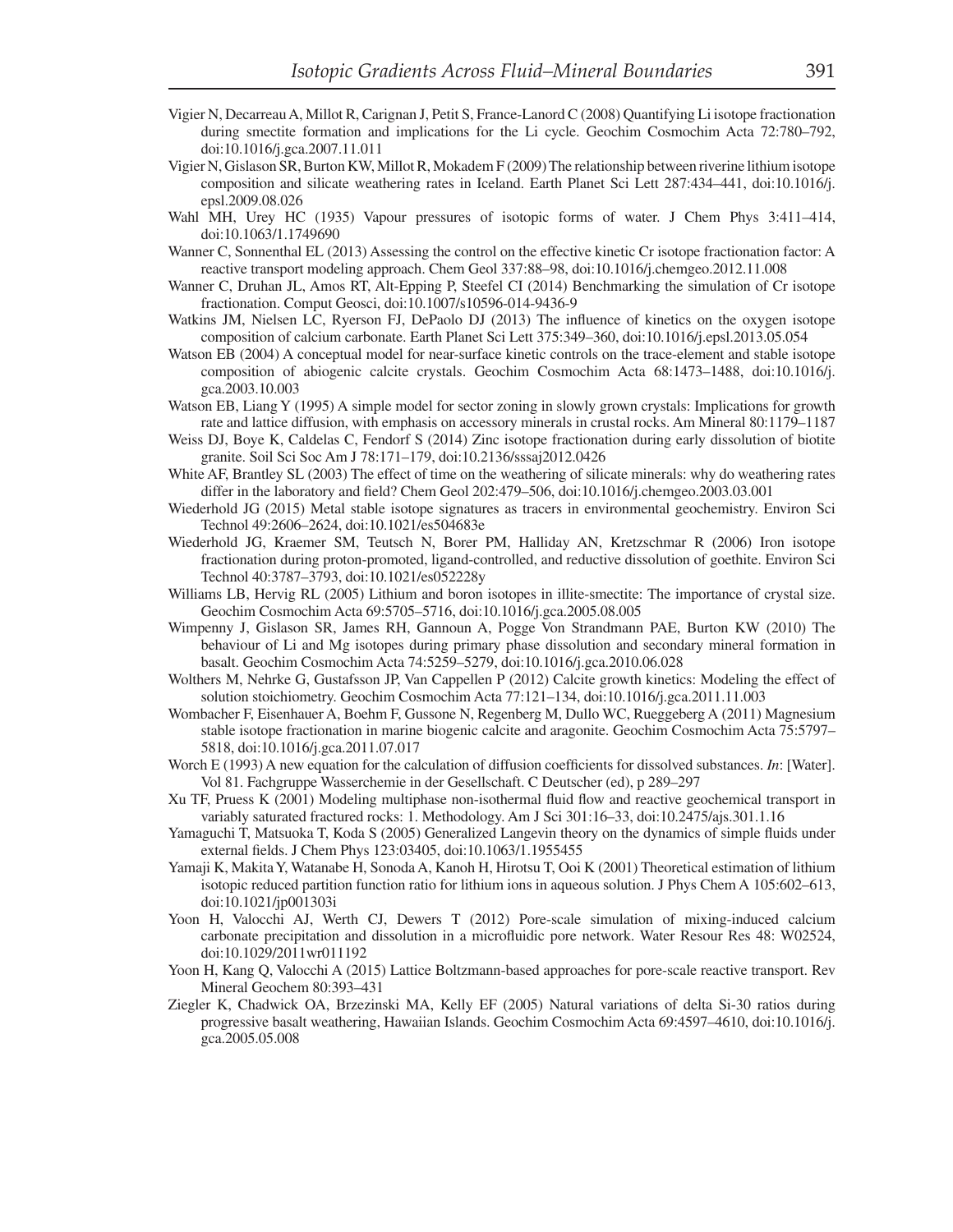Vigier N, Decarreau A, Millot R, Carignan J, Petit S, France-Lanord C (2008) Quantifying Li isotope fractionation during smectite formation and implications for the Li cycle. Geochim Cosmochim Acta 72:780–792, doi:10.1016/j.gca.2007.11.011

Vigier N, Gislason SR, Burton KW, Millot R, Mokadem F (2009) The relationship between riverine lithium isotope composition and silicate weathering rates in Iceland. Earth Planet Sci Lett 287:434–441, doi:10.1016/j.epsl.2009.08.026

Wahl MH, Urey HC (1935) Vapour pressures of isotopic forms of water. J Chem Phys 3:411–414, doi:10.1063/1.1749690

Wanner C, Sonnenthal EL (2013) Assessing the control on the effective kinetic Cr isotope fractionation factor: A reactive transport modeling approach. Chem Geol 337:88–98, doi:10.1016/j.chemgeo.2012.11.008

Wanner C, Druhan JL, Amos RT, Alt-Epping P, Steefel CI (2014) Benchmarking the simulation of Cr isotope fractionation. Comput Geosci, doi:10.1007/s10596-014-9436-9

Watkins JM, Nielsen LC, Ryerson FJ, DePaolo DJ (2013) The influence of kinetics on the oxygen isotope composition of calcium carbonate. Earth Planet Sci Lett 375:349–360, doi:10.1016/j.epsl.2013.05.054

Watson EB (2004) A conceptual model for near-surface kinetic controls on the trace-element and stable isotope composition of abiogenic calcite crystals. Geochim Cosmochim Acta 68:1473–1488, doi:10.1016/j.gca.2003.10.003

Watson EB, Liang Y (1995) A simple model for sector zoning in slowly grown crystals: Implications for growth rate and lattice diffusion, with emphasis on accessory minerals in crustal rocks. Am Mineral 80:1179–1187

Weiss DJ, Boye K, Caldelas C, Fendorf S (2014) Zinc isotope fractionation during early dissolution of biotite granite. Soil Sci Soc Am J 78:171–179, doi:10.2136/sssaj2012.0426

White AF, Brantley SL (2003) The effect of time on the weathering of silicate minerals: why do weathering rates differ in the laboratory and field? Chem Geol 202:479–506, doi:10.1016/j.chemgeo.2003.03.001

Wiederhold JG (2015) Metal stable isotope signatures as tracers in environmental geochemistry. Environ Sci Technol 49:2606–2624, doi:10.1021/es504683e

Wiederhold JG, Kraemer SM, Teutsch N, Borer PM, Halliday AN, Kretzschmar R (2006) Iron isotope fractionation during proton-promoted, ligand-controlled, and reductive dissolution of goethite. Environ Sci Technol 40:3787–3793, doi:10.1021/es052228y

Williams LB, Hervig RL (2005) Lithium and boron isotopes in illite-smectite: The importance of crystal size. Geochim Cosmochim Acta 69:5705–5716, doi:10.1016/j.gca.2005.08.005

Wimpenny J, Gislason SR, James RH, Gannoun A, Pogge Von Strandmann PAE, Burton KW (2010) The behaviour of Li and Mg isotopes during primary phase dissolution and secondary mineral formation in basalt. Geochim Cosmochim Acta 74:5259–5279, doi:10.1016/j.gca.2010.06.028

Wolthers M, Nehrke G, Gustafsson JP, Van Cappellen P (2012) Calcite growth kinetics: Modeling the effect of solution stoichiometry. Geochim Cosmochim Acta 77:121–134, doi:10.1016/j.gca.2011.11.003

Wombacher F, Eisenhauer A, Boehm F, Gussone N, Regenberg M, Dullo WC, Rueggeberg A (2011) Magnesium stable isotope fractionation in marine biogenic calcite and aragonite. Geochim Cosmochim Acta 75:5797–5818, doi:10.1016/j.gca.2011.07.017

Worch E (1993) A new equation for the calculation of diffusion coefficients for dissolved substances. *In*: [Water]. Vol 81. Fachgruppe Wasserchemie in der Gesellschaft. C Deutscher (ed), p 289–297

Xu TF, Pruess K (2001) Modeling multiphase non-isothermal fluid flow and reactive geochemical transport in variably saturated fractured rocks: 1. Methodology. Am J Sci 301:16–33, doi:10.2475/ajs.301.1.16

Yamaguchi T, Matsuoka T, Koda S (2005) Generalized Langevin theory on the dynamics of simple fluids under external fields. J Chem Phys 123:03405, doi:10.1063/1.1955455

Yamaji K, Makita Y, Watanabe H, Sonoda A, Kanoh H, Hirotsu T, Ooi K (2001) Theoretical estimation of lithium isotopic reduced partition function ratio for lithium ions in aqueous solution. J Phys Chem A 105:602–613, doi:10.1021/jp001303i

Yoon H, Valocchi AJ, Werth CJ, Dewers T (2012) Pore-scale simulation of mixing-induced calcium carbonate precipitation and dissolution in a microfluidic pore network. Water Resour Res 48: W02524, doi:10.1029/2011wr011192

Yoon H, Kang Q, Valocchi A (2015) Lattice Boltzmann-based approaches for pore-scale reactive transport. Rev Mineral Geochem 80:393–431

Ziegler K, Chadwick OA, Brzezinski MA, Kelly EF (2005) Natural variations of delta Si-30 ratios during progressive basalt weathering, Hawaiian Islands. Geochim Cosmochim Acta 69:4597–4610, doi:10.1016/j.gca.2005.05.008